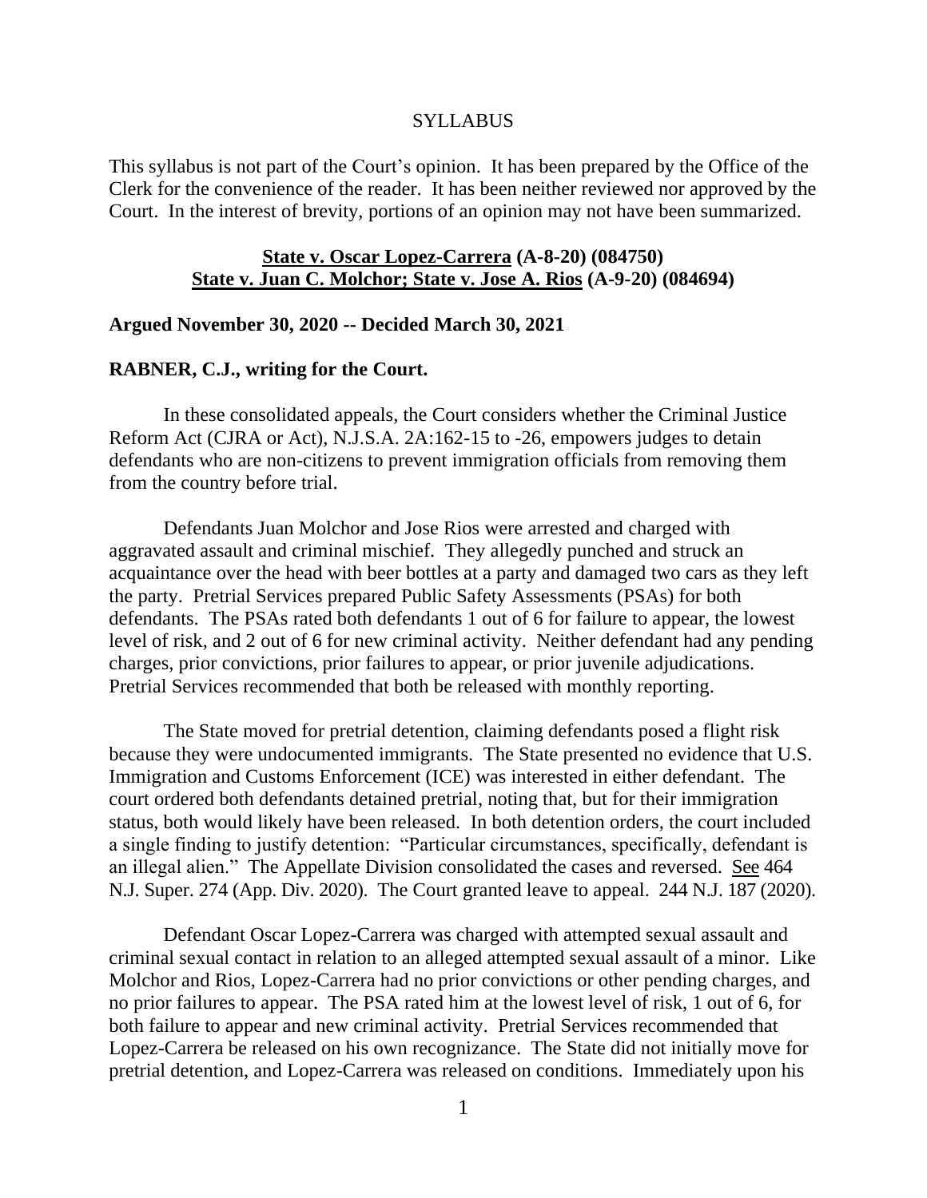# SYLLABUS

This syllabus is not part of the Court's opinion. It has been prepared by the Office of the Clerk for the convenience of the reader. It has been neither reviewed nor approved by the Court. In the interest of brevity, portions of an opinion may not have been summarized.

## State v. Oscar Lopez-Carrera (A-8-20) (084750)
## State v. Juan C. Molchor; State v. Jose A. Rios (A-9-20) (084694)

**Argued November 30, 2020 -- Decided March 30, 2021**

**RABNER, C.J., writing for the Court.**

In these consolidated appeals, the Court considers whether the Criminal Justice Reform Act (CJRA or Act), N.J.S.A. 2A:162-15 to -26, empowers judges to detain defendants who are non-citizens to prevent immigration officials from removing them from the country before trial.

Defendants Juan Molchor and Jose Rios were arrested and charged with aggravated assault and criminal mischief. They allegedly punched and struck an acquaintance over the head with beer bottles at a party and damaged two cars as they left the party. Pretrial Services prepared Public Safety Assessments (PSAs) for both defendants. The PSAs rated both defendants 1 out of 6 for failure to appear, the lowest level of risk, and 2 out of 6 for new criminal activity. Neither defendant had any pending charges, prior convictions, prior failures to appear, or prior juvenile adjudications. Pretrial Services recommended that both be released with monthly reporting.

The State moved for pretrial detention, claiming defendants posed a flight risk because they were undocumented immigrants. The State presented no evidence that U.S. Immigration and Customs Enforcement (ICE) was interested in either defendant. The court ordered both defendants detained pretrial, noting that, but for their immigration status, both would likely have been released. In both detention orders, the court included a single finding to justify detention: "Particular circumstances, specifically, defendant is an illegal alien." The Appellate Division consolidated the cases and reversed. See 464 N.J. Super. 274 (App. Div. 2020). The Court granted leave to appeal. 244 N.J. 187 (2020).

Defendant Oscar Lopez-Carrera was charged with attempted sexual assault and criminal sexual contact in relation to an alleged attempted sexual assault of a minor. Like Molchor and Rios, Lopez-Carrera had no prior convictions or other pending charges, and no prior failures to appear. The PSA rated him at the lowest level of risk, 1 out of 6, for both failure to appear and new criminal activity. Pretrial Services recommended that Lopez-Carrera be released on his own recognizance. The State did not initially move for pretrial detention, and Lopez-Carrera was released on conditions. Immediately upon his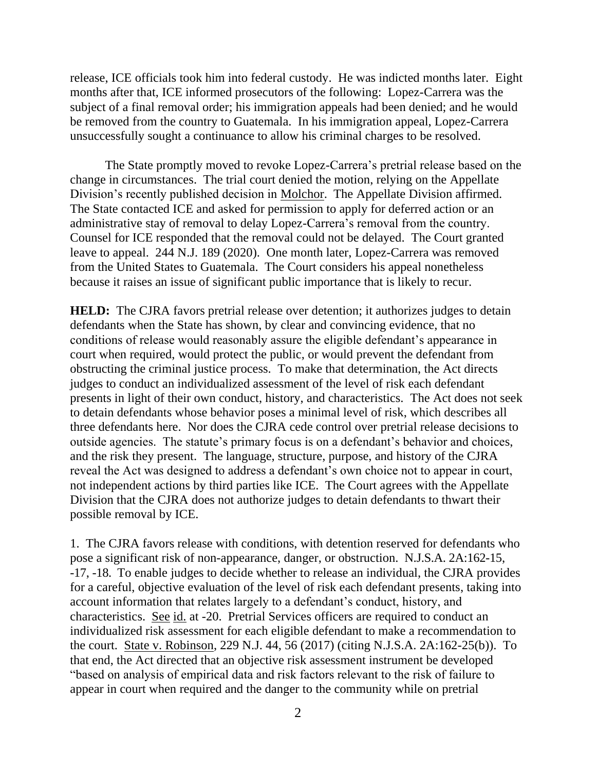release, ICE officials took him into federal custody. He was indicted months later. Eight months after that, ICE informed prosecutors of the following: Lopez-Carrera was the subject of a final removal order; his immigration appeals had been denied; and he would be removed from the country to Guatemala. In his immigration appeal, Lopez-Carrera unsuccessfully sought a continuance to allow his criminal charges to be resolved.

The State promptly moved to revoke Lopez-Carrera's pretrial release based on the change in circumstances. The trial court denied the motion, relying on the Appellate Division's recently published decision in Molchor. The Appellate Division affirmed. The State contacted ICE and asked for permission to apply for deferred action or an administrative stay of removal to delay Lopez-Carrera's removal from the country. Counsel for ICE responded that the removal could not be delayed. The Court granted leave to appeal. 244 N.J. 189 (2020). One month later, Lopez-Carrera was removed from the United States to Guatemala. The Court considers his appeal nonetheless because it raises an issue of significant public importance that is likely to recur.

**HELD:** The CJRA favors pretrial release over detention; it authorizes judges to detain defendants when the State has shown, by clear and convincing evidence, that no conditions of release would reasonably assure the eligible defendant's appearance in court when required, would protect the public, or would prevent the defendant from obstructing the criminal justice process. To make that determination, the Act directs judges to conduct an individualized assessment of the level of risk each defendant presents in light of their own conduct, history, and characteristics. The Act does not seek to detain defendants whose behavior poses a minimal level of risk, which describes all three defendants here. Nor does the CJRA cede control over pretrial release decisions to outside agencies. The statute's primary focus is on a defendant's behavior and choices, and the risk they present. The language, structure, purpose, and history of the CJRA reveal the Act was designed to address a defendant's own choice not to appear in court, not independent actions by third parties like ICE. The Court agrees with the Appellate Division that the CJRA does not authorize judges to detain defendants to thwart their possible removal by ICE.

1. The CJRA favors release with conditions, with detention reserved for defendants who pose a significant risk of non-appearance, danger, or obstruction. N.J.S.A. 2A:162-15, -17, -18. To enable judges to decide whether to release an individual, the CJRA provides for a careful, objective evaluation of the level of risk each defendant presents, taking into account information that relates largely to a defendant's conduct, history, and characteristics. See id. at -20. Pretrial Services officers are required to conduct an individualized risk assessment for each eligible defendant to make a recommendation to the court. State v. Robinson, 229 N.J. 44, 56 (2017) (citing N.J.S.A. 2A:162-25(b)). To that end, the Act directed that an objective risk assessment instrument be developed "based on analysis of empirical data and risk factors relevant to the risk of failure to appear in court when required and the danger to the community while on pretrial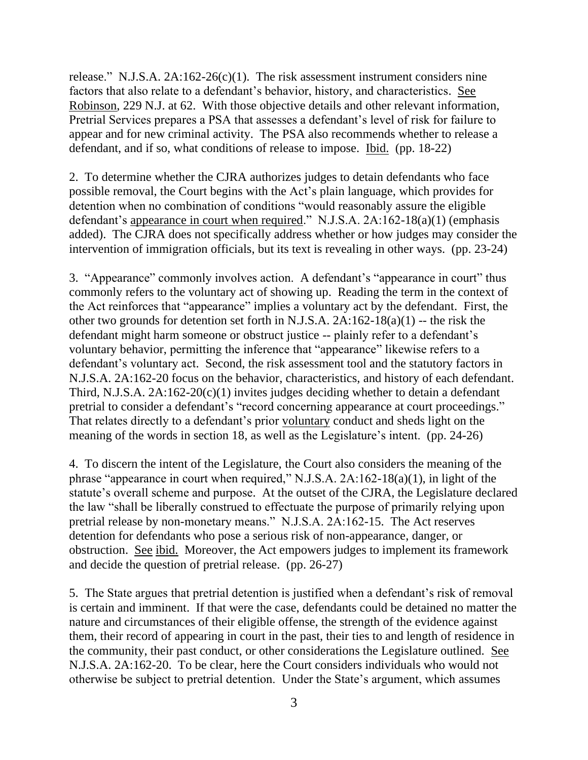release." N.J.S.A. 2A:162-26(c)(1). The risk assessment instrument considers nine factors that also relate to a defendant's behavior, history, and characteristics. See Robinson, 229 N.J. at 62. With those objective details and other relevant information, Pretrial Services prepares a PSA that assesses a defendant's level of risk for failure to appear and for new criminal activity. The PSA also recommends whether to release a defendant, and if so, what conditions of release to impose. Ibid. (pp. 18-22)

2. To determine whether the CJRA authorizes judges to detain defendants who face possible removal, the Court begins with the Act's plain language, which provides for detention when no combination of conditions "would reasonably assure the eligible defendant's appearance in court when required." N.J.S.A. 2A:162-18(a)(1) (emphasis added). The CJRA does not specifically address whether or how judges may consider the intervention of immigration officials, but its text is revealing in other ways. (pp. 23-24)

3. "Appearance" commonly involves action. A defendant's "appearance in court" thus commonly refers to the voluntary act of showing up. Reading the term in the context of the Act reinforces that "appearance" implies a voluntary act by the defendant. First, the other two grounds for detention set forth in N.J.S.A. 2A:162-18(a)(1) -- the risk the defendant might harm someone or obstruct justice -- plainly refer to a defendant's voluntary behavior, permitting the inference that "appearance" likewise refers to a defendant's voluntary act. Second, the risk assessment tool and the statutory factors in N.J.S.A. 2A:162-20 focus on the behavior, characteristics, and history of each defendant. Third, N.J.S.A. 2A:162-20(c)(1) invites judges deciding whether to detain a defendant pretrial to consider a defendant's "record concerning appearance at court proceedings." That relates directly to a defendant's prior voluntary conduct and sheds light on the meaning of the words in section 18, as well as the Legislature's intent. (pp. 24-26)

4. To discern the intent of the Legislature, the Court also considers the meaning of the phrase "appearance in court when required," N.J.S.A. 2A:162-18(a)(1), in light of the statute's overall scheme and purpose. At the outset of the CJRA, the Legislature declared the law "shall be liberally construed to effectuate the purpose of primarily relying upon pretrial release by non-monetary means." N.J.S.A. 2A:162-15. The Act reserves detention for defendants who pose a serious risk of non-appearance, danger, or obstruction. See ibid. Moreover, the Act empowers judges to implement its framework and decide the question of pretrial release. (pp. 26-27)

5. The State argues that pretrial detention is justified when a defendant's risk of removal is certain and imminent. If that were the case, defendants could be detained no matter the nature and circumstances of their eligible offense, the strength of the evidence against them, their record of appearing in court in the past, their ties to and length of residence in the community, their past conduct, or other considerations the Legislature outlined. See N.J.S.A. 2A:162-20. To be clear, here the Court considers individuals who would not otherwise be subject to pretrial detention. Under the State's argument, which assumes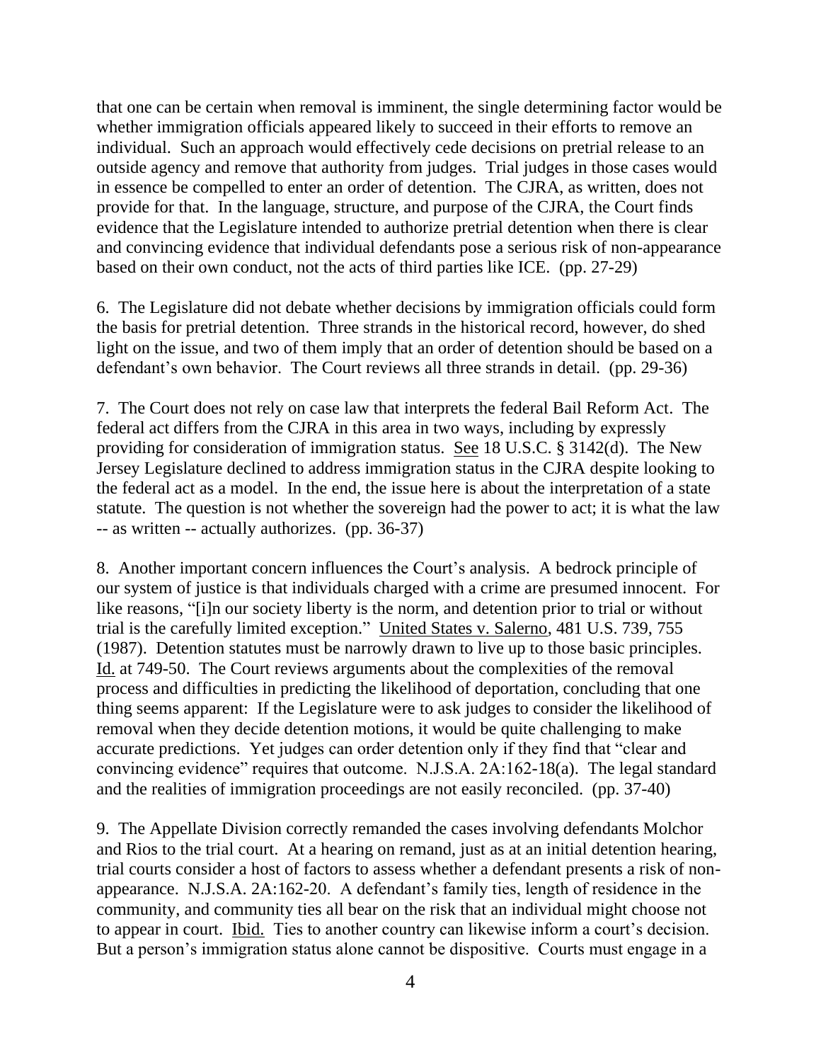that one can be certain when removal is imminent, the single determining factor would be whether immigration officials appeared likely to succeed in their efforts to remove an individual. Such an approach would effectively cede decisions on pretrial release to an outside agency and remove that authority from judges. Trial judges in those cases would in essence be compelled to enter an order of detention. The CJRA, as written, does not provide for that. In the language, structure, and purpose of the CJRA, the Court finds evidence that the Legislature intended to authorize pretrial detention when there is clear and convincing evidence that individual defendants pose a serious risk of non-appearance based on their own conduct, not the acts of third parties like ICE. (pp. 27-29)

6. The Legislature did not debate whether decisions by immigration officials could form the basis for pretrial detention. Three strands in the historical record, however, do shed light on the issue, and two of them imply that an order of detention should be based on a defendant's own behavior. The Court reviews all three strands in detail. (pp. 29-36)

7. The Court does not rely on case law that interprets the federal Bail Reform Act. The federal act differs from the CJRA in this area in two ways, including by expressly providing for consideration of immigration status. See 18 U.S.C. § 3142(d). The New Jersey Legislature declined to address immigration status in the CJRA despite looking to the federal act as a model. In the end, the issue here is about the interpretation of a state statute. The question is not whether the sovereign had the power to act; it is what the law -- as written -- actually authorizes. (pp. 36-37)

8. Another important concern influences the Court's analysis. A bedrock principle of our system of justice is that individuals charged with a crime are presumed innocent. For like reasons, "[i]n our society liberty is the norm, and detention prior to trial or without trial is the carefully limited exception." United States v. Salerno, 481 U.S. 739, 755 (1987). Detention statutes must be narrowly drawn to live up to those basic principles. Id. at 749-50. The Court reviews arguments about the complexities of the removal process and difficulties in predicting the likelihood of deportation, concluding that one thing seems apparent: If the Legislature were to ask judges to consider the likelihood of removal when they decide detention motions, it would be quite challenging to make accurate predictions. Yet judges can order detention only if they find that "clear and convincing evidence" requires that outcome. N.J.S.A. 2A:162-18(a). The legal standard and the realities of immigration proceedings are not easily reconciled. (pp. 37-40)

9. The Appellate Division correctly remanded the cases involving defendants Molchor and Rios to the trial court. At a hearing on remand, just as at an initial detention hearing, trial courts consider a host of factors to assess whether a defendant presents a risk of non-appearance. N.J.S.A. 2A:162-20. A defendant's family ties, length of residence in the community, and community ties all bear on the risk that an individual might choose not to appear in court. Ibid. Ties to another country can likewise inform a court's decision. But a person's immigration status alone cannot be dispositive. Courts must engage in a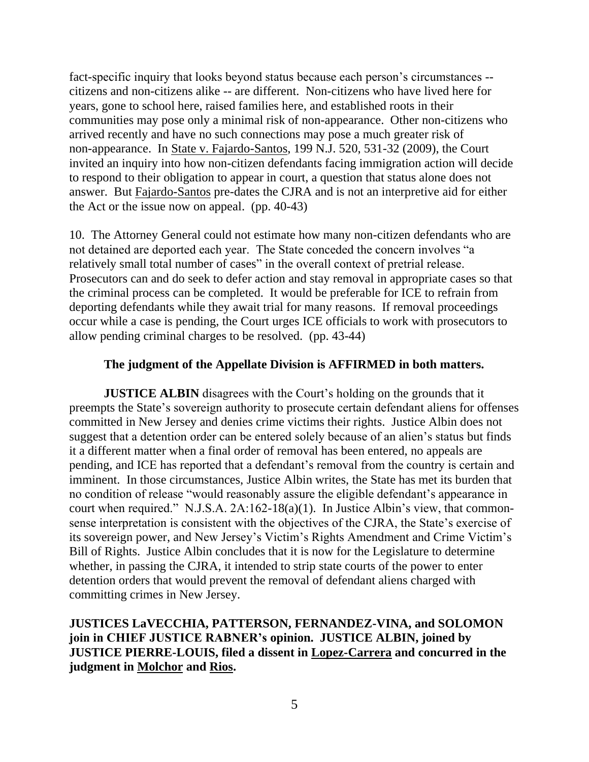fact-specific inquiry that looks beyond status because each person's circumstances -- citizens and non-citizens alike -- are different. Non-citizens who have lived here for years, gone to school here, raised families here, and established roots in their communities may pose only a minimal risk of non-appearance. Other non-citizens who arrived recently and have no such connections may pose a much greater risk of non-appearance. In State v. Fajardo-Santos, 199 N.J. 520, 531-32 (2009), the Court invited an inquiry into how non-citizen defendants facing immigration action will decide to respond to their obligation to appear in court, a question that status alone does not answer. But Fajardo-Santos pre-dates the CJRA and is not an interpretive aid for either the Act or the issue now on appeal. (pp. 40-43)

10. The Attorney General could not estimate how many non-citizen defendants who are not detained are deported each year. The State conceded the concern involves "a relatively small total number of cases" in the overall context of pretrial release. Prosecutors can and do seek to defer action and stay removal in appropriate cases so that the criminal process can be completed. It would be preferable for ICE to refrain from deporting defendants while they await trial for many reasons. If removal proceedings occur while a case is pending, the Court urges ICE officials to work with prosecutors to allow pending criminal charges to be resolved. (pp. 43-44)

**The judgment of the Appellate Division is AFFIRMED in both matters.**

**JUSTICE ALBIN** disagrees with the Court's holding on the grounds that it preempts the State's sovereign authority to prosecute certain defendant aliens for offenses committed in New Jersey and denies crime victims their rights. Justice Albin does not suggest that a detention order can be entered solely because of an alien's status but finds it a different matter when a final order of removal has been entered, no appeals are pending, and ICE has reported that a defendant's removal from the country is certain and imminent. In those circumstances, Justice Albin writes, the State has met its burden that no condition of release "would reasonably assure the eligible defendant's appearance in court when required." N.J.S.A. 2A:162-18(a)(1). In Justice Albin's view, that common-sense interpretation is consistent with the objectives of the CJRA, the State's exercise of its sovereign power, and New Jersey's Victim's Rights Amendment and Crime Victim's Bill of Rights. Justice Albin concludes that it is now for the Legislature to determine whether, in passing the CJRA, it intended to strip state courts of the power to enter detention orders that would prevent the removal of defendant aliens charged with committing crimes in New Jersey.

**JUSTICES LaVECCHIA, PATTERSON, FERNANDEZ-VINA, and SOLOMON join in CHIEF JUSTICE RABNER's opinion. JUSTICE ALBIN, joined by JUSTICE PIERRE-LOUIS, filed a dissent in Lopez-Carrera and concurred in the judgment in Molchor and Rios.**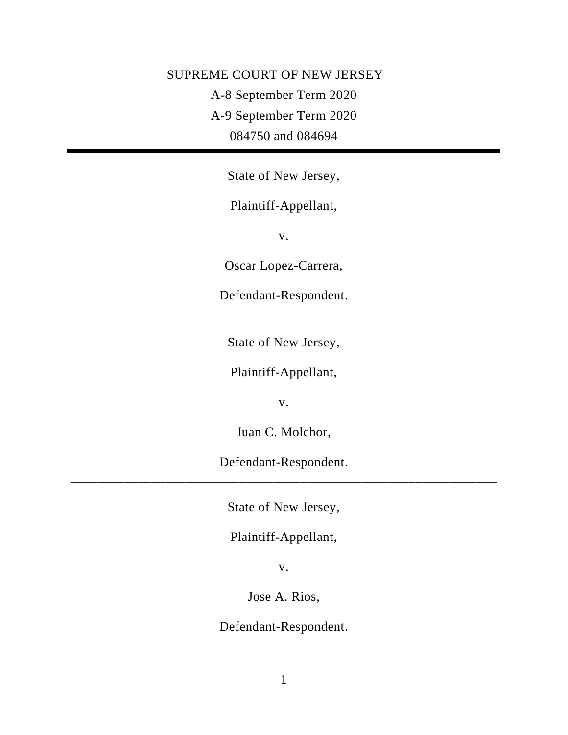SUPREME COURT OF NEW JERSEY

A-8 September Term 2020

A-9 September Term 2020

084750 and 084694

---

State of New Jersey,

Plaintiff-Appellant,

v.

Oscar Lopez-Carrera,

Defendant-Respondent.

---

State of New Jersey,

Plaintiff-Appellant,

v.

Juan C. Molchor,

Defendant-Respondent.

---

State of New Jersey,

Plaintiff-Appellant,

v.

Jose A. Rios,

Defendant-Respondent.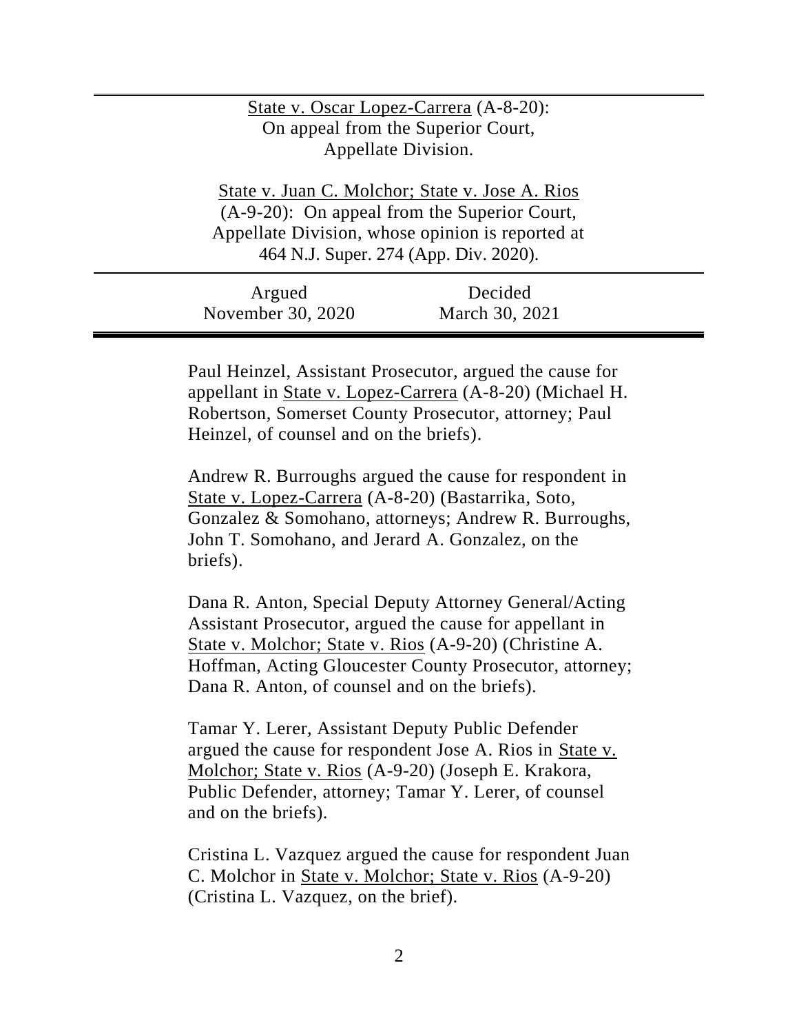State v. Oscar Lopez-Carrera (A-8-20): On appeal from the Superior Court, Appellate Division.

State v. Juan C. Molchor; State v. Jose A. Rios (A-9-20): On appeal from the Superior Court, Appellate Division, whose opinion is reported at 464 N.J. Super. 274 (App. Div. 2020).

| Argued | Decided |
|---|---|
| November 30, 2020 | March 30, 2021 |

Paul Heinzel, Assistant Prosecutor, argued the cause for appellant in State v. Lopez-Carrera (A-8-20) (Michael H. Robertson, Somerset County Prosecutor, attorney; Paul Heinzel, of counsel and on the briefs).

Andrew R. Burroughs argued the cause for respondent in State v. Lopez-Carrera (A-8-20) (Bastarrika, Soto, Gonzalez & Somohano, attorneys; Andrew R. Burroughs, John T. Somohano, and Jerard A. Gonzalez, on the briefs).

Dana R. Anton, Special Deputy Attorney General/Acting Assistant Prosecutor, argued the cause for appellant in State v. Molchor; State v. Rios (A-9-20) (Christine A. Hoffman, Acting Gloucester County Prosecutor, attorney; Dana R. Anton, of counsel and on the briefs).

Tamar Y. Lerer, Assistant Deputy Public Defender argued the cause for respondent Jose A. Rios in State v. Molchor; State v. Rios (A-9-20) (Joseph E. Krakora, Public Defender, attorney; Tamar Y. Lerer, of counsel and on the briefs).

Cristina L. Vazquez argued the cause for respondent Juan C. Molchor in State v. Molchor; State v. Rios (A-9-20) (Cristina L. Vazquez, on the brief).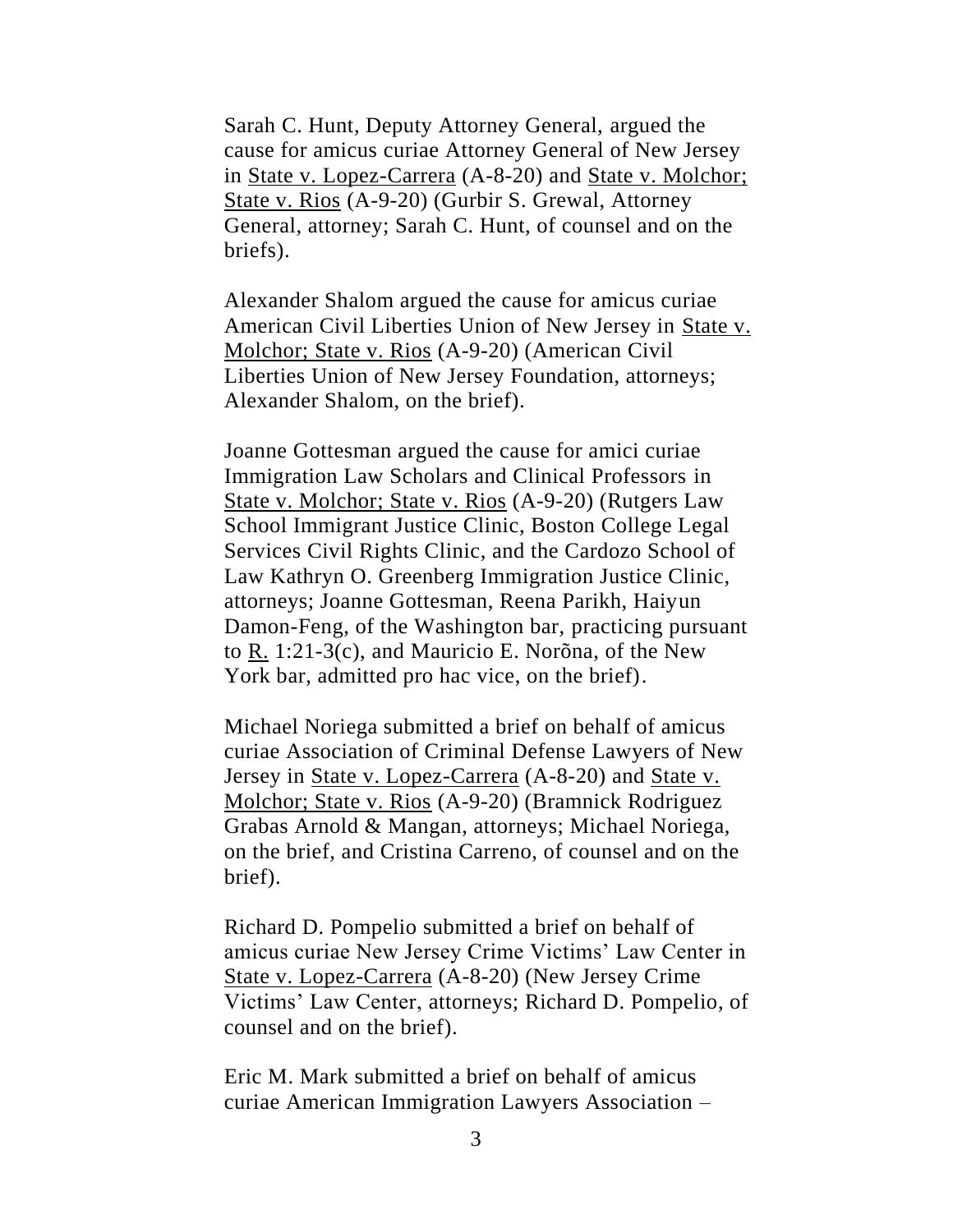Sarah C. Hunt, Deputy Attorney General, argued the cause for amicus curiae Attorney General of New Jersey in State v. Lopez-Carrera (A-8-20) and State v. Molchor; State v. Rios (A-9-20) (Gurbir S. Grewal, Attorney General, attorney; Sarah C. Hunt, of counsel and on the briefs).

Alexander Shalom argued the cause for amicus curiae American Civil Liberties Union of New Jersey in State v. Molchor; State v. Rios (A-9-20) (American Civil Liberties Union of New Jersey Foundation, attorneys; Alexander Shalom, on the brief).

Joanne Gottesman argued the cause for amici curiae Immigration Law Scholars and Clinical Professors in State v. Molchor; State v. Rios (A-9-20) (Rutgers Law School Immigrant Justice Clinic, Boston College Legal Services Civil Rights Clinic, and the Cardozo School of Law Kathryn O. Greenberg Immigration Justice Clinic, attorneys; Joanne Gottesman, Reena Parikh, Haiyun Damon-Feng, of the Washington bar, practicing pursuant to R. 1:21-3(c), and Mauricio E. Norõna, of the New York bar, admitted pro hac vice, on the brief).

Michael Noriega submitted a brief on behalf of amicus curiae Association of Criminal Defense Lawyers of New Jersey in State v. Lopez-Carrera (A-8-20) and State v. Molchor; State v. Rios (A-9-20) (Bramnick Rodriguez Grabas Arnold & Mangan, attorneys; Michael Noriega, on the brief, and Cristina Carreno, of counsel and on the brief).

Richard D. Pompelio submitted a brief on behalf of amicus curiae New Jersey Crime Victims' Law Center in State v. Lopez-Carrera (A-8-20) (New Jersey Crime Victims' Law Center, attorneys; Richard D. Pompelio, of counsel and on the brief).

Eric M. Mark submitted a brief on behalf of amicus curiae American Immigration Lawyers Association –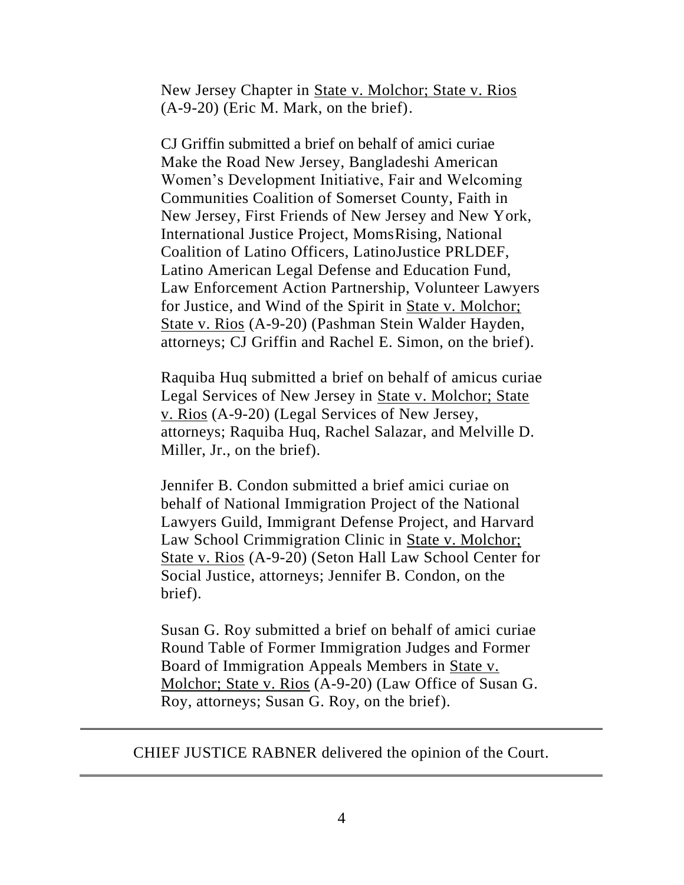New Jersey Chapter in State v. Molchor; State v. Rios (A-9-20) (Eric M. Mark, on the brief).

CJ Griffin submitted a brief on behalf of amici curiae Make the Road New Jersey, Bangladeshi American Women's Development Initiative, Fair and Welcoming Communities Coalition of Somerset County, Faith in New Jersey, First Friends of New Jersey and New York, International Justice Project, MomsRising, National Coalition of Latino Officers, LatinoJustice PRLDEF, Latino American Legal Defense and Education Fund, Law Enforcement Action Partnership, Volunteer Lawyers for Justice, and Wind of the Spirit in State v. Molchor; State v. Rios (A-9-20) (Pashman Stein Walder Hayden, attorneys; CJ Griffin and Rachel E. Simon, on the brief).

Raquiba Huq submitted a brief on behalf of amicus curiae Legal Services of New Jersey in State v. Molchor; State v. Rios (A-9-20) (Legal Services of New Jersey, attorneys; Raquiba Huq, Rachel Salazar, and Melville D. Miller, Jr., on the brief).

Jennifer B. Condon submitted a brief amici curiae on behalf of National Immigration Project of the National Lawyers Guild, Immigrant Defense Project, and Harvard Law School Crimmigration Clinic in State v. Molchor; State v. Rios (A-9-20) (Seton Hall Law School Center for Social Justice, attorneys; Jennifer B. Condon, on the brief).

Susan G. Roy submitted a brief on behalf of amici curiae Round Table of Former Immigration Judges and Former Board of Immigration Appeals Members in State v. Molchor; State v. Rios (A-9-20) (Law Office of Susan G. Roy, attorneys; Susan G. Roy, on the brief).

---

CHIEF JUSTICE RABNER delivered the opinion of the Court.

---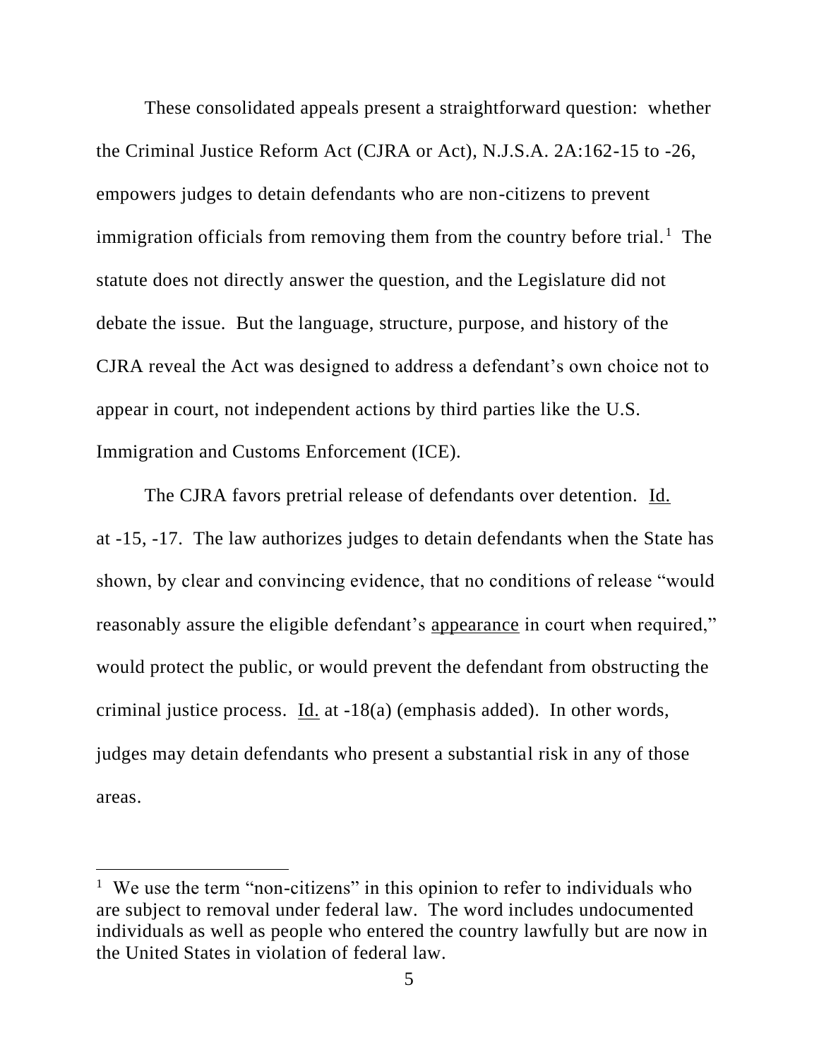These consolidated appeals present a straightforward question: whether the Criminal Justice Reform Act (CJRA or Act), N.J.S.A. 2A:162-15 to -26, empowers judges to detain defendants who are non-citizens to prevent immigration officials from removing them from the country before trial.[1] The statute does not directly answer the question, and the Legislature did not debate the issue. But the language, structure, purpose, and history of the CJRA reveal the Act was designed to address a defendant's own choice not to appear in court, not independent actions by third parties like the U.S. Immigration and Customs Enforcement (ICE).

The CJRA favors pretrial release of defendants over detention. Id. at -15, -17. The law authorizes judges to detain defendants when the State has shown, by clear and convincing evidence, that no conditions of release "would reasonably assure the eligible defendant's appearance in court when required," would protect the public, or would prevent the defendant from obstructing the criminal justice process. Id. at -18(a) (emphasis added). In other words, judges may detain defendants who present a substantial risk in any of those areas.

[1] We use the term "non-citizens" in this opinion to refer to individuals who are subject to removal under federal law. The word includes undocumented individuals as well as people who entered the country lawfully but are now in the United States in violation of federal law.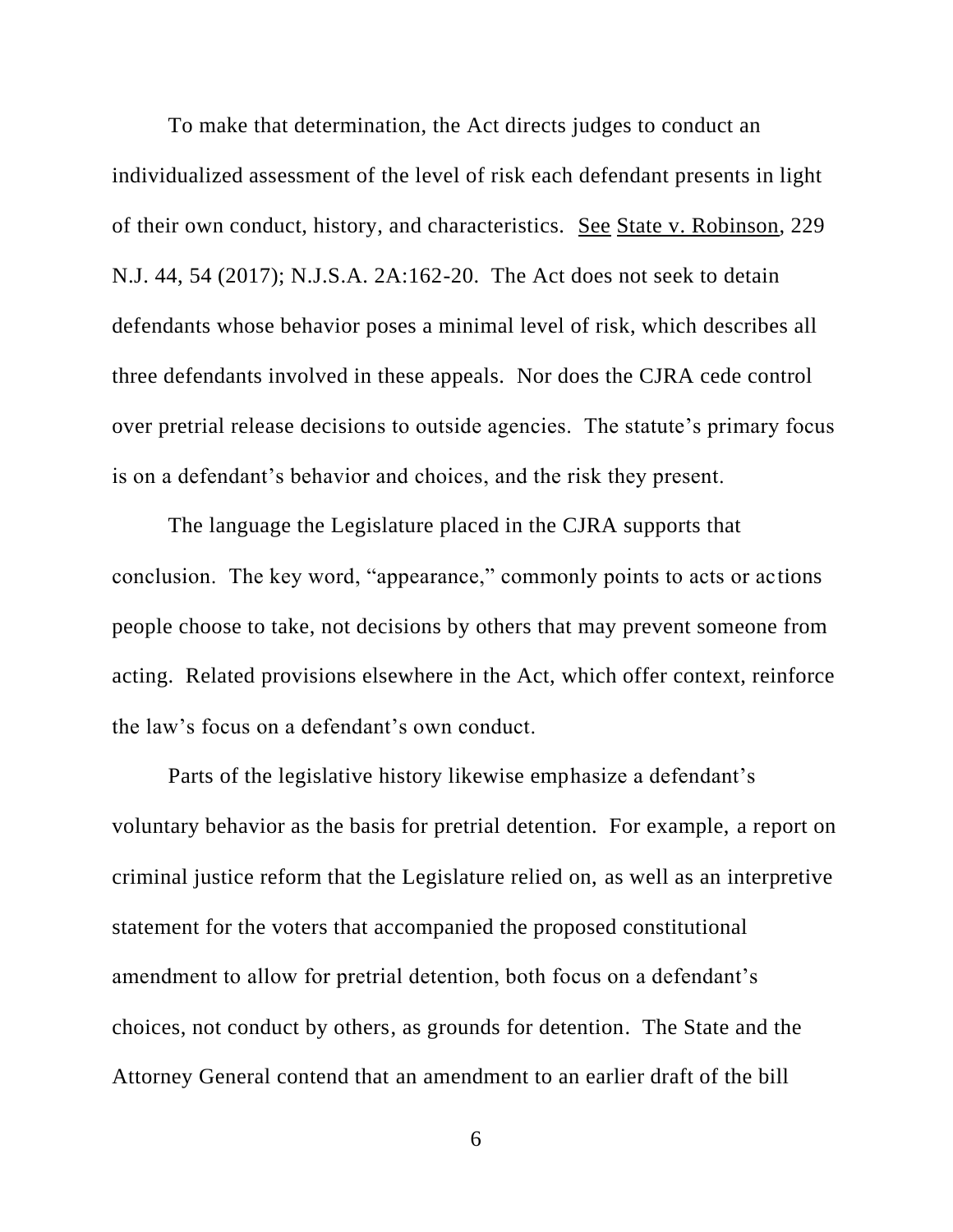To make that determination, the Act directs judges to conduct an individualized assessment of the level of risk each defendant presents in light of their own conduct, history, and characteristics. See State v. Robinson, 229 N.J. 44, 54 (2017); N.J.S.A. 2A:162-20. The Act does not seek to detain defendants whose behavior poses a minimal level of risk, which describes all three defendants involved in these appeals. Nor does the CJRA cede control over pretrial release decisions to outside agencies. The statute's primary focus is on a defendant's behavior and choices, and the risk they present.

The language the Legislature placed in the CJRA supports that conclusion. The key word, "appearance," commonly points to acts or actions people choose to take, not decisions by others that may prevent someone from acting. Related provisions elsewhere in the Act, which offer context, reinforce the law's focus on a defendant's own conduct.

Parts of the legislative history likewise emphasize a defendant's voluntary behavior as the basis for pretrial detention. For example, a report on criminal justice reform that the Legislature relied on, as well as an interpretive statement for the voters that accompanied the proposed constitutional amendment to allow for pretrial detention, both focus on a defendant's choices, not conduct by others, as grounds for detention. The State and the Attorney General contend that an amendment to an earlier draft of the bill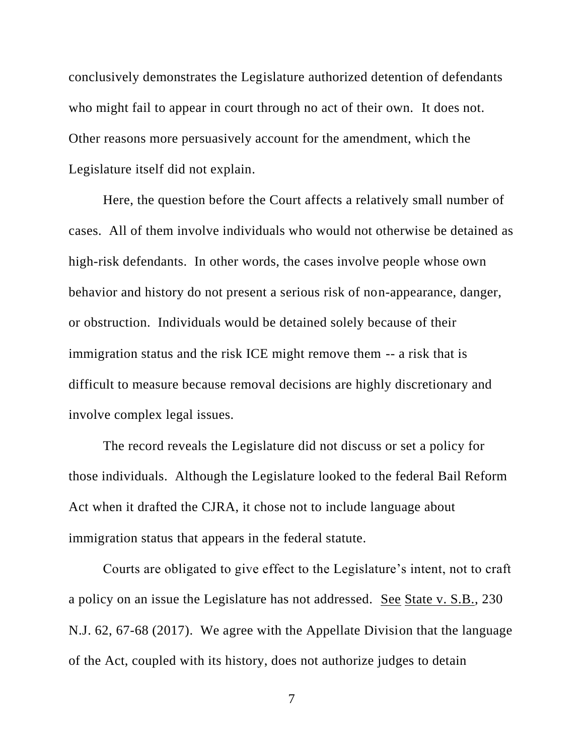conclusively demonstrates the Legislature authorized detention of defendants who might fail to appear in court through no act of their own. It does not. Other reasons more persuasively account for the amendment, which the Legislature itself did not explain.

Here, the question before the Court affects a relatively small number of cases. All of them involve individuals who would not otherwise be detained as high-risk defendants. In other words, the cases involve people whose own behavior and history do not present a serious risk of non-appearance, danger, or obstruction. Individuals would be detained solely because of their immigration status and the risk ICE might remove them -- a risk that is difficult to measure because removal decisions are highly discretionary and involve complex legal issues.

The record reveals the Legislature did not discuss or set a policy for those individuals. Although the Legislature looked to the federal Bail Reform Act when it drafted the CJRA, it chose not to include language about immigration status that appears in the federal statute.

Courts are obligated to give effect to the Legislature's intent, not to craft a policy on an issue the Legislature has not addressed. See State v. S.B., 230 N.J. 62, 67-68 (2017). We agree with the Appellate Division that the language of the Act, coupled with its history, does not authorize judges to detain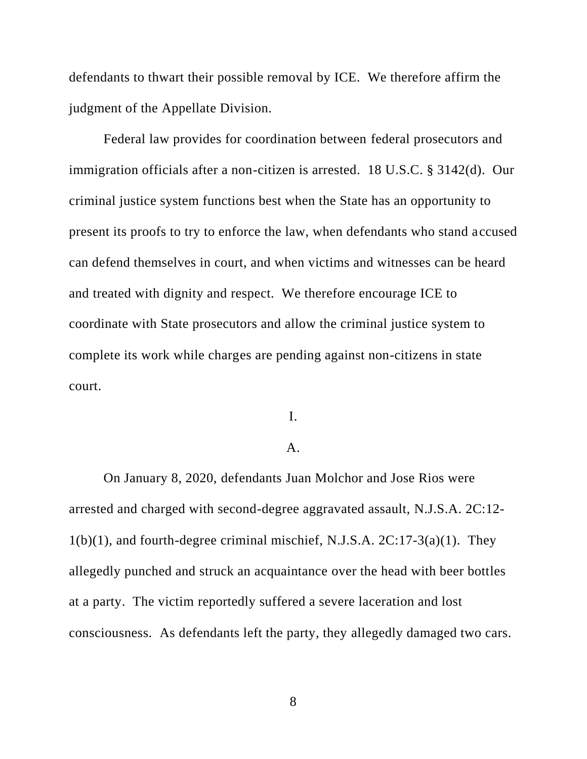defendants to thwart their possible removal by ICE. We therefore affirm the judgment of the Appellate Division.

Federal law provides for coordination between federal prosecutors and immigration officials after a non-citizen is arrested. 18 U.S.C. § 3142(d). Our criminal justice system functions best when the State has an opportunity to present its proofs to try to enforce the law, when defendants who stand accused can defend themselves in court, and when victims and witnesses can be heard and treated with dignity and respect. We therefore encourage ICE to coordinate with State prosecutors and allow the criminal justice system to complete its work while charges are pending against non-citizens in state court.

# I.

## A.

On January 8, 2020, defendants Juan Molchor and Jose Rios were arrested and charged with second-degree aggravated assault, N.J.S.A. 2C:12-1(b)(1), and fourth-degree criminal mischief, N.J.S.A. 2C:17-3(a)(1). They allegedly punched and struck an acquaintance over the head with beer bottles at a party. The victim reportedly suffered a severe laceration and lost consciousness. As defendants left the party, they allegedly damaged two cars.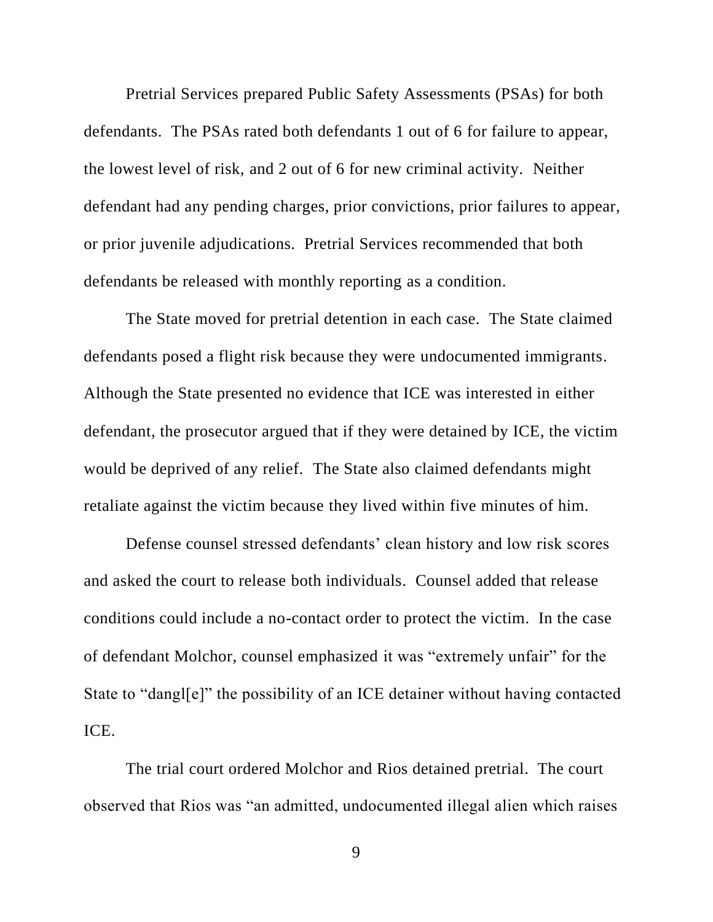Pretrial Services prepared Public Safety Assessments (PSAs) for both defendants. The PSAs rated both defendants 1 out of 6 for failure to appear, the lowest level of risk, and 2 out of 6 for new criminal activity. Neither defendant had any pending charges, prior convictions, prior failures to appear, or prior juvenile adjudications. Pretrial Services recommended that both defendants be released with monthly reporting as a condition.

The State moved for pretrial detention in each case. The State claimed defendants posed a flight risk because they were undocumented immigrants. Although the State presented no evidence that ICE was interested in either defendant, the prosecutor argued that if they were detained by ICE, the victim would be deprived of any relief. The State also claimed defendants might retaliate against the victim because they lived within five minutes of him.

Defense counsel stressed defendants' clean history and low risk scores and asked the court to release both individuals. Counsel added that release conditions could include a no-contact order to protect the victim. In the case of defendant Molchor, counsel emphasized it was "extremely unfair" for the State to "dangl[e]" the possibility of an ICE detainer without having contacted ICE.

The trial court ordered Molchor and Rios detained pretrial. The court observed that Rios was "an admitted, undocumented illegal alien which raises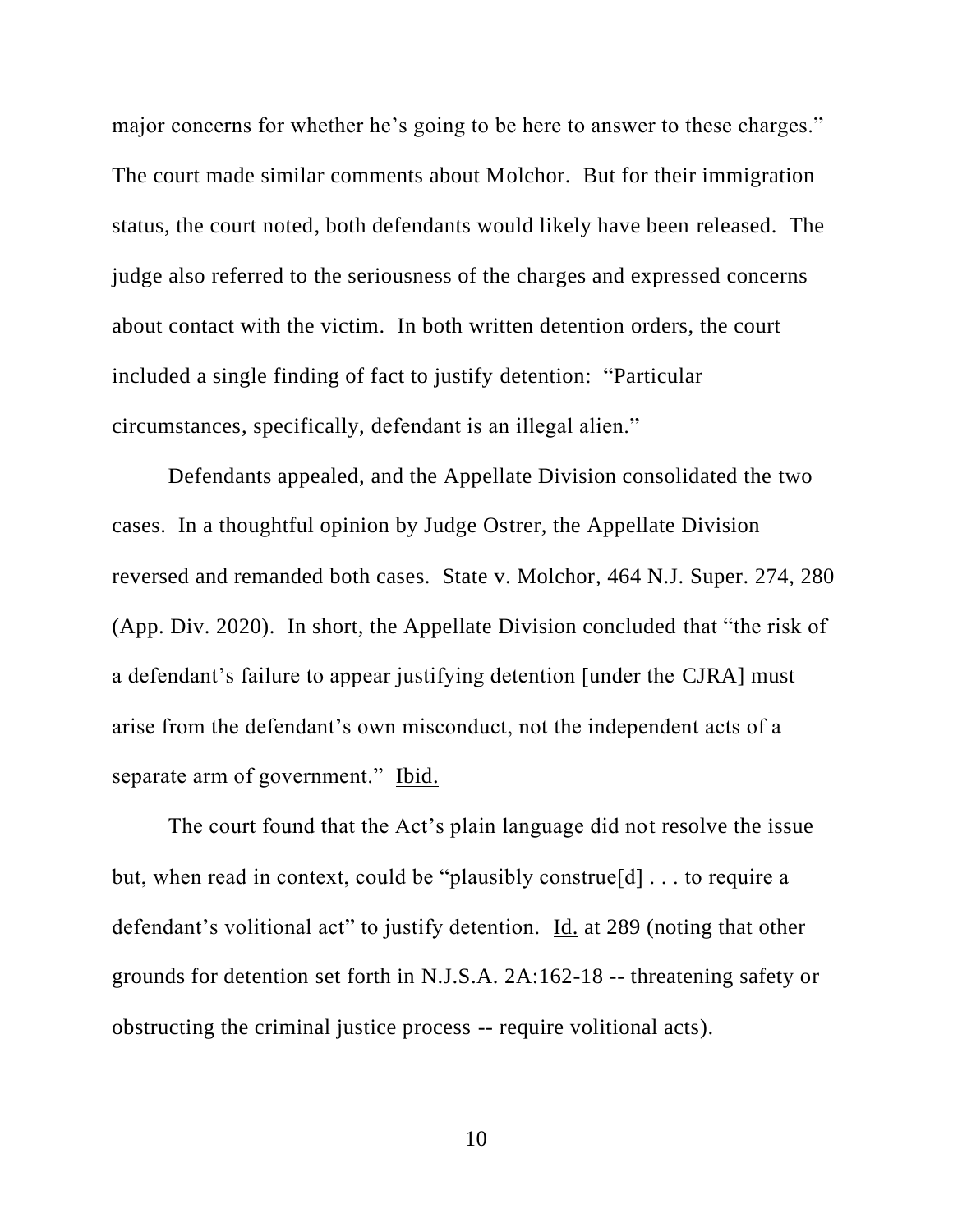major concerns for whether he's going to be here to answer to these charges." The court made similar comments about Molchor. But for their immigration status, the court noted, both defendants would likely have been released. The judge also referred to the seriousness of the charges and expressed concerns about contact with the victim. In both written detention orders, the court included a single finding of fact to justify detention: "Particular circumstances, specifically, defendant is an illegal alien."

Defendants appealed, and the Appellate Division consolidated the two cases. In a thoughtful opinion by Judge Ostrer, the Appellate Division reversed and remanded both cases. State v. Molchor, 464 N.J. Super. 274, 280 (App. Div. 2020). In short, the Appellate Division concluded that "the risk of a defendant's failure to appear justifying detention [under the CJRA] must arise from the defendant's own misconduct, not the independent acts of a separate arm of government." Ibid.

The court found that the Act's plain language did not resolve the issue but, when read in context, could be "plausibly construe[d] . . . to require a defendant's volitional act" to justify detention. Id. at 289 (noting that other grounds for detention set forth in N.J.S.A. 2A:162-18 -- threatening safety or obstructing the criminal justice process -- require volitional acts).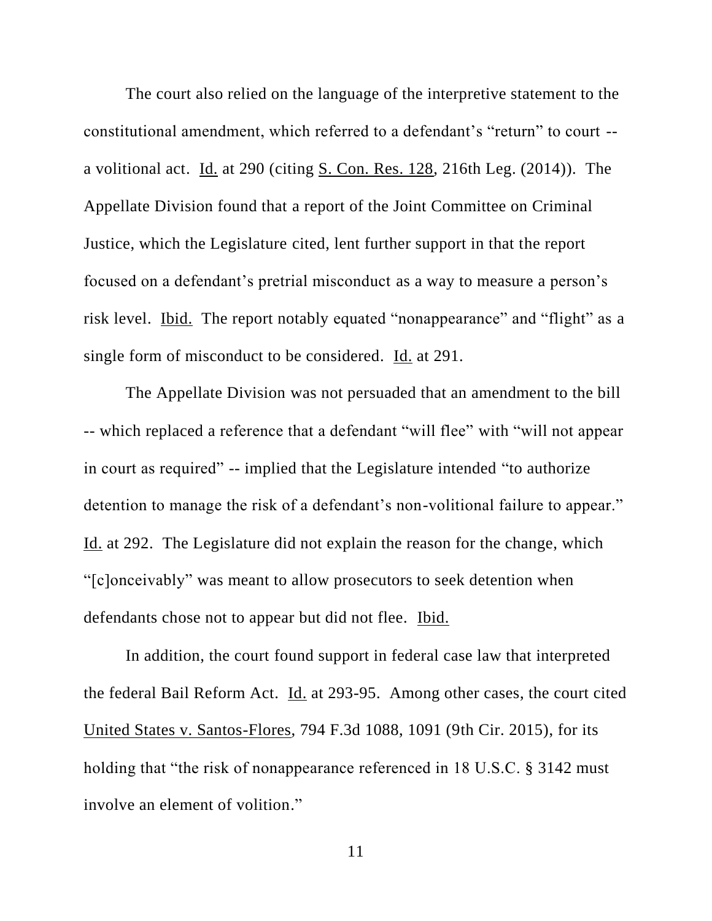The court also relied on the language of the interpretive statement to the constitutional amendment, which referred to a defendant's "return" to court -- a volitional act. Id. at 290 (citing S. Con. Res. 128, 216th Leg. (2014)). The Appellate Division found that a report of the Joint Committee on Criminal Justice, which the Legislature cited, lent further support in that the report focused on a defendant's pretrial misconduct as a way to measure a person's risk level. Ibid. The report notably equated "nonappearance" and "flight" as a single form of misconduct to be considered. Id. at 291.

The Appellate Division was not persuaded that an amendment to the bill -- which replaced a reference that a defendant "will flee" with "will not appear in court as required" -- implied that the Legislature intended "to authorize detention to manage the risk of a defendant's non-volitional failure to appear." Id. at 292. The Legislature did not explain the reason for the change, which "[c]onceivably" was meant to allow prosecutors to seek detention when defendants chose not to appear but did not flee. Ibid.

In addition, the court found support in federal case law that interpreted the federal Bail Reform Act. Id. at 293-95. Among other cases, the court cited United States v. Santos-Flores, 794 F.3d 1088, 1091 (9th Cir. 2015), for its holding that "the risk of nonappearance referenced in 18 U.S.C. § 3142 must involve an element of volition."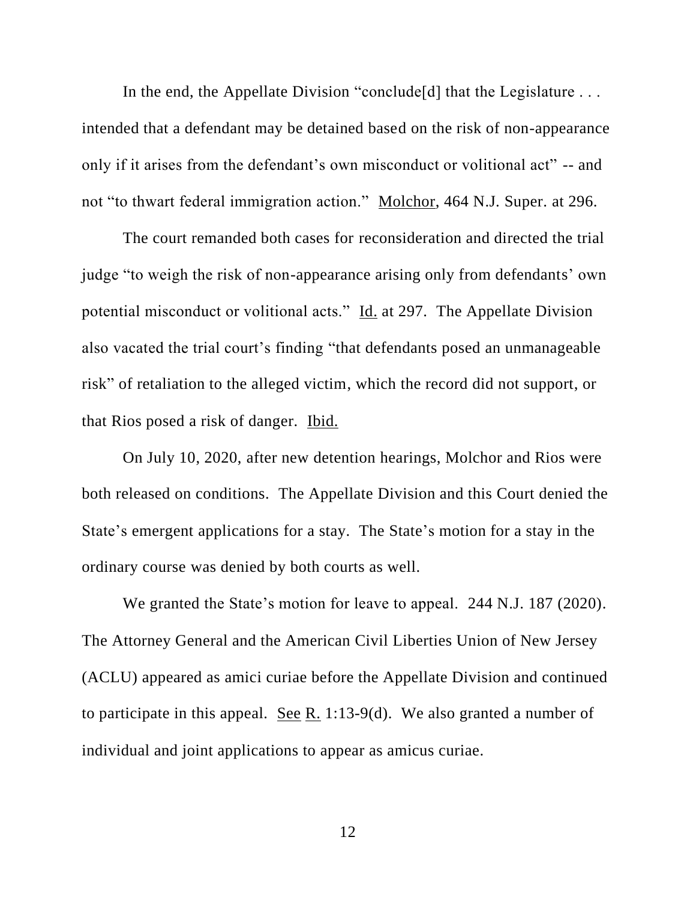In the end, the Appellate Division "conclude[d] that the Legislature . . . intended that a defendant may be detained based on the risk of non-appearance only if it arises from the defendant's own misconduct or volitional act" -- and not "to thwart federal immigration action." Molchor, 464 N.J. Super. at 296.

The court remanded both cases for reconsideration and directed the trial judge "to weigh the risk of non-appearance arising only from defendants' own potential misconduct or volitional acts." Id. at 297. The Appellate Division also vacated the trial court's finding "that defendants posed an unmanageable risk" of retaliation to the alleged victim, which the record did not support, or that Rios posed a risk of danger. Ibid.

On July 10, 2020, after new detention hearings, Molchor and Rios were both released on conditions. The Appellate Division and this Court denied the State's emergent applications for a stay. The State's motion for a stay in the ordinary course was denied by both courts as well.

We granted the State's motion for leave to appeal. 244 N.J. 187 (2020). The Attorney General and the American Civil Liberties Union of New Jersey (ACLU) appeared as amici curiae before the Appellate Division and continued to participate in this appeal. See R. 1:13-9(d). We also granted a number of individual and joint applications to appear as amicus curiae.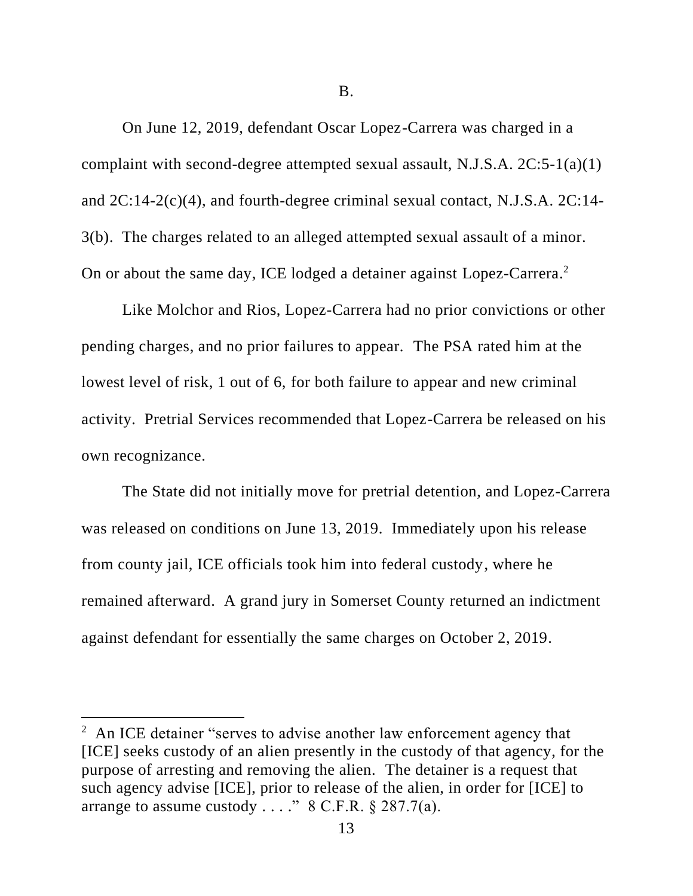B.

On June 12, 2019, defendant Oscar Lopez-Carrera was charged in a complaint with second-degree attempted sexual assault, N.J.S.A. 2C:5-1(a)(1) and 2C:14-2(c)(4), and fourth-degree criminal sexual contact, N.J.S.A. 2C:14-3(b). The charges related to an alleged attempted sexual assault of a minor. On or about the same day, ICE lodged a detainer against Lopez-Carrera.[2]

Like Molchor and Rios, Lopez-Carrera had no prior convictions or other pending charges, and no prior failures to appear. The PSA rated him at the lowest level of risk, 1 out of 6, for both failure to appear and new criminal activity. Pretrial Services recommended that Lopez-Carrera be released on his own recognizance.

The State did not initially move for pretrial detention, and Lopez-Carrera was released on conditions on June 13, 2019. Immediately upon his release from county jail, ICE officials took him into federal custody, where he remained afterward. A grand jury in Somerset County returned an indictment against defendant for essentially the same charges on October 2, 2019.

---

[2] An ICE detainer "serves to advise another law enforcement agency that [ICE] seeks custody of an alien presently in the custody of that agency, for the purpose of arresting and removing the alien. The detainer is a request that such agency advise [ICE], prior to release of the alien, in order for [ICE] to arrange to assume custody . . . ." 8 C.F.R. § 287.7(a).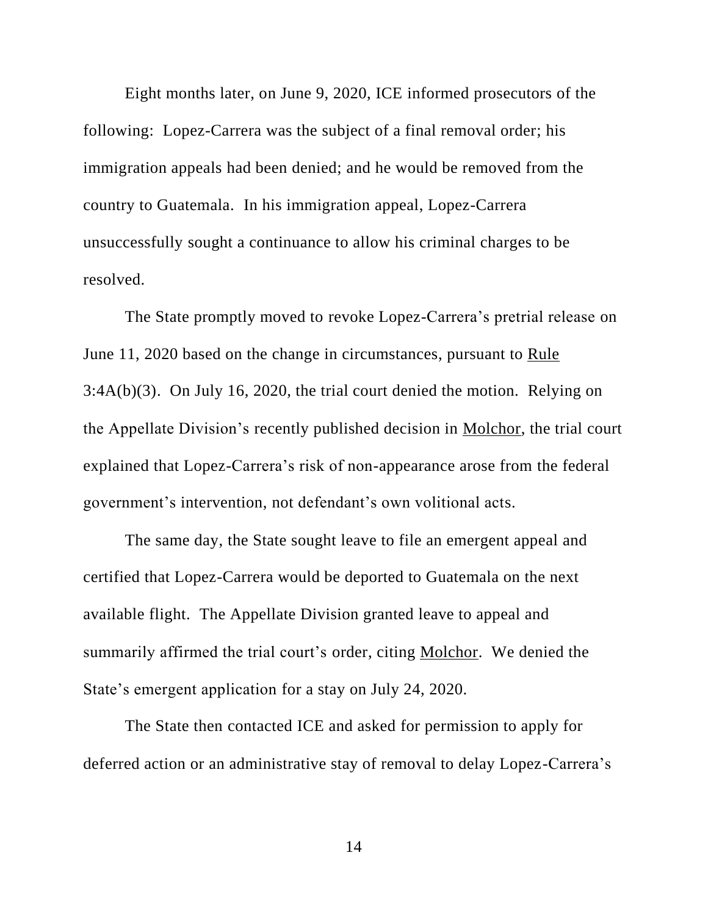Eight months later, on June 9, 2020, ICE informed prosecutors of the following: Lopez-Carrera was the subject of a final removal order; his immigration appeals had been denied; and he would be removed from the country to Guatemala. In his immigration appeal, Lopez-Carrera unsuccessfully sought a continuance to allow his criminal charges to be resolved.

The State promptly moved to revoke Lopez-Carrera's pretrial release on June 11, 2020 based on the change in circumstances, pursuant to Rule 3:4A(b)(3). On July 16, 2020, the trial court denied the motion. Relying on the Appellate Division's recently published decision in Molchor, the trial court explained that Lopez-Carrera's risk of non-appearance arose from the federal government's intervention, not defendant's own volitional acts.

The same day, the State sought leave to file an emergent appeal and certified that Lopez-Carrera would be deported to Guatemala on the next available flight. The Appellate Division granted leave to appeal and summarily affirmed the trial court's order, citing Molchor. We denied the State's emergent application for a stay on July 24, 2020.

The State then contacted ICE and asked for permission to apply for deferred action or an administrative stay of removal to delay Lopez-Carrera's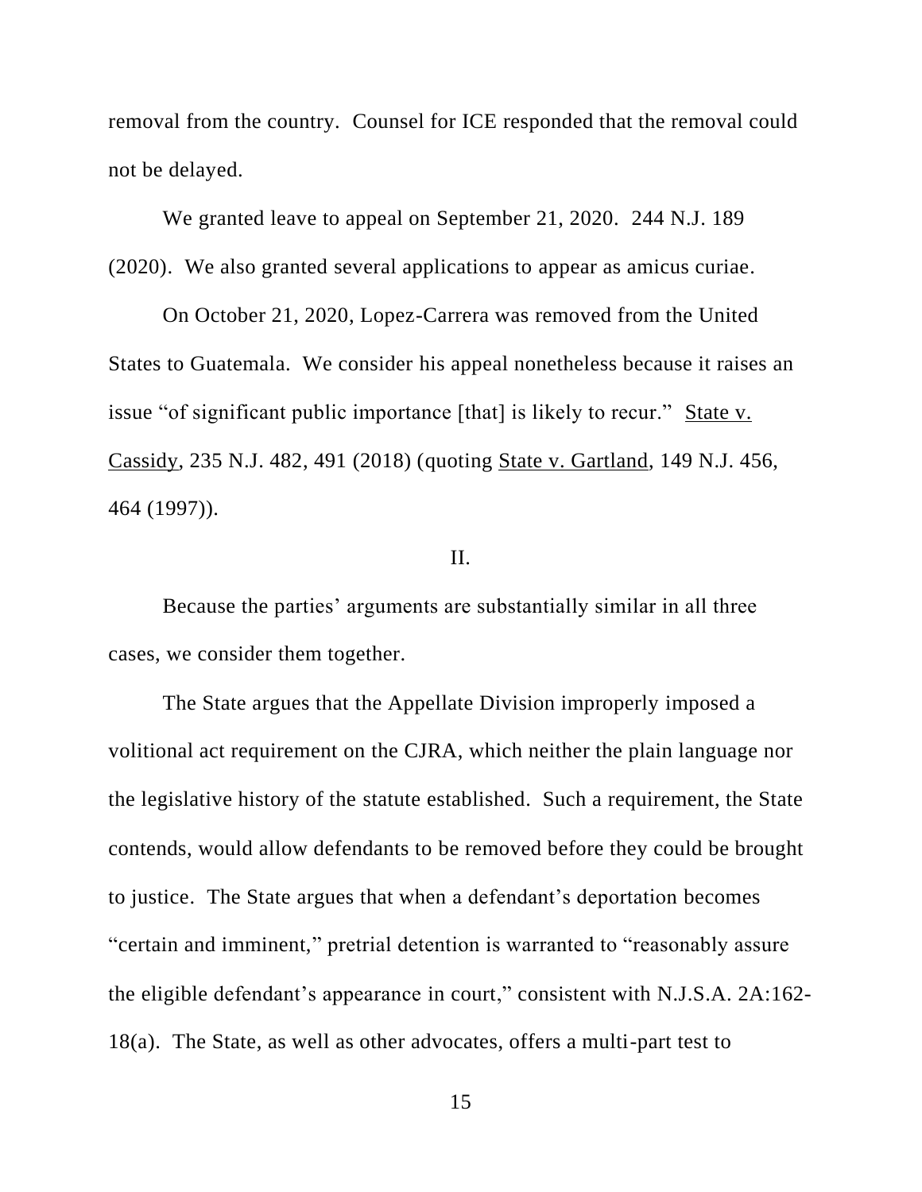removal from the country. Counsel for ICE responded that the removal could not be delayed.

We granted leave to appeal on September 21, 2020. 244 N.J. 189 (2020). We also granted several applications to appear as amicus curiae.

On October 21, 2020, Lopez-Carrera was removed from the United States to Guatemala. We consider his appeal nonetheless because it raises an issue "of significant public importance [that] is likely to recur." State v. Cassidy, 235 N.J. 482, 491 (2018) (quoting State v. Gartland, 149 N.J. 456, 464 (1997)).

## II.

Because the parties' arguments are substantially similar in all three cases, we consider them together.

The State argues that the Appellate Division improperly imposed a volitional act requirement on the CJRA, which neither the plain language nor the legislative history of the statute established. Such a requirement, the State contends, would allow defendants to be removed before they could be brought to justice. The State argues that when a defendant's deportation becomes "certain and imminent," pretrial detention is warranted to "reasonably assure the eligible defendant's appearance in court," consistent with N.J.S.A. 2A:162-18(a). The State, as well as other advocates, offers a multi-part test to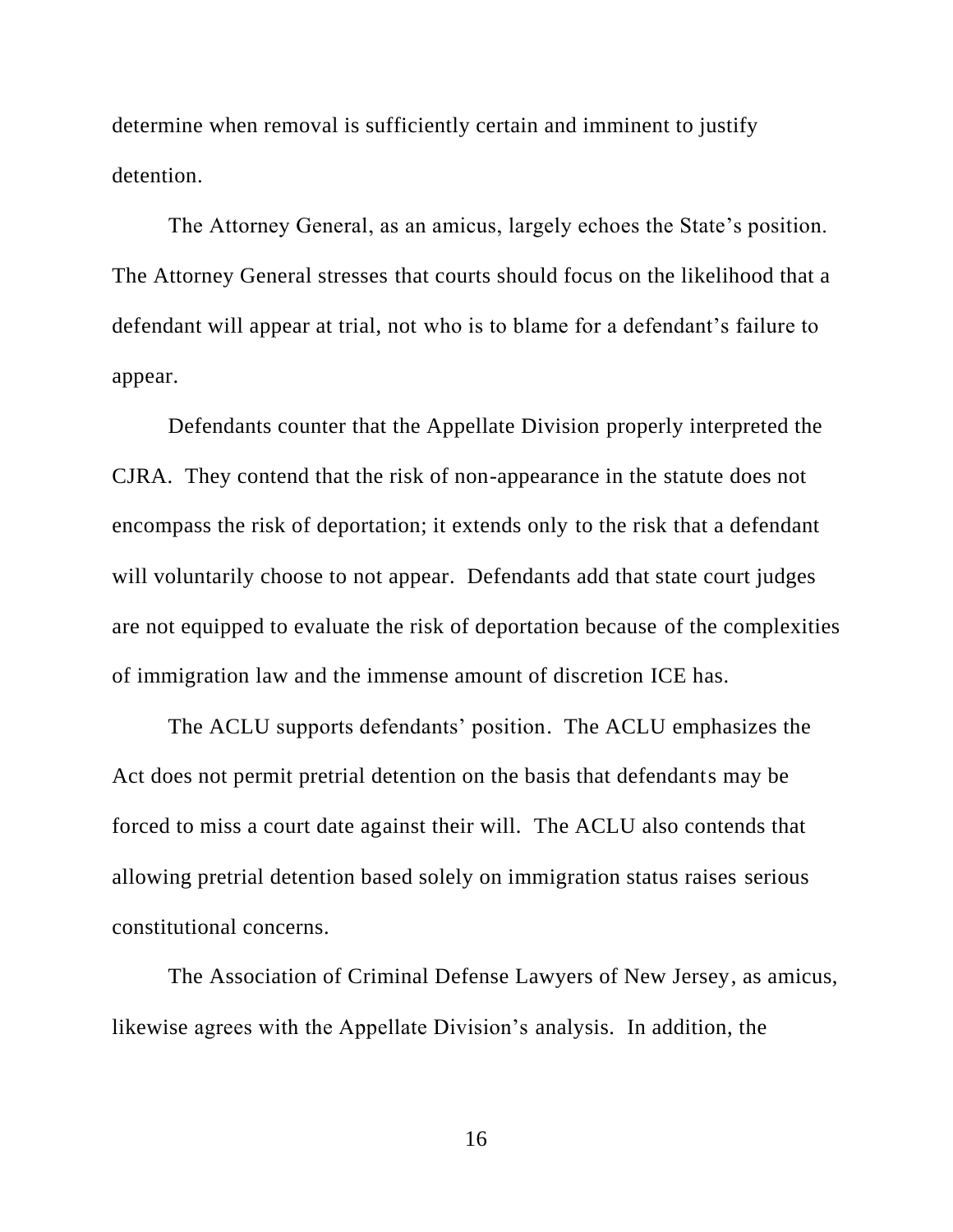determine when removal is sufficiently certain and imminent to justify detention.

The Attorney General, as an amicus, largely echoes the State's position. The Attorney General stresses that courts should focus on the likelihood that a defendant will appear at trial, not who is to blame for a defendant's failure to appear.

Defendants counter that the Appellate Division properly interpreted the CJRA. They contend that the risk of non-appearance in the statute does not encompass the risk of deportation; it extends only to the risk that a defendant will voluntarily choose to not appear. Defendants add that state court judges are not equipped to evaluate the risk of deportation because of the complexities of immigration law and the immense amount of discretion ICE has.

The ACLU supports defendants' position. The ACLU emphasizes the Act does not permit pretrial detention on the basis that defendants may be forced to miss a court date against their will. The ACLU also contends that allowing pretrial detention based solely on immigration status raises serious constitutional concerns.

The Association of Criminal Defense Lawyers of New Jersey, as amicus, likewise agrees with the Appellate Division's analysis. In addition, the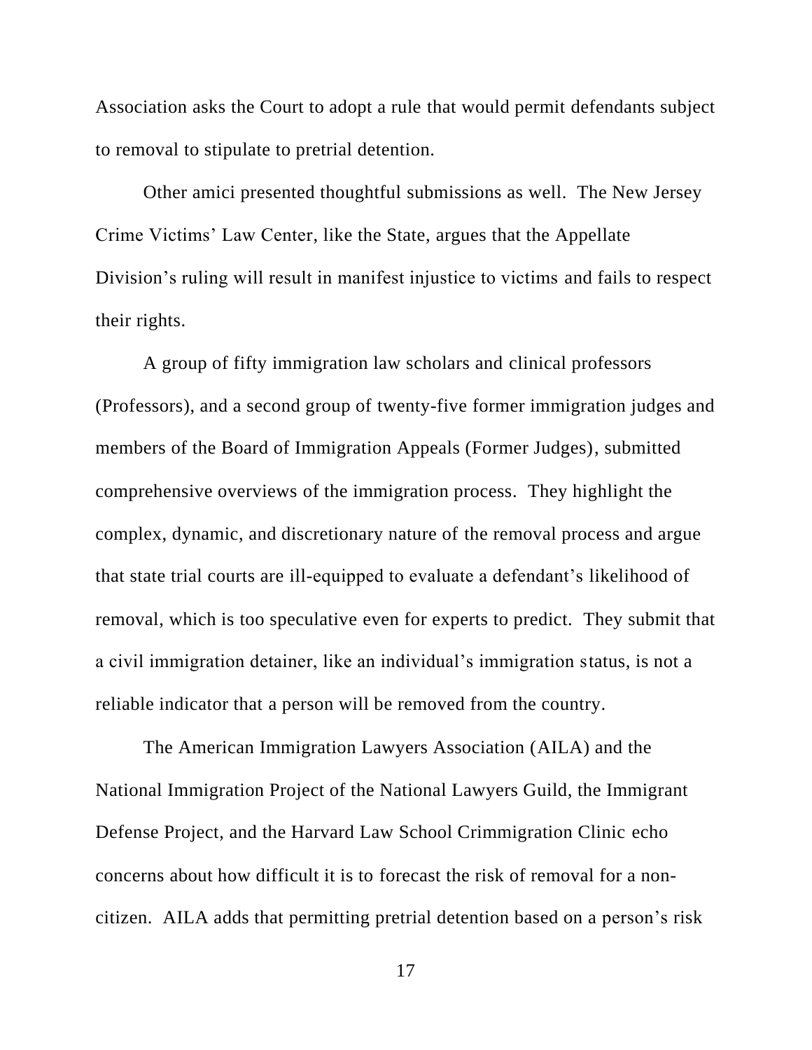Association asks the Court to adopt a rule that would permit defendants subject to removal to stipulate to pretrial detention.

Other amici presented thoughtful submissions as well. The New Jersey Crime Victims' Law Center, like the State, argues that the Appellate Division's ruling will result in manifest injustice to victims and fails to respect their rights.

A group of fifty immigration law scholars and clinical professors (Professors), and a second group of twenty-five former immigration judges and members of the Board of Immigration Appeals (Former Judges), submitted comprehensive overviews of the immigration process. They highlight the complex, dynamic, and discretionary nature of the removal process and argue that state trial courts are ill-equipped to evaluate a defendant's likelihood of removal, which is too speculative even for experts to predict. They submit that a civil immigration detainer, like an individual's immigration status, is not a reliable indicator that a person will be removed from the country.

The American Immigration Lawyers Association (AILA) and the National Immigration Project of the National Lawyers Guild, the Immigrant Defense Project, and the Harvard Law School Crimmigration Clinic echo concerns about how difficult it is to forecast the risk of removal for a non-citizen. AILA adds that permitting pretrial detention based on a person's risk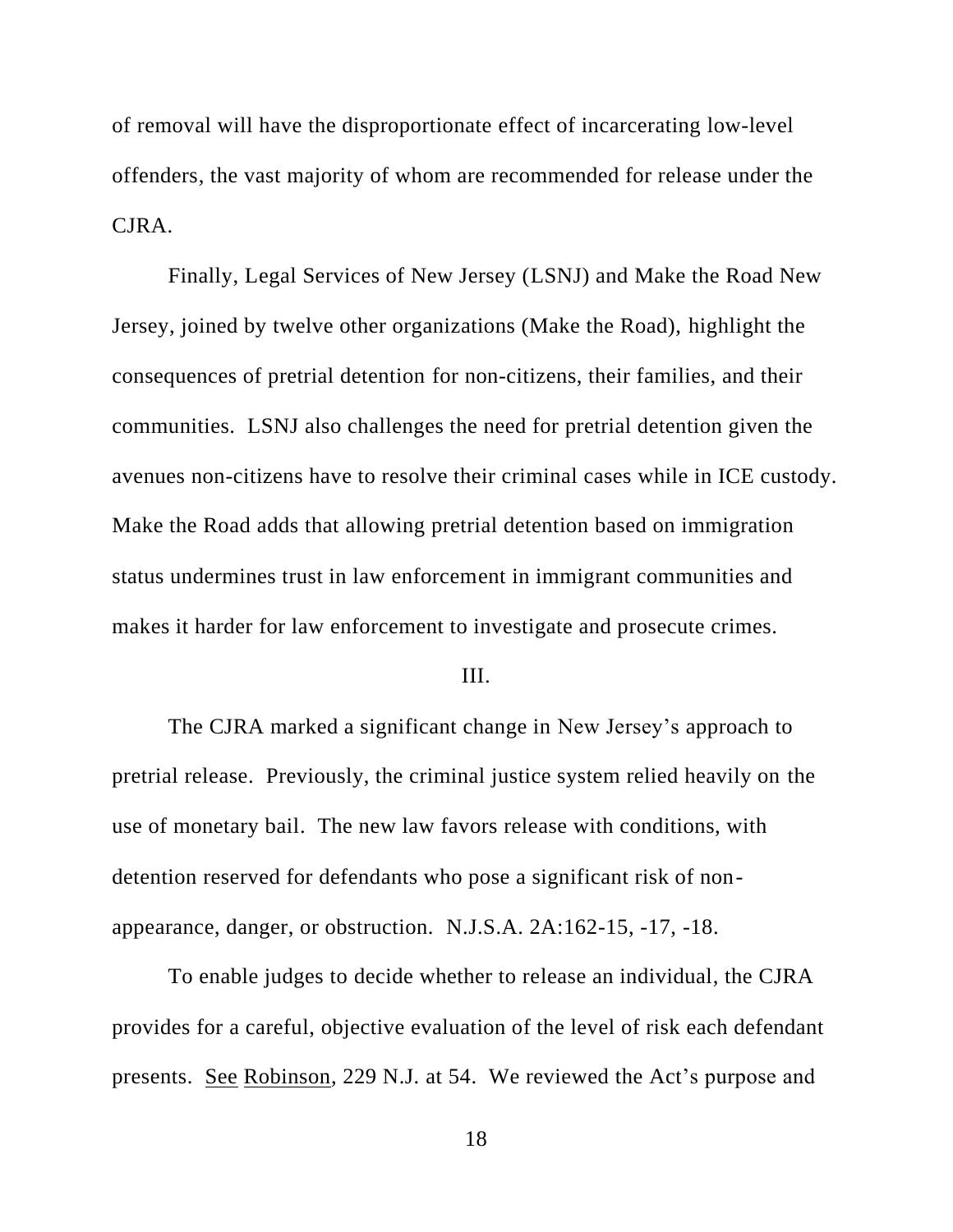of removal will have the disproportionate effect of incarcerating low-level offenders, the vast majority of whom are recommended for release under the CJRA.

Finally, Legal Services of New Jersey (LSNJ) and Make the Road New Jersey, joined by twelve other organizations (Make the Road), highlight the consequences of pretrial detention for non-citizens, their families, and their communities. LSNJ also challenges the need for pretrial detention given the avenues non-citizens have to resolve their criminal cases while in ICE custody. Make the Road adds that allowing pretrial detention based on immigration status undermines trust in law enforcement in immigrant communities and makes it harder for law enforcement to investigate and prosecute crimes.

III.

The CJRA marked a significant change in New Jersey's approach to pretrial release. Previously, the criminal justice system relied heavily on the use of monetary bail. The new law favors release with conditions, with detention reserved for defendants who pose a significant risk of non-appearance, danger, or obstruction. N.J.S.A. 2A:162-15, -17, -18.

To enable judges to decide whether to release an individual, the CJRA provides for a careful, objective evaluation of the level of risk each defendant presents. See Robinson, 229 N.J. at 54. We reviewed the Act's purpose and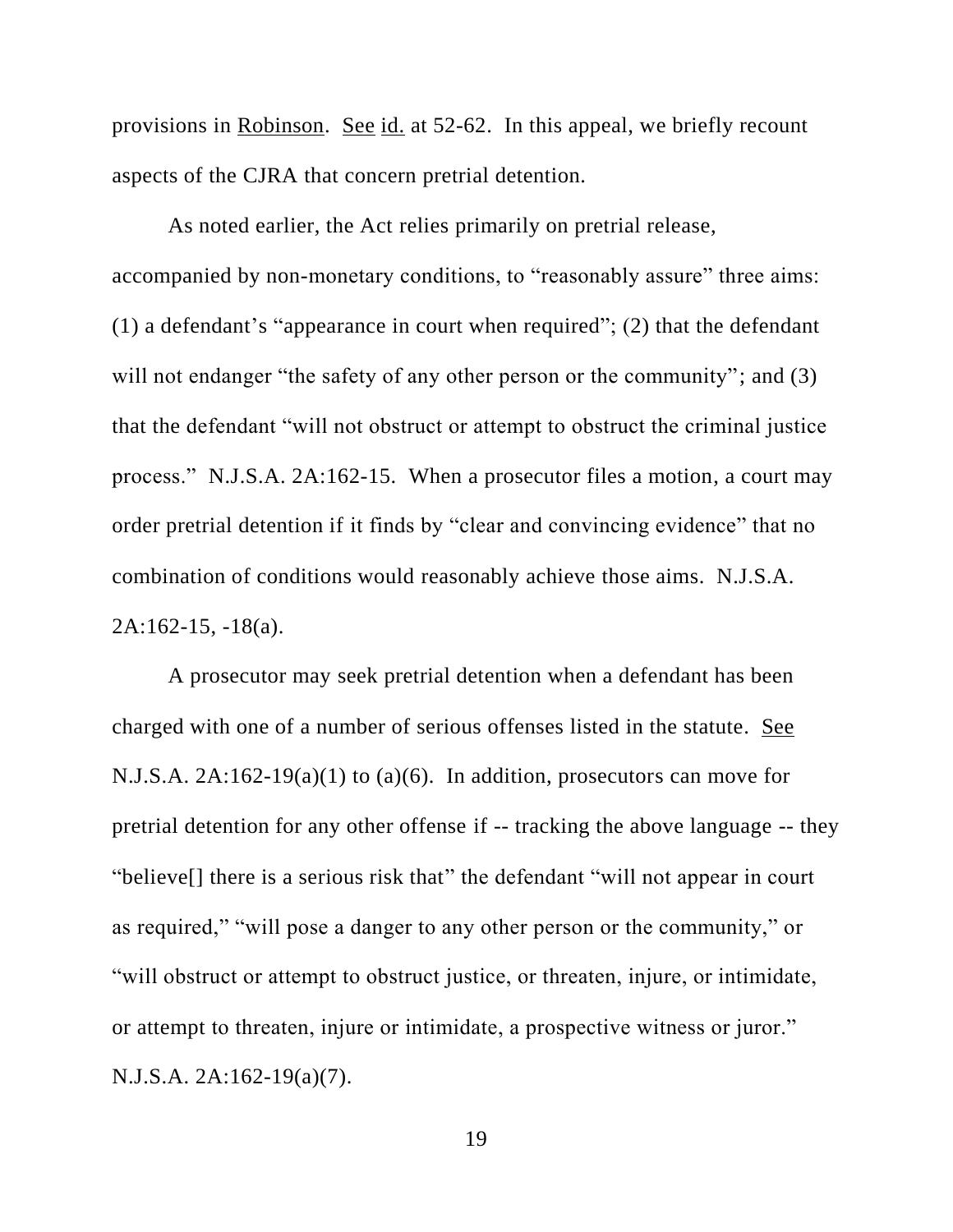provisions in Robinson. See id. at 52-62. In this appeal, we briefly recount aspects of the CJRA that concern pretrial detention.

As noted earlier, the Act relies primarily on pretrial release, accompanied by non-monetary conditions, to "reasonably assure" three aims: (1) a defendant's "appearance in court when required"; (2) that the defendant will not endanger "the safety of any other person or the community"; and (3) that the defendant "will not obstruct or attempt to obstruct the criminal justice process." N.J.S.A. 2A:162-15. When a prosecutor files a motion, a court may order pretrial detention if it finds by "clear and convincing evidence" that no combination of conditions would reasonably achieve those aims. N.J.S.A. 2A:162-15, -18(a).

A prosecutor may seek pretrial detention when a defendant has been charged with one of a number of serious offenses listed in the statute. See N.J.S.A. 2A:162-19(a)(1) to (a)(6). In addition, prosecutors can move for pretrial detention for any other offense if -- tracking the above language -- they "believe[] there is a serious risk that" the defendant "will not appear in court as required," "will pose a danger to any other person or the community," or "will obstruct or attempt to obstruct justice, or threaten, injure, or intimidate, or attempt to threaten, injure or intimidate, a prospective witness or juror." N.J.S.A. 2A:162-19(a)(7).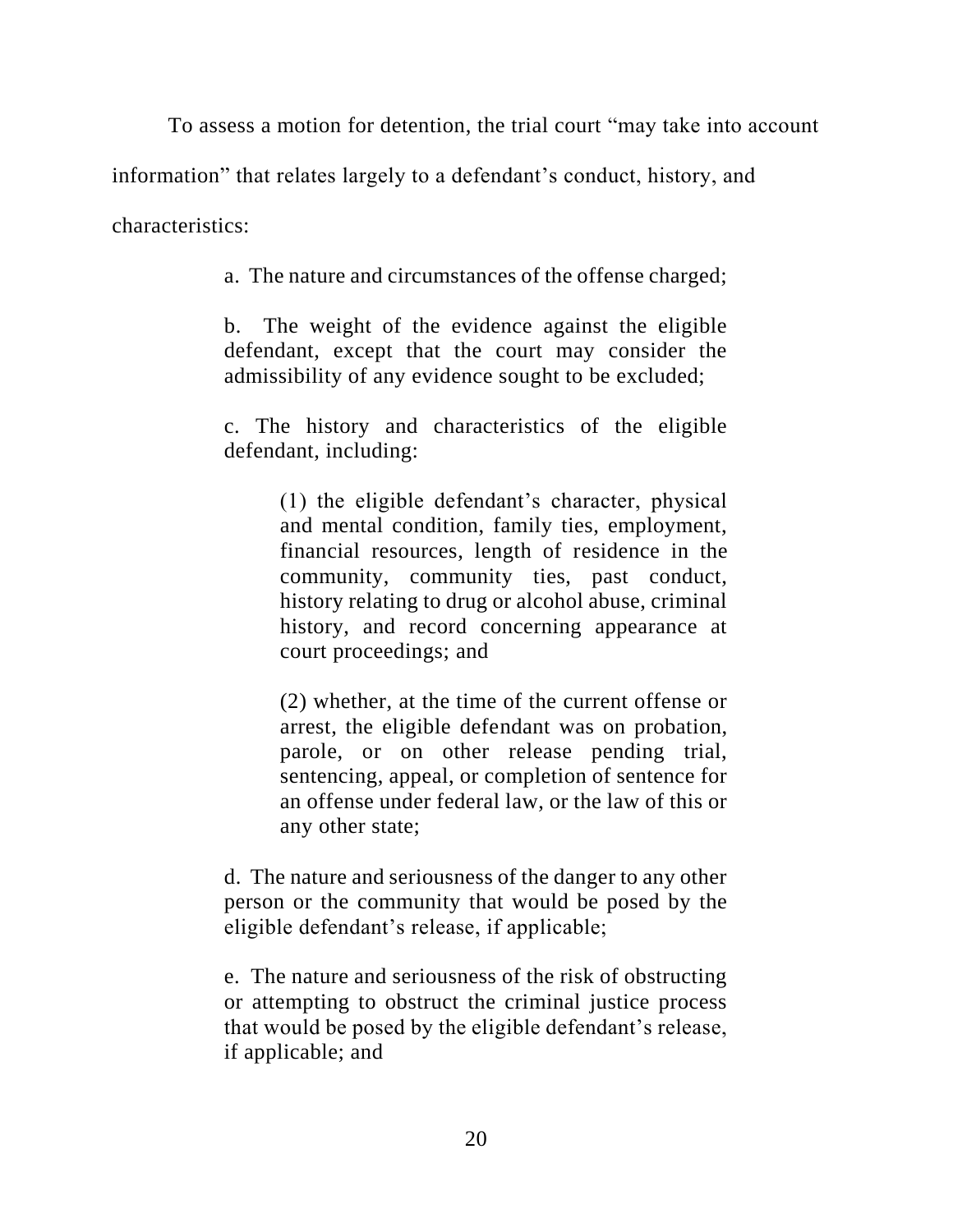To assess a motion for detention, the trial court "may take into account information" that relates largely to a defendant's conduct, history, and characteristics:

> a. The nature and circumstances of the offense charged;
>
> b. The weight of the evidence against the eligible defendant, except that the court may consider the admissibility of any evidence sought to be excluded;
>
> c. The history and characteristics of the eligible defendant, including:
>
> > (1) the eligible defendant's character, physical and mental condition, family ties, employment, financial resources, length of residence in the community, community ties, past conduct, history relating to drug or alcohol abuse, criminal history, and record concerning appearance at court proceedings; and
> >
> > (2) whether, at the time of the current offense or arrest, the eligible defendant was on probation, parole, or on other release pending trial, sentencing, appeal, or completion of sentence for an offense under federal law, or the law of this or any other state;
>
> d. The nature and seriousness of the danger to any other person or the community that would be posed by the eligible defendant's release, if applicable;
>
> e. The nature and seriousness of the risk of obstructing or attempting to obstruct the criminal justice process that would be posed by the eligible defendant's release, if applicable; and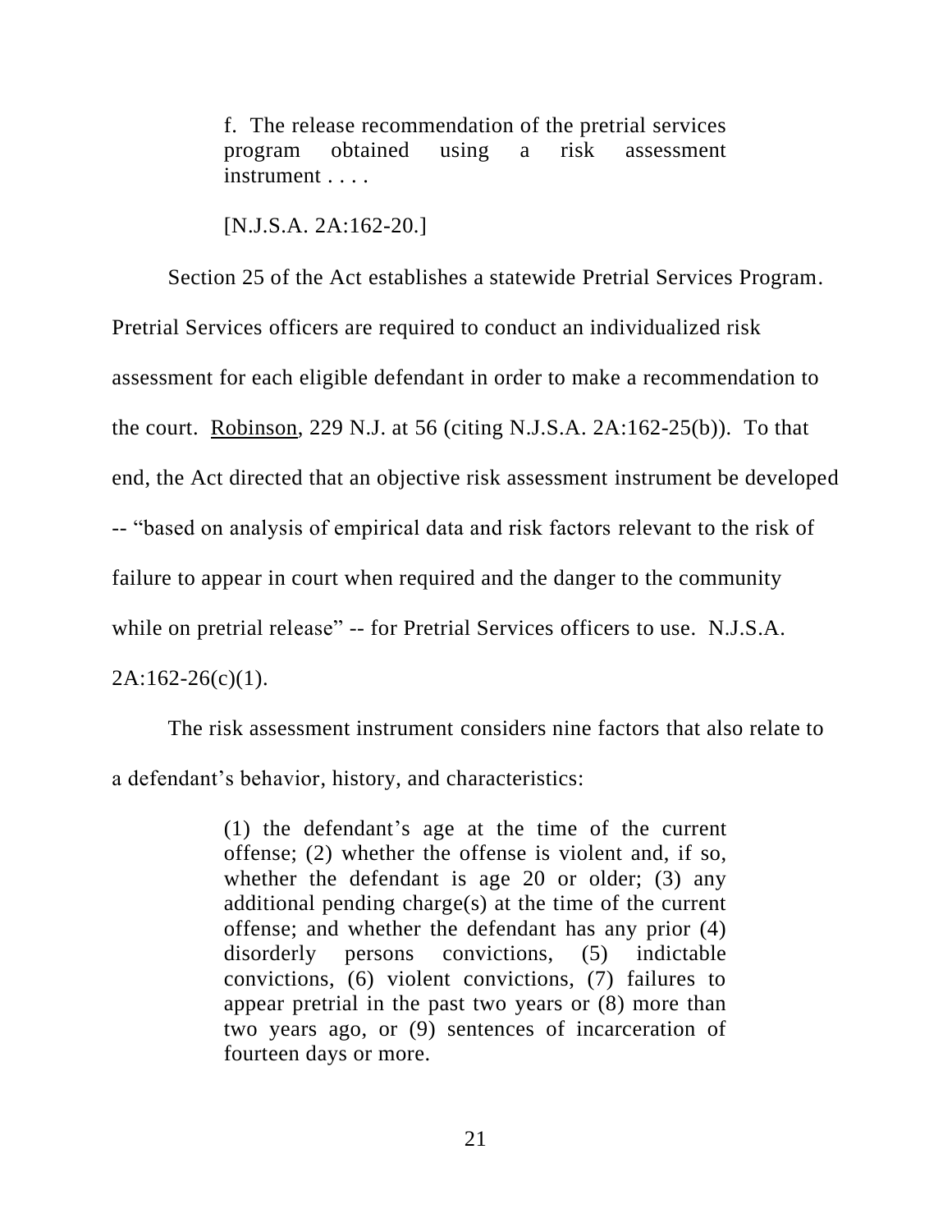> f. The release recommendation of the pretrial services program obtained using a risk assessment instrument . . . .
>
> [N.J.S.A. 2A:162-20.]

Section 25 of the Act establishes a statewide Pretrial Services Program. Pretrial Services officers are required to conduct an individualized risk assessment for each eligible defendant in order to make a recommendation to the court. Robinson, 229 N.J. at 56 (citing N.J.S.A. 2A:162-25(b)). To that end, the Act directed that an objective risk assessment instrument be developed -- "based on analysis of empirical data and risk factors relevant to the risk of failure to appear in court when required and the danger to the community while on pretrial release" -- for Pretrial Services officers to use. N.J.S.A. 2A:162-26(c)(1).

The risk assessment instrument considers nine factors that also relate to a defendant's behavior, history, and characteristics:

> (1) the defendant's age at the time of the current offense; (2) whether the offense is violent and, if so, whether the defendant is age 20 or older; (3) any additional pending charge(s) at the time of the current offense; and whether the defendant has any prior (4) disorderly persons convictions, (5) indictable convictions, (6) violent convictions, (7) failures to appear pretrial in the past two years or (8) more than two years ago, or (9) sentences of incarceration of fourteen days or more.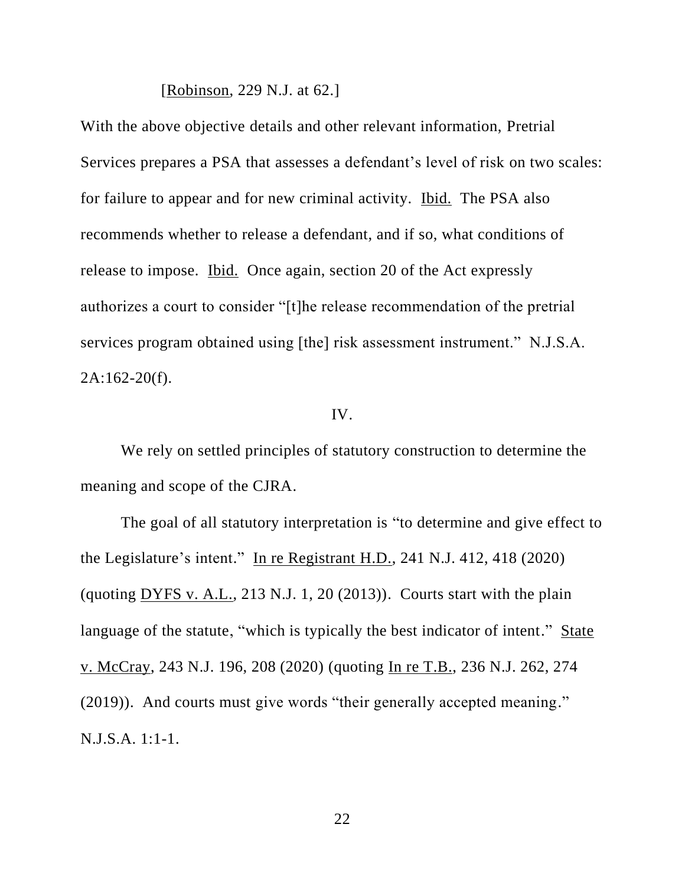[Robinson, 229 N.J. at 62.]

With the above objective details and other relevant information, Pretrial Services prepares a PSA that assesses a defendant's level of risk on two scales: for failure to appear and for new criminal activity. Ibid. The PSA also recommends whether to release a defendant, and if so, what conditions of release to impose. Ibid. Once again, section 20 of the Act expressly authorizes a court to consider "[t]he release recommendation of the pretrial services program obtained using [the] risk assessment instrument." N.J.S.A. 2A:162-20(f).

IV.

We rely on settled principles of statutory construction to determine the meaning and scope of the CJRA.

The goal of all statutory interpretation is "to determine and give effect to the Legislature's intent." In re Registrant H.D., 241 N.J. 412, 418 (2020) (quoting DYFS v. A.L., 213 N.J. 1, 20 (2013)). Courts start with the plain language of the statute, "which is typically the best indicator of intent." State v. McCray, 243 N.J. 196, 208 (2020) (quoting In re T.B., 236 N.J. 262, 274 (2019)). And courts must give words "their generally accepted meaning." N.J.S.A. 1:1-1.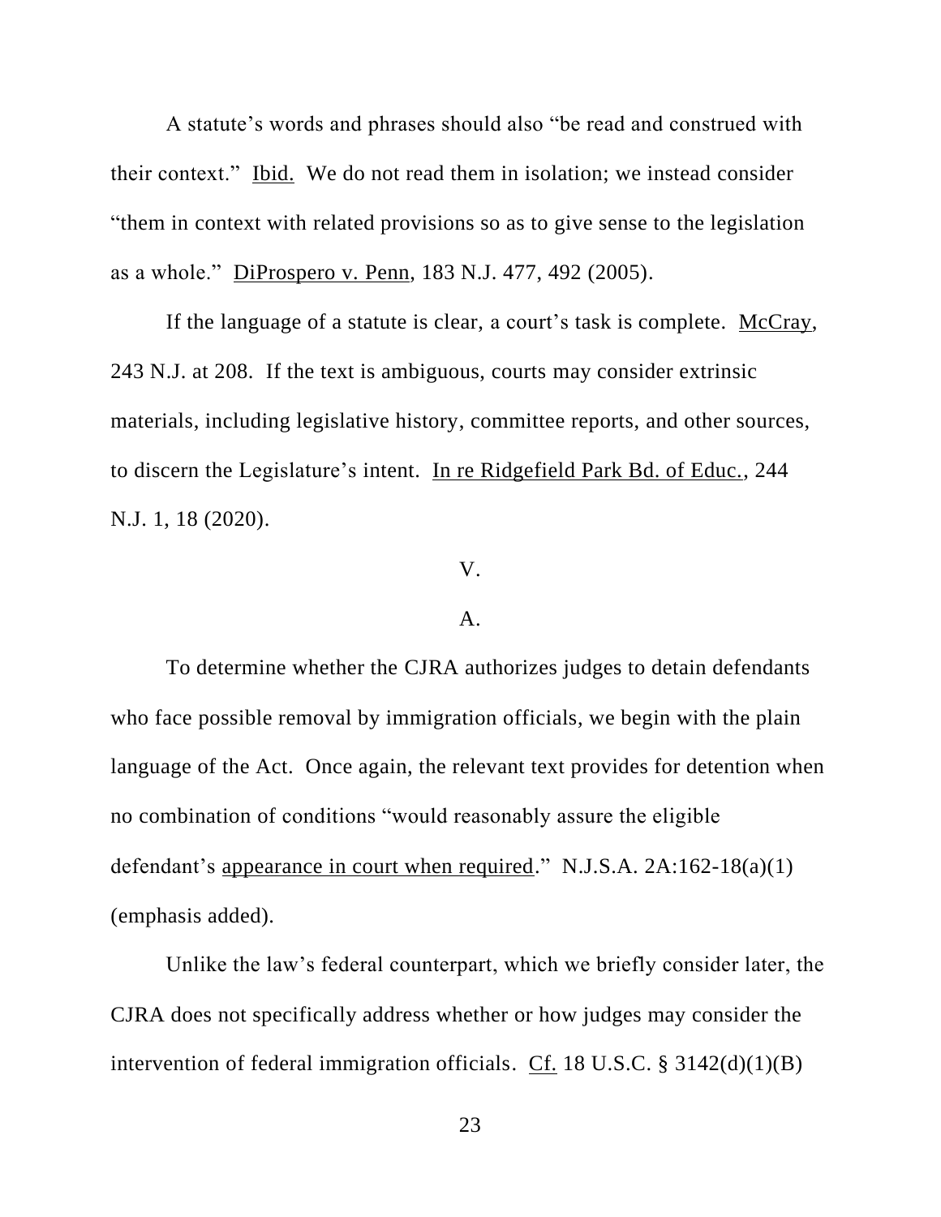A statute's words and phrases should also "be read and construed with their context." Ibid. We do not read them in isolation; we instead consider "them in context with related provisions so as to give sense to the legislation as a whole." DiProspero v. Penn, 183 N.J. 477, 492 (2005).

If the language of a statute is clear, a court's task is complete. McCray, 243 N.J. at 208. If the text is ambiguous, courts may consider extrinsic materials, including legislative history, committee reports, and other sources, to discern the Legislature's intent. In re Ridgefield Park Bd. of Educ., 244 N.J. 1, 18 (2020).

V.

A.

To determine whether the CJRA authorizes judges to detain defendants who face possible removal by immigration officials, we begin with the plain language of the Act. Once again, the relevant text provides for detention when no combination of conditions "would reasonably assure the eligible defendant's appearance in court when required." N.J.S.A. 2A:162-18(a)(1) (emphasis added).

Unlike the law's federal counterpart, which we briefly consider later, the CJRA does not specifically address whether or how judges may consider the intervention of federal immigration officials. Cf. 18 U.S.C. § 3142(d)(1)(B)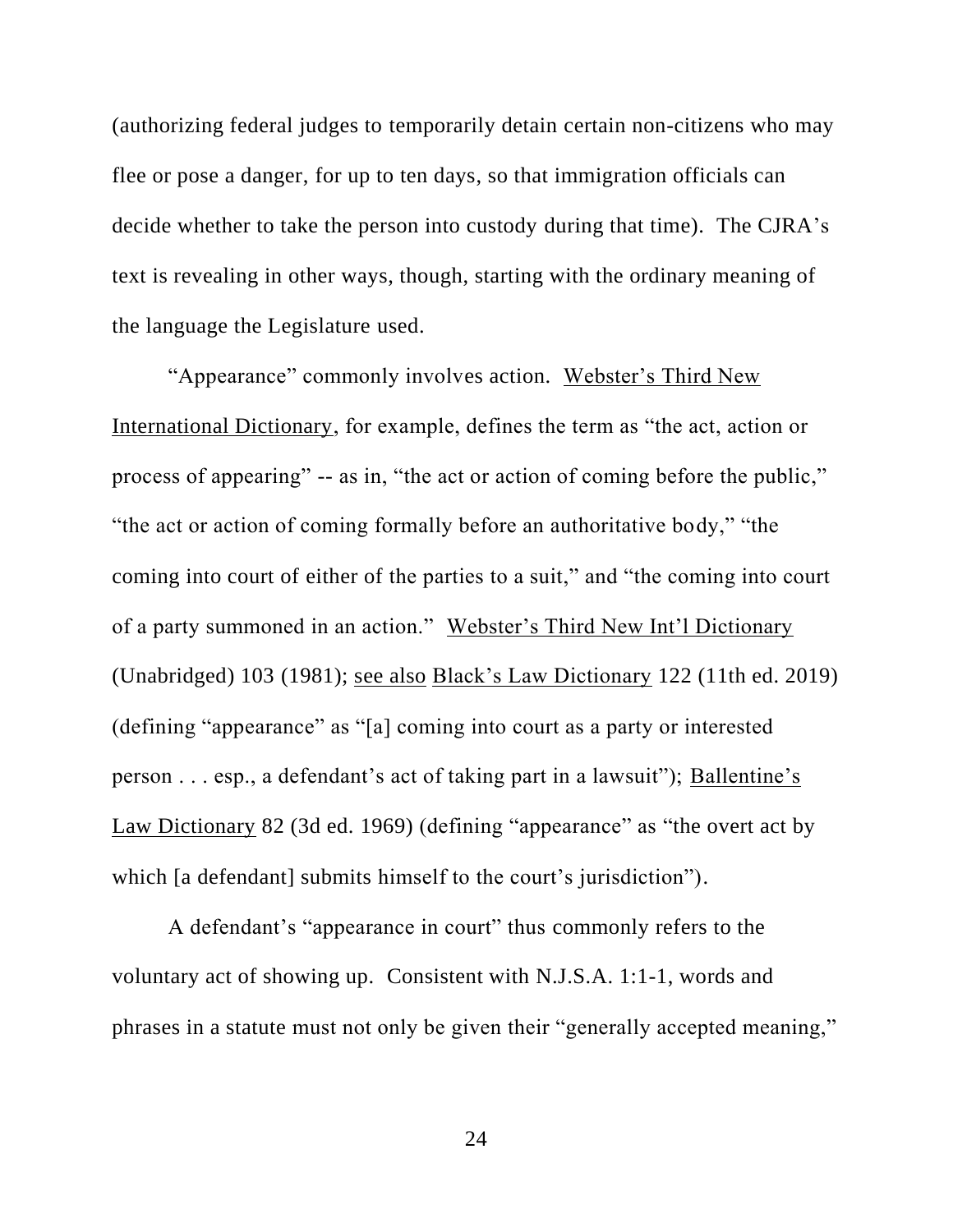(authorizing federal judges to temporarily detain certain non-citizens who may flee or pose a danger, for up to ten days, so that immigration officials can decide whether to take the person into custody during that time). The CJRA's text is revealing in other ways, though, starting with the ordinary meaning of the language the Legislature used.

"Appearance" commonly involves action. Webster's Third New International Dictionary, for example, defines the term as "the act, action or process of appearing" -- as in, "the act or action of coming before the public," "the act or action of coming formally before an authoritative body," "the coming into court of either of the parties to a suit," and "the coming into court of a party summoned in an action." Webster's Third New Int'l Dictionary (Unabridged) 103 (1981); see also Black's Law Dictionary 122 (11th ed. 2019) (defining "appearance" as "[a] coming into court as a party or interested person . . . esp., a defendant's act of taking part in a lawsuit"); Ballentine's Law Dictionary 82 (3d ed. 1969) (defining "appearance" as "the overt act by which [a defendant] submits himself to the court's jurisdiction").

A defendant's "appearance in court" thus commonly refers to the voluntary act of showing up. Consistent with N.J.S.A. 1:1-1, words and phrases in a statute must not only be given their "generally accepted meaning,"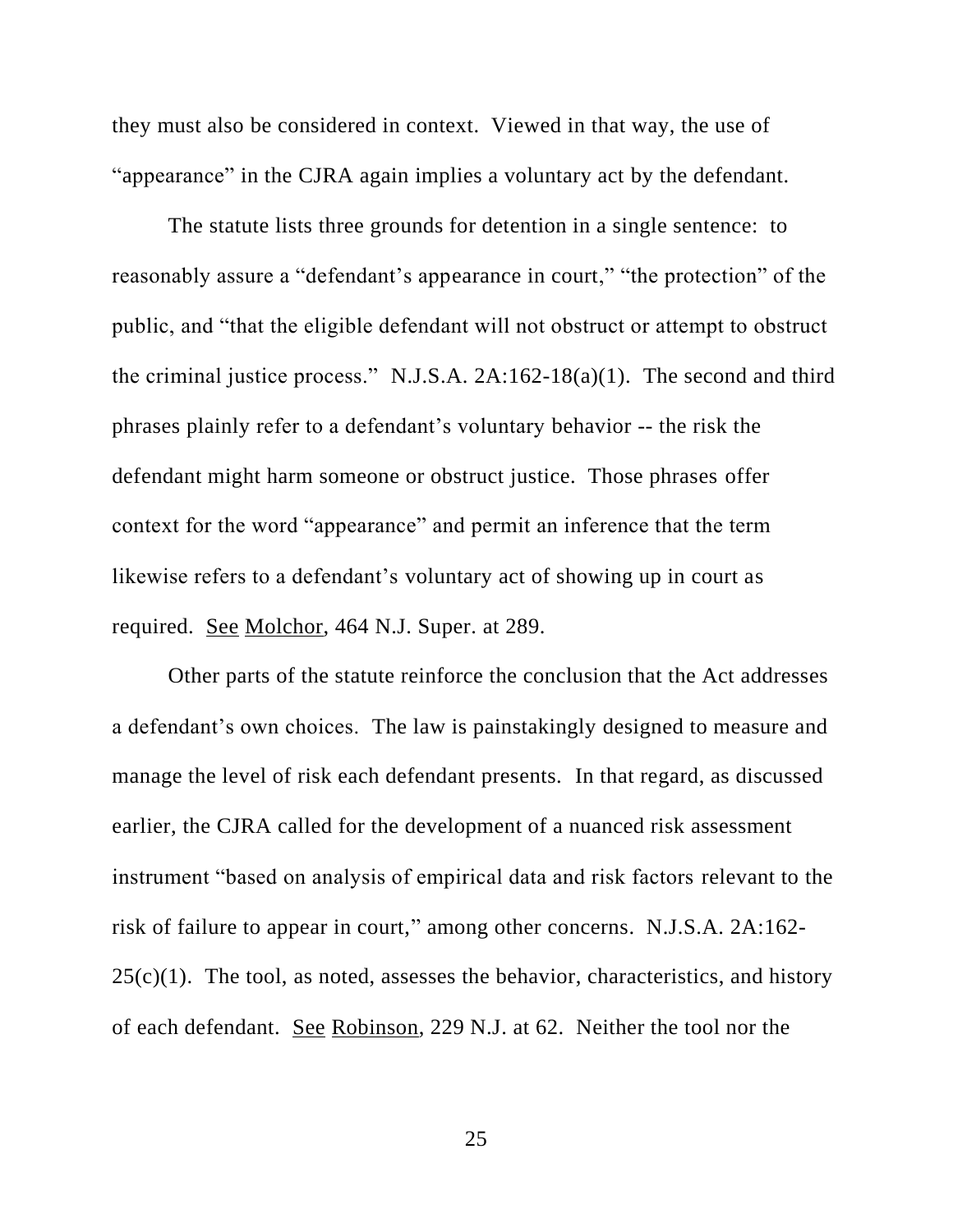they must also be considered in context. Viewed in that way, the use of "appearance" in the CJRA again implies a voluntary act by the defendant.

The statute lists three grounds for detention in a single sentence: to reasonably assure a "defendant's appearance in court," "the protection" of the public, and "that the eligible defendant will not obstruct or attempt to obstruct the criminal justice process." N.J.S.A. 2A:162-18(a)(1). The second and third phrases plainly refer to a defendant's voluntary behavior -- the risk the defendant might harm someone or obstruct justice. Those phrases offer context for the word "appearance" and permit an inference that the term likewise refers to a defendant's voluntary act of showing up in court as required. See Molchor, 464 N.J. Super. at 289.

Other parts of the statute reinforce the conclusion that the Act addresses a defendant's own choices. The law is painstakingly designed to measure and manage the level of risk each defendant presents. In that regard, as discussed earlier, the CJRA called for the development of a nuanced risk assessment instrument "based on analysis of empirical data and risk factors relevant to the risk of failure to appear in court," among other concerns. N.J.S.A. 2A:162-25(c)(1). The tool, as noted, assesses the behavior, characteristics, and history of each defendant. See Robinson, 229 N.J. at 62. Neither the tool nor the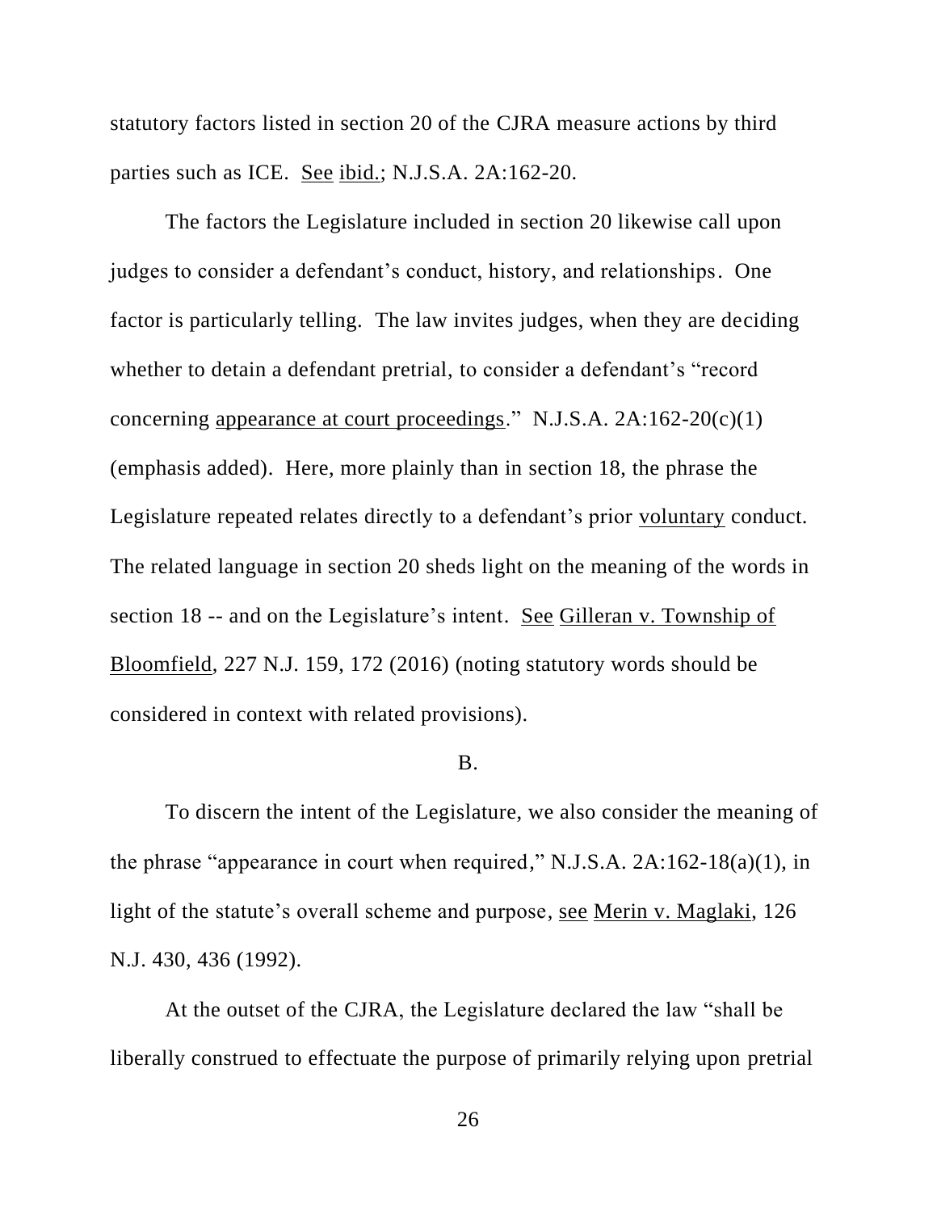statutory factors listed in section 20 of the CJRA measure actions by third parties such as ICE. See ibid.; N.J.S.A. 2A:162-20.

The factors the Legislature included in section 20 likewise call upon judges to consider a defendant's conduct, history, and relationships. One factor is particularly telling. The law invites judges, when they are deciding whether to detain a defendant pretrial, to consider a defendant's "record concerning appearance at court proceedings." N.J.S.A. 2A:162-20(c)(1) (emphasis added). Here, more plainly than in section 18, the phrase the Legislature repeated relates directly to a defendant's prior voluntary conduct. The related language in section 20 sheds light on the meaning of the words in section 18 -- and on the Legislature's intent. See Gilleran v. Township of Bloomfield, 227 N.J. 159, 172 (2016) (noting statutory words should be considered in context with related provisions).

B.

To discern the intent of the Legislature, we also consider the meaning of the phrase "appearance in court when required," N.J.S.A. 2A:162-18(a)(1), in light of the statute's overall scheme and purpose, see Merin v. Maglaki, 126 N.J. 430, 436 (1992).

At the outset of the CJRA, the Legislature declared the law "shall be liberally construed to effectuate the purpose of primarily relying upon pretrial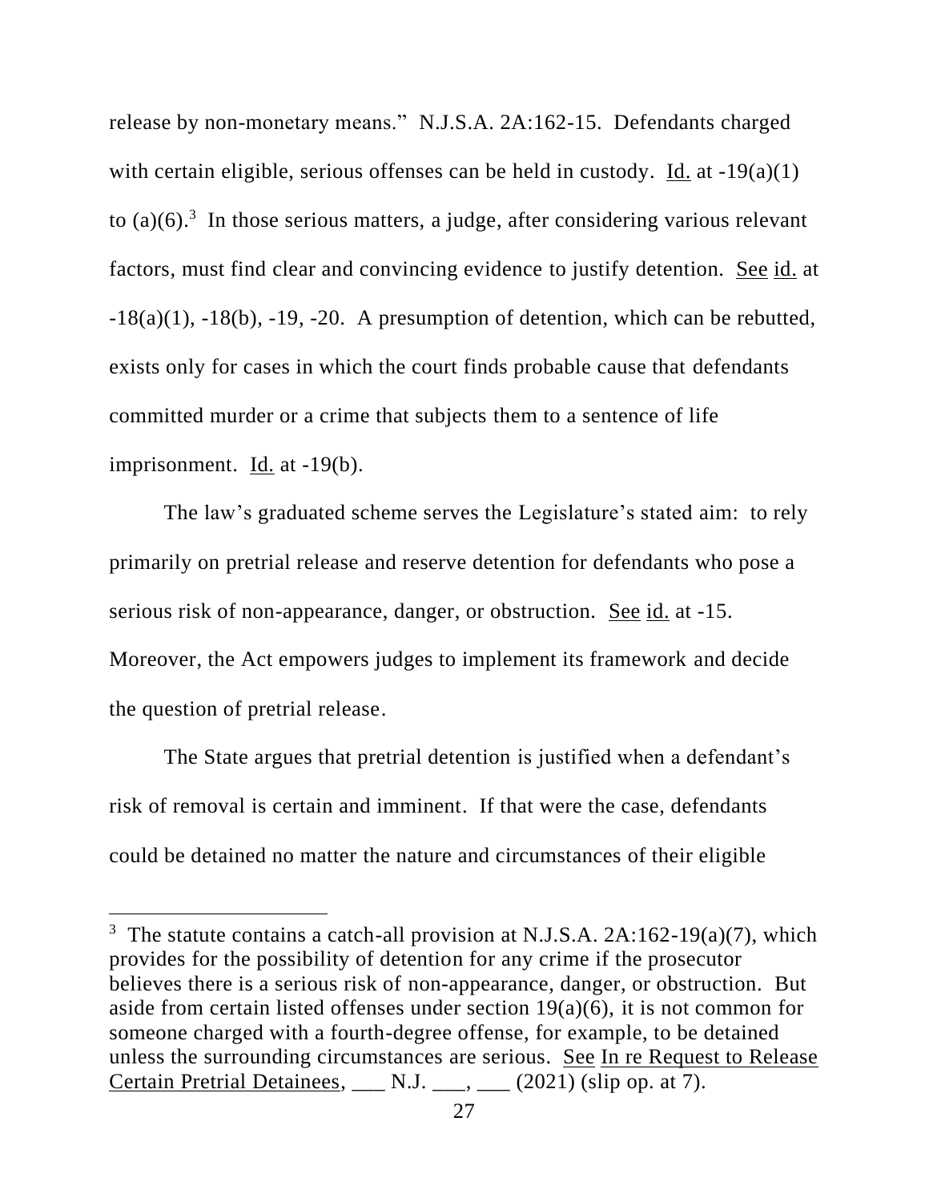release by non-monetary means." N.J.S.A. 2A:162-15. Defendants charged with certain eligible, serious offenses can be held in custody. Id. at -19(a)(1) to (a)(6).[3] In those serious matters, a judge, after considering various relevant factors, must find clear and convincing evidence to justify detention. See id. at -18(a)(1), -18(b), -19, -20. A presumption of detention, which can be rebutted, exists only for cases in which the court finds probable cause that defendants committed murder or a crime that subjects them to a sentence of life imprisonment. Id. at -19(b).

The law's graduated scheme serves the Legislature's stated aim: to rely primarily on pretrial release and reserve detention for defendants who pose a serious risk of non-appearance, danger, or obstruction. See id. at -15. Moreover, the Act empowers judges to implement its framework and decide the question of pretrial release.

The State argues that pretrial detention is justified when a defendant's risk of removal is certain and imminent. If that were the case, defendants could be detained no matter the nature and circumstances of their eligible

---

[3] The statute contains a catch-all provision at N.J.S.A. 2A:162-19(a)(7), which provides for the possibility of detention for any crime if the prosecutor believes there is a serious risk of non-appearance, danger, or obstruction. But aside from certain listed offenses under section 19(a)(6), it is not common for someone charged with a fourth-degree offense, for example, to be detained unless the surrounding circumstances are serious. See In re Request to Release Certain Pretrial Detainees, ___ N.J. ___, ___ (2021) (slip op. at 7).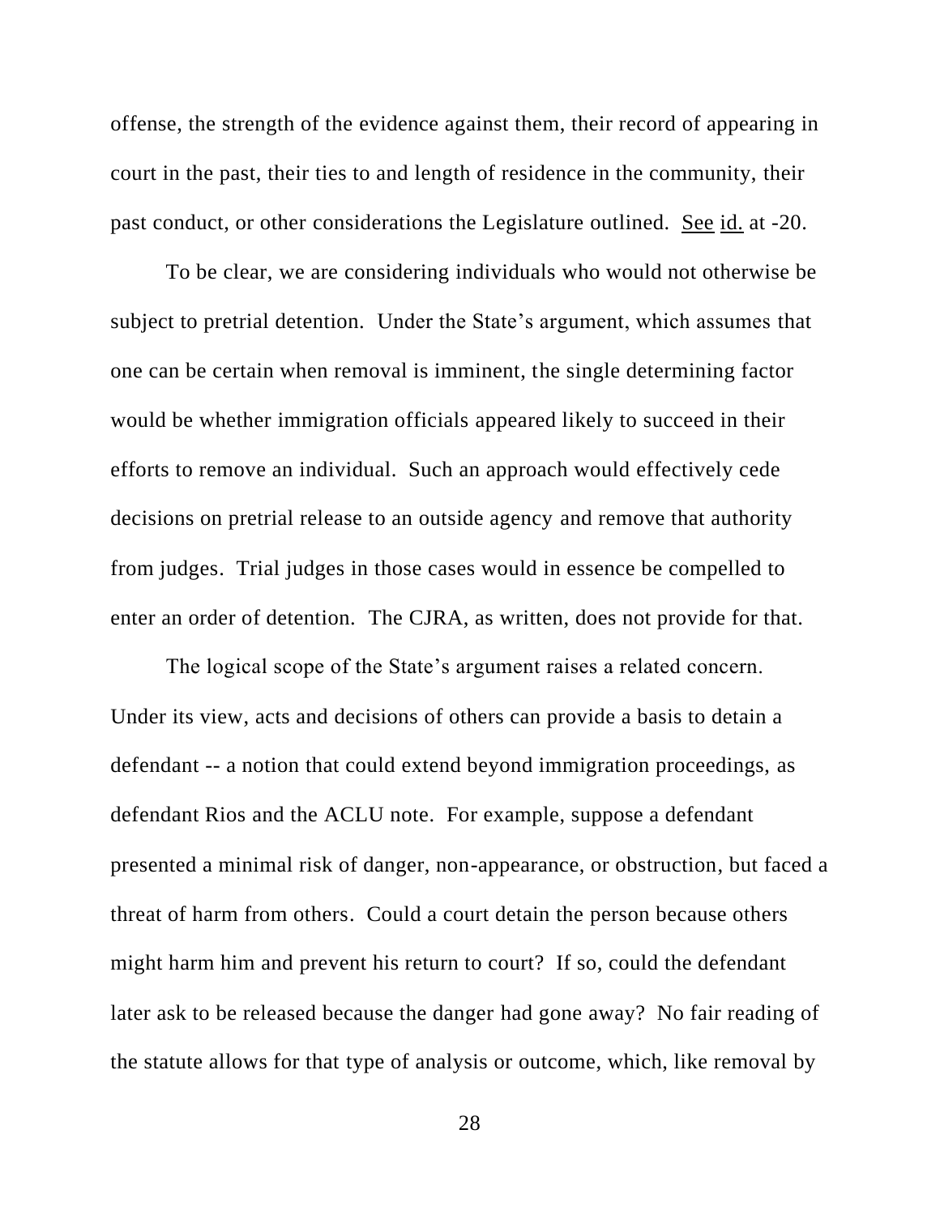offense, the strength of the evidence against them, their record of appearing in court in the past, their ties to and length of residence in the community, their past conduct, or other considerations the Legislature outlined. See id. at -20.

To be clear, we are considering individuals who would not otherwise be subject to pretrial detention. Under the State's argument, which assumes that one can be certain when removal is imminent, the single determining factor would be whether immigration officials appeared likely to succeed in their efforts to remove an individual. Such an approach would effectively cede decisions on pretrial release to an outside agency and remove that authority from judges. Trial judges in those cases would in essence be compelled to enter an order of detention. The CJRA, as written, does not provide for that.

The logical scope of the State's argument raises a related concern. Under its view, acts and decisions of others can provide a basis to detain a defendant -- a notion that could extend beyond immigration proceedings, as defendant Rios and the ACLU note. For example, suppose a defendant presented a minimal risk of danger, non-appearance, or obstruction, but faced a threat of harm from others. Could a court detain the person because others might harm him and prevent his return to court? If so, could the defendant later ask to be released because the danger had gone away? No fair reading of the statute allows for that type of analysis or outcome, which, like removal by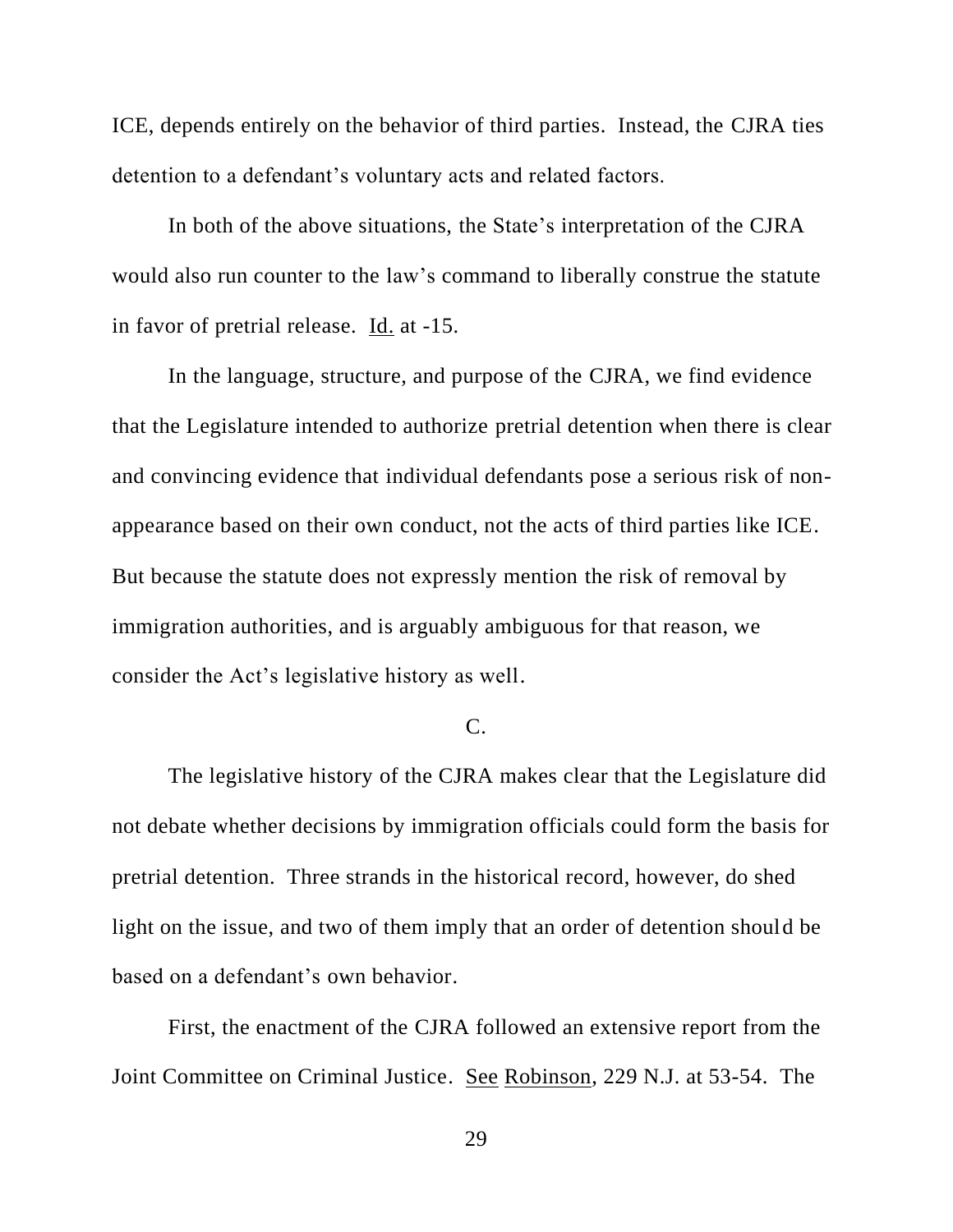ICE, depends entirely on the behavior of third parties. Instead, the CJRA ties detention to a defendant's voluntary acts and related factors.

In both of the above situations, the State's interpretation of the CJRA would also run counter to the law's command to liberally construe the statute in favor of pretrial release. Id. at -15.

In the language, structure, and purpose of the CJRA, we find evidence that the Legislature intended to authorize pretrial detention when there is clear and convincing evidence that individual defendants pose a serious risk of non-appearance based on their own conduct, not the acts of third parties like ICE. But because the statute does not expressly mention the risk of removal by immigration authorities, and is arguably ambiguous for that reason, we consider the Act's legislative history as well.

C.

The legislative history of the CJRA makes clear that the Legislature did not debate whether decisions by immigration officials could form the basis for pretrial detention. Three strands in the historical record, however, do shed light on the issue, and two of them imply that an order of detention should be based on a defendant's own behavior.

First, the enactment of the CJRA followed an extensive report from the Joint Committee on Criminal Justice. See Robinson, 229 N.J. at 53-54. The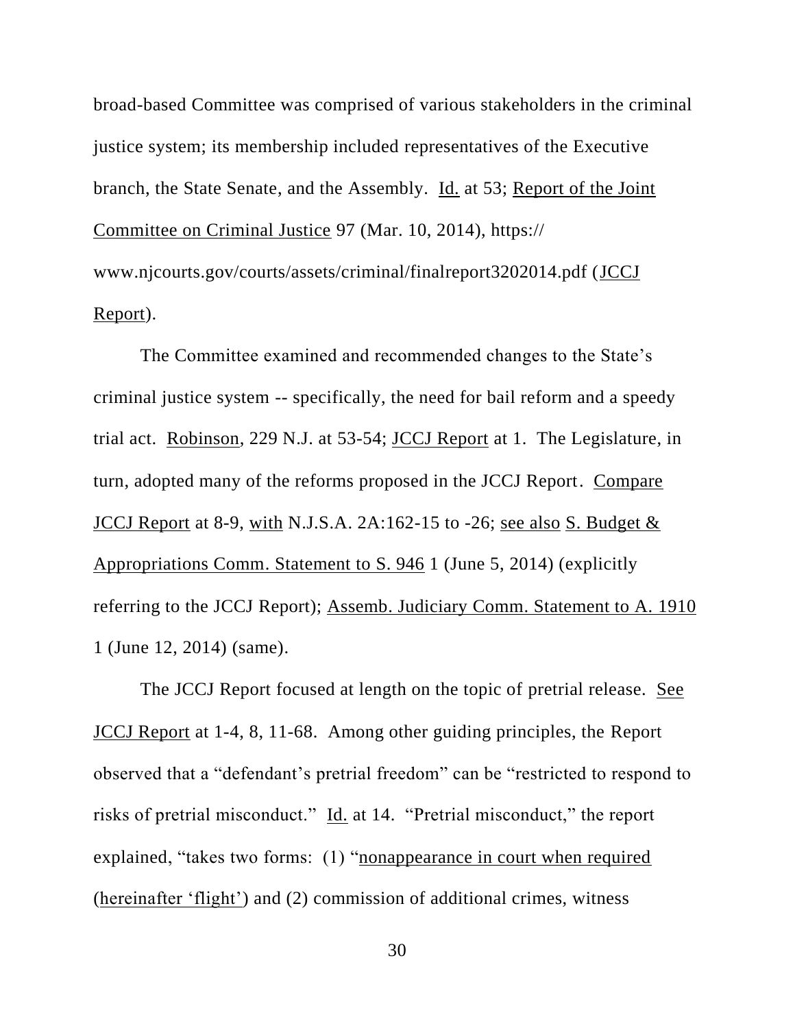broad-based Committee was comprised of various stakeholders in the criminal justice system; its membership included representatives of the Executive branch, the State Senate, and the Assembly. Id. at 53; Report of the Joint Committee on Criminal Justice 97 (Mar. 10, 2014), https:// www.njcourts.gov/courts/assets/criminal/finalreport3202014.pdf (JCCJ Report).

The Committee examined and recommended changes to the State's criminal justice system -- specifically, the need for bail reform and a speedy trial act. Robinson, 229 N.J. at 53-54; JCCJ Report at 1. The Legislature, in turn, adopted many of the reforms proposed in the JCCJ Report. Compare JCCJ Report at 8-9, with N.J.S.A. 2A:162-15 to -26; see also S. Budget & Appropriations Comm. Statement to S. 946 1 (June 5, 2014) (explicitly referring to the JCCJ Report); Assemb. Judiciary Comm. Statement to A. 1910 1 (June 12, 2014) (same).

The JCCJ Report focused at length on the topic of pretrial release. See JCCJ Report at 1-4, 8, 11-68. Among other guiding principles, the Report observed that a "defendant's pretrial freedom" can be "restricted to respond to risks of pretrial misconduct." Id. at 14. "Pretrial misconduct," the report explained, "takes two forms: (1) "nonappearance in court when required (hereinafter 'flight') and (2) commission of additional crimes, witness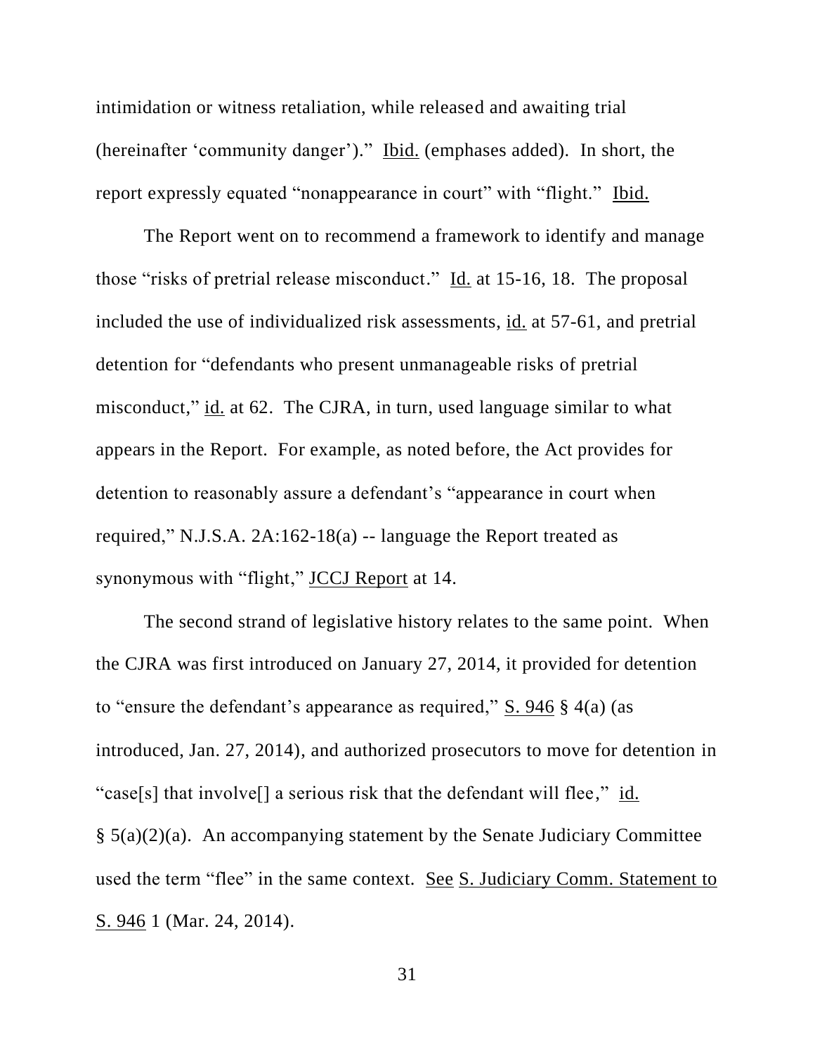intimidation or witness retaliation, while released and awaiting trial (hereinafter 'community danger')." Ibid. (emphases added). In short, the report expressly equated "nonappearance in court" with "flight." Ibid.

The Report went on to recommend a framework to identify and manage those "risks of pretrial release misconduct." Id. at 15-16, 18. The proposal included the use of individualized risk assessments, id. at 57-61, and pretrial detention for "defendants who present unmanageable risks of pretrial misconduct," id. at 62. The CJRA, in turn, used language similar to what appears in the Report. For example, as noted before, the Act provides for detention to reasonably assure a defendant's "appearance in court when required," N.J.S.A. 2A:162-18(a) -- language the Report treated as synonymous with "flight," JCCJ Report at 14.

The second strand of legislative history relates to the same point. When the CJRA was first introduced on January 27, 2014, it provided for detention to "ensure the defendant's appearance as required," S. 946 § 4(a) (as introduced, Jan. 27, 2014), and authorized prosecutors to move for detention in "case[s] that involve[] a serious risk that the defendant will flee," id. § 5(a)(2)(a). An accompanying statement by the Senate Judiciary Committee used the term "flee" in the same context. See S. Judiciary Comm. Statement to S. 946 1 (Mar. 24, 2014).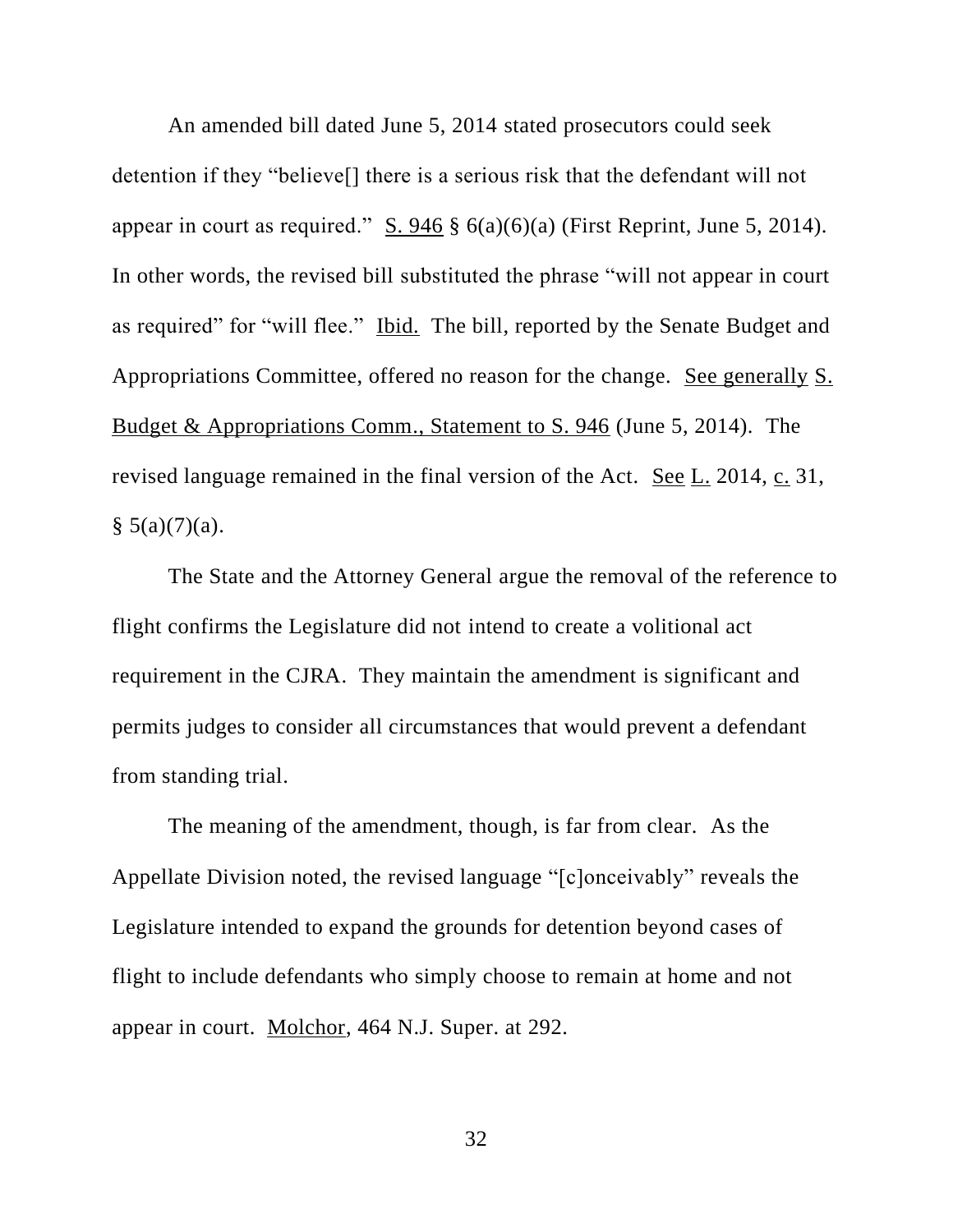An amended bill dated June 5, 2014 stated prosecutors could seek detention if they "believe[] there is a serious risk that the defendant will not appear in court as required." S. 946 § 6(a)(6)(a) (First Reprint, June 5, 2014). In other words, the revised bill substituted the phrase "will not appear in court as required" for "will flee." Ibid. The bill, reported by the Senate Budget and Appropriations Committee, offered no reason for the change. See generally S. Budget & Appropriations Comm., Statement to S. 946 (June 5, 2014). The revised language remained in the final version of the Act. See L. 2014, c. 31, § 5(a)(7)(a).

The State and the Attorney General argue the removal of the reference to flight confirms the Legislature did not intend to create a volitional act requirement in the CJRA. They maintain the amendment is significant and permits judges to consider all circumstances that would prevent a defendant from standing trial.

The meaning of the amendment, though, is far from clear. As the Appellate Division noted, the revised language "[c]onceivably" reveals the Legislature intended to expand the grounds for detention beyond cases of flight to include defendants who simply choose to remain at home and not appear in court. Molchor, 464 N.J. Super. at 292.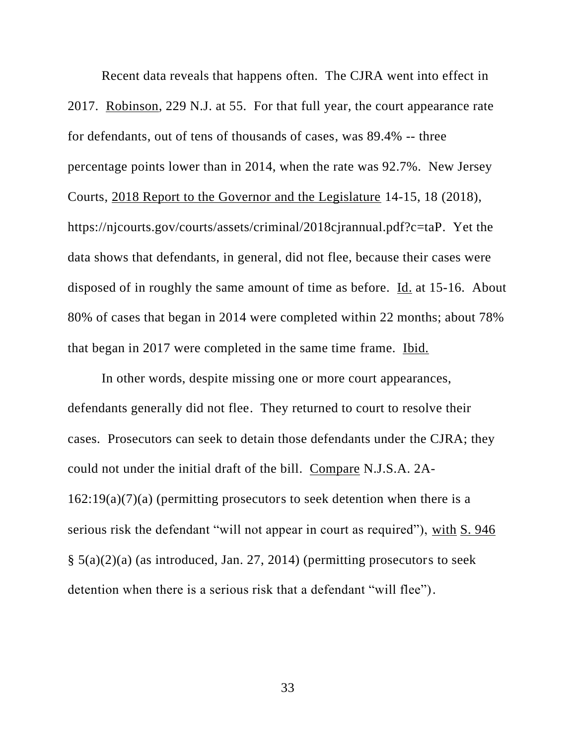Recent data reveals that happens often. The CJRA went into effect in 2017. Robinson, 229 N.J. at 55. For that full year, the court appearance rate for defendants, out of tens of thousands of cases, was 89.4% -- three percentage points lower than in 2014, when the rate was 92.7%. New Jersey Courts, 2018 Report to the Governor and the Legislature 14-15, 18 (2018), https://njcourts.gov/courts/assets/criminal/2018cjrannual.pdf?c=taP. Yet the data shows that defendants, in general, did not flee, because their cases were disposed of in roughly the same amount of time as before. Id. at 15-16. About 80% of cases that began in 2014 were completed within 22 months; about 78% that began in 2017 were completed in the same time frame. Ibid.

In other words, despite missing one or more court appearances, defendants generally did not flee. They returned to court to resolve their cases. Prosecutors can seek to detain those defendants under the CJRA; they could not under the initial draft of the bill. Compare N.J.S.A. 2A-162:19(a)(7)(a) (permitting prosecutors to seek detention when there is a serious risk the defendant "will not appear in court as required"), with S. 946 § 5(a)(2)(a) (as introduced, Jan. 27, 2014) (permitting prosecutors to seek detention when there is a serious risk that a defendant "will flee").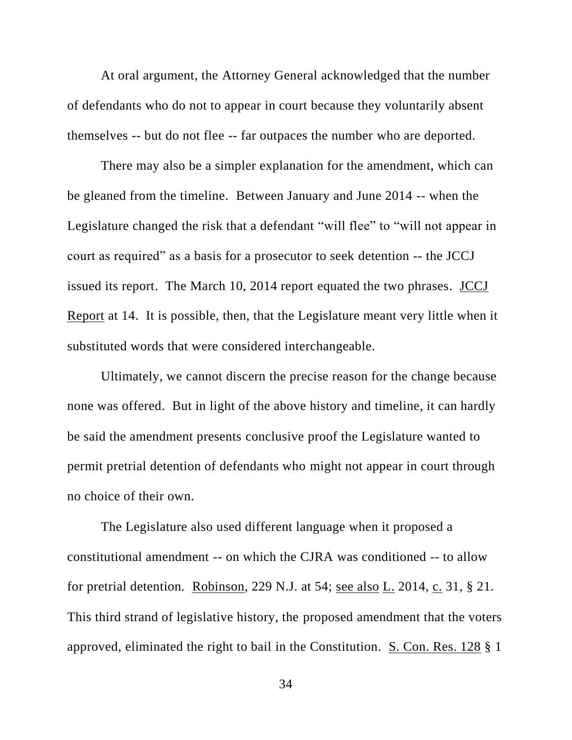At oral argument, the Attorney General acknowledged that the number of defendants who do not to appear in court because they voluntarily absent themselves -- but do not flee -- far outpaces the number who are deported.

There may also be a simpler explanation for the amendment, which can be gleaned from the timeline. Between January and June 2014 -- when the Legislature changed the risk that a defendant "will flee" to "will not appear in court as required" as a basis for a prosecutor to seek detention -- the JCCJ issued its report. The March 10, 2014 report equated the two phrases. JCCJ Report at 14. It is possible, then, that the Legislature meant very little when it substituted words that were considered interchangeable.

Ultimately, we cannot discern the precise reason for the change because none was offered. But in light of the above history and timeline, it can hardly be said the amendment presents conclusive proof the Legislature wanted to permit pretrial detention of defendants who might not appear in court through no choice of their own.

The Legislature also used different language when it proposed a constitutional amendment -- on which the CJRA was conditioned -- to allow for pretrial detention. Robinson, 229 N.J. at 54; see also L. 2014, c. 31, § 21. This third strand of legislative history, the proposed amendment that the voters approved, eliminated the right to bail in the Constitution. S. Con. Res. 128 § 1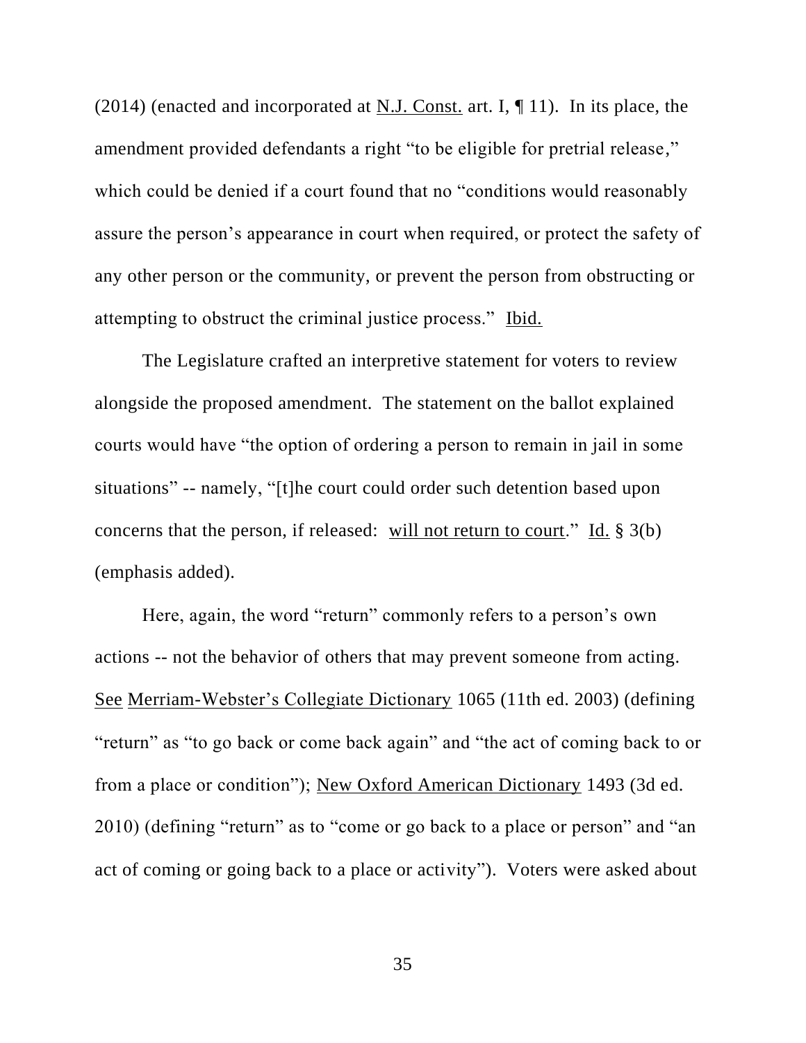(2014) (enacted and incorporated at N.J. Const. art. I, ¶ 11). In its place, the amendment provided defendants a right "to be eligible for pretrial release," which could be denied if a court found that no "conditions would reasonably assure the person's appearance in court when required, or protect the safety of any other person or the community, or prevent the person from obstructing or attempting to obstruct the criminal justice process." Ibid.

The Legislature crafted an interpretive statement for voters to review alongside the proposed amendment. The statement on the ballot explained courts would have "the option of ordering a person to remain in jail in some situations" -- namely, "[t]he court could order such detention based upon concerns that the person, if released: will not return to court." Id. § 3(b) (emphasis added).

Here, again, the word "return" commonly refers to a person's own actions -- not the behavior of others that may prevent someone from acting. See Merriam-Webster's Collegiate Dictionary 1065 (11th ed. 2003) (defining "return" as "to go back or come back again" and "the act of coming back to or from a place or condition"); New Oxford American Dictionary 1493 (3d ed. 2010) (defining "return" as to "come or go back to a place or person" and "an act of coming or going back to a place or activity"). Voters were asked about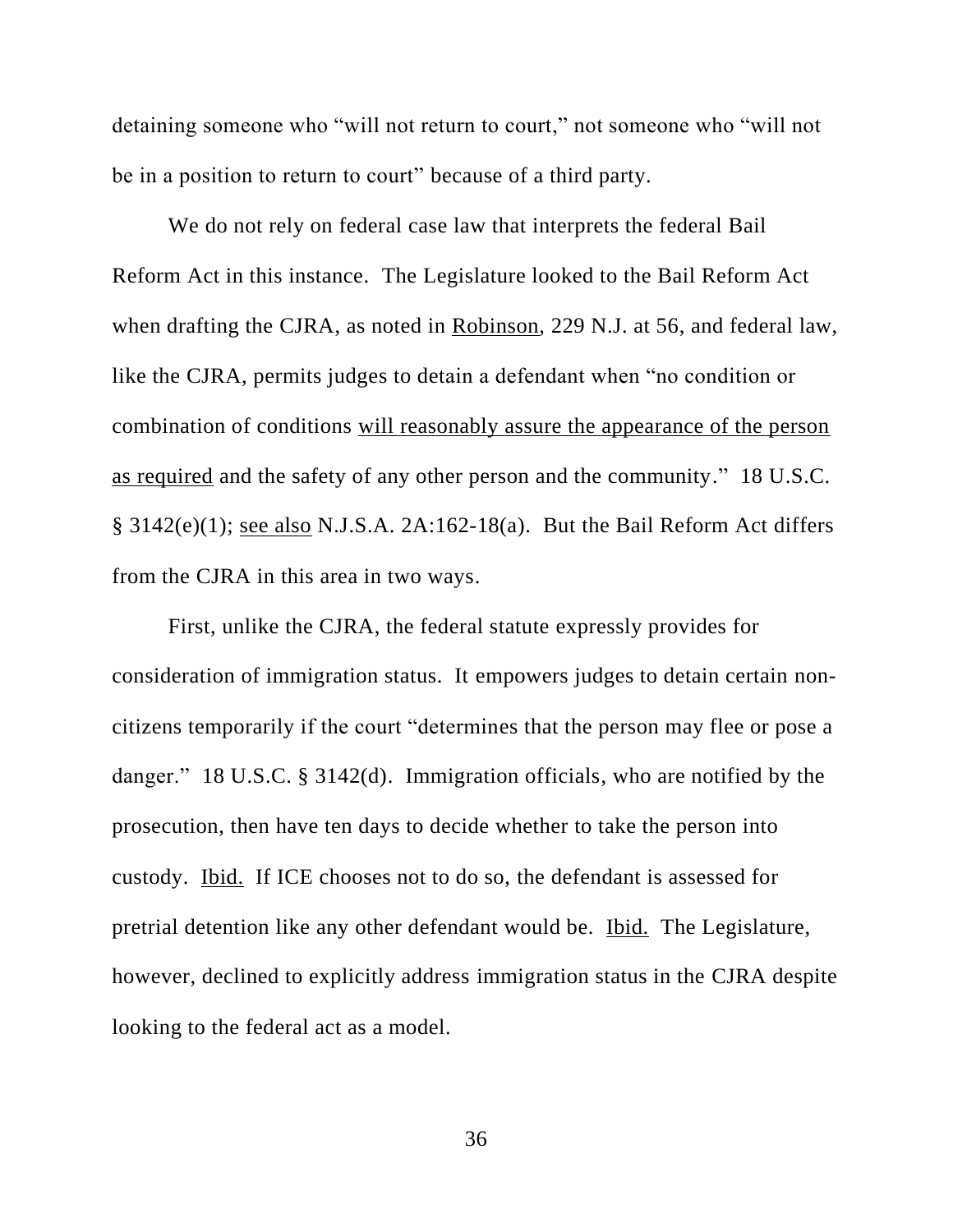detaining someone who "will not return to court," not someone who "will not be in a position to return to court" because of a third party.

We do not rely on federal case law that interprets the federal Bail Reform Act in this instance. The Legislature looked to the Bail Reform Act when drafting the CJRA, as noted in Robinson, 229 N.J. at 56, and federal law, like the CJRA, permits judges to detain a defendant when "no condition or combination of conditions will reasonably assure the appearance of the person as required and the safety of any other person and the community." 18 U.S.C. § 3142(e)(1); see also N.J.S.A. 2A:162-18(a). But the Bail Reform Act differs from the CJRA in this area in two ways.

First, unlike the CJRA, the federal statute expressly provides for consideration of immigration status. It empowers judges to detain certain non-citizens temporarily if the court "determines that the person may flee or pose a danger." 18 U.S.C. § 3142(d). Immigration officials, who are notified by the prosecution, then have ten days to decide whether to take the person into custody. Ibid. If ICE chooses not to do so, the defendant is assessed for pretrial detention like any other defendant would be. Ibid. The Legislature, however, declined to explicitly address immigration status in the CJRA despite looking to the federal act as a model.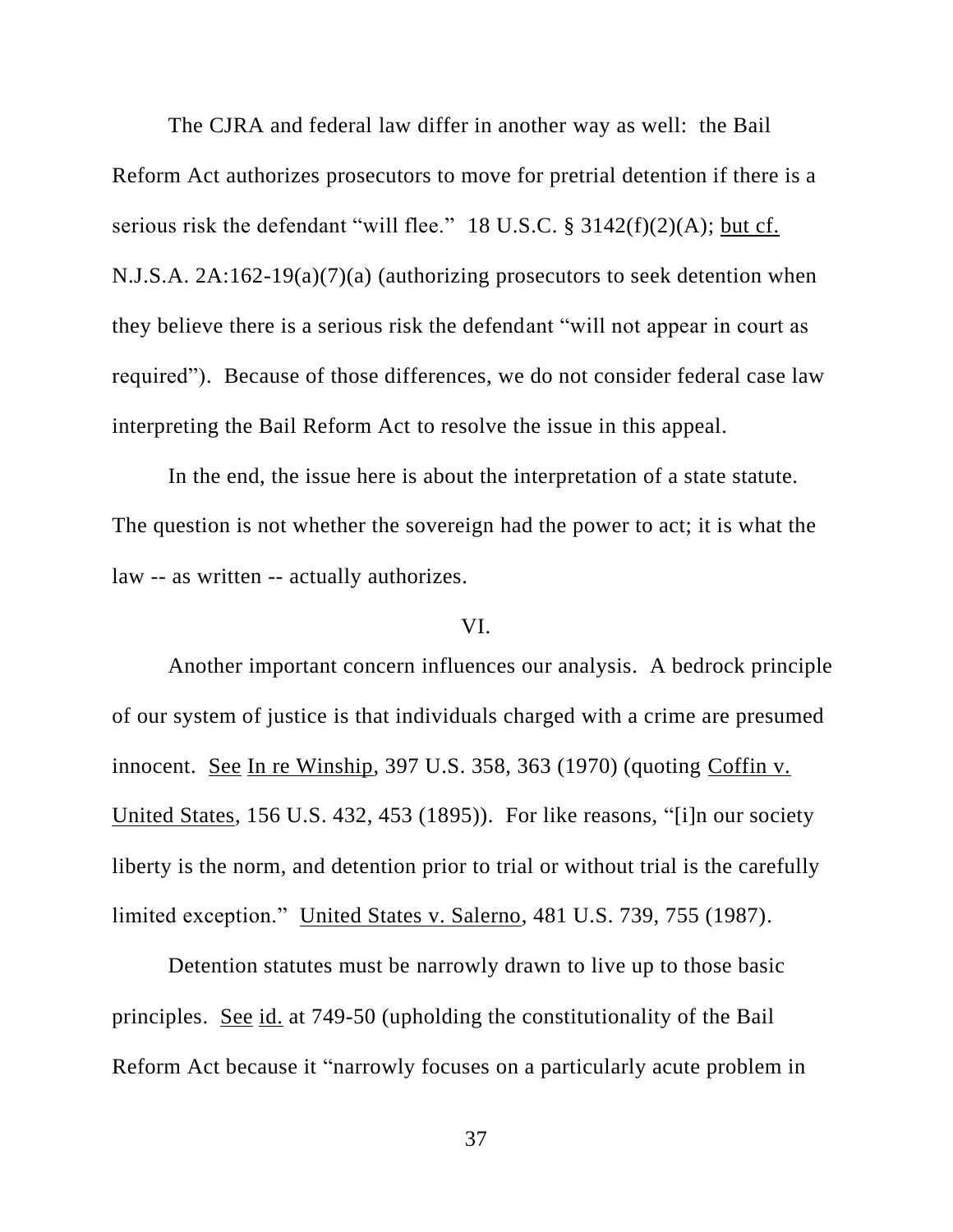The CJRA and federal law differ in another way as well: the Bail Reform Act authorizes prosecutors to move for pretrial detention if there is a serious risk the defendant "will flee." 18 U.S.C. § 3142(f)(2)(A); but cf. N.J.S.A. 2A:162-19(a)(7)(a) (authorizing prosecutors to seek detention when they believe there is a serious risk the defendant "will not appear in court as required"). Because of those differences, we do not consider federal case law interpreting the Bail Reform Act to resolve the issue in this appeal.

In the end, the issue here is about the interpretation of a state statute. The question is not whether the sovereign had the power to act; it is what the law -- as written -- actually authorizes.

## VI.

Another important concern influences our analysis. A bedrock principle of our system of justice is that individuals charged with a crime are presumed innocent. See In re Winship, 397 U.S. 358, 363 (1970) (quoting Coffin v. United States, 156 U.S. 432, 453 (1895)). For like reasons, "[i]n our society liberty is the norm, and detention prior to trial or without trial is the carefully limited exception." United States v. Salerno, 481 U.S. 739, 755 (1987).

Detention statutes must be narrowly drawn to live up to those basic principles. See id. at 749-50 (upholding the constitutionality of the Bail Reform Act because it "narrowly focuses on a particularly acute problem in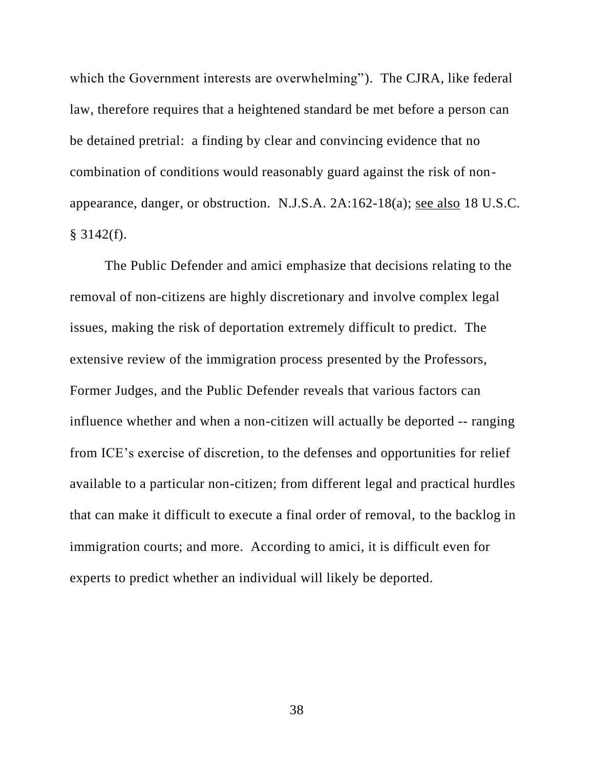which the Government interests are overwhelming"). The CJRA, like federal law, therefore requires that a heightened standard be met before a person can be detained pretrial: a finding by clear and convincing evidence that no combination of conditions would reasonably guard against the risk of non-appearance, danger, or obstruction. N.J.S.A. 2A:162-18(a); see also 18 U.S.C. § 3142(f).

The Public Defender and amici emphasize that decisions relating to the removal of non-citizens are highly discretionary and involve complex legal issues, making the risk of deportation extremely difficult to predict. The extensive review of the immigration process presented by the Professors, Former Judges, and the Public Defender reveals that various factors can influence whether and when a non-citizen will actually be deported -- ranging from ICE's exercise of discretion, to the defenses and opportunities for relief available to a particular non-citizen; from different legal and practical hurdles that can make it difficult to execute a final order of removal, to the backlog in immigration courts; and more. According to amici, it is difficult even for experts to predict whether an individual will likely be deported.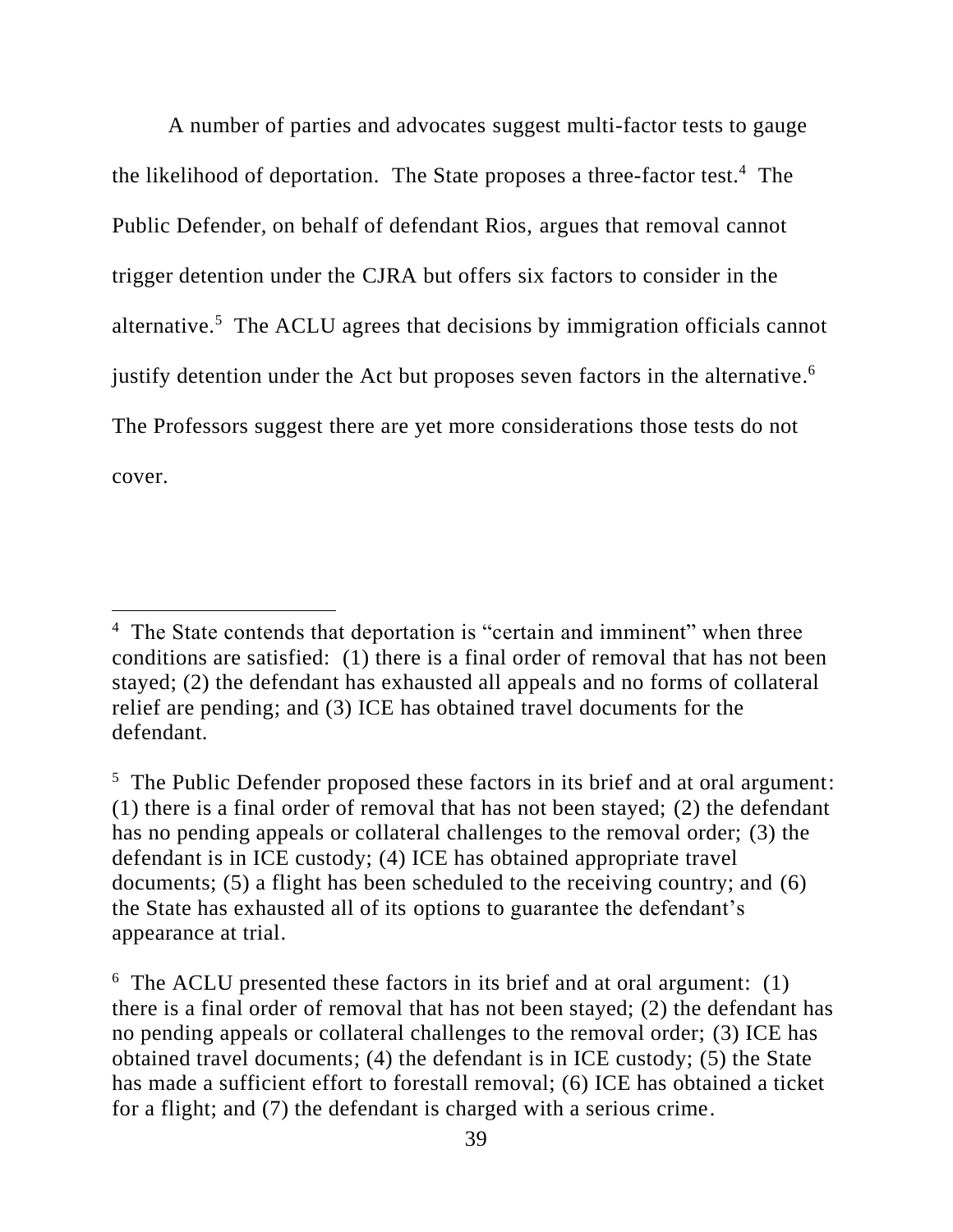A number of parties and advocates suggest multi-factor tests to gauge the likelihood of deportation. The State proposes a three-factor test.[4] The Public Defender, on behalf of defendant Rios, argues that removal cannot trigger detention under the CJRA but offers six factors to consider in the alternative.[5] The ACLU agrees that decisions by immigration officials cannot justify detention under the Act but proposes seven factors in the alternative.[6] The Professors suggest there are yet more considerations those tests do not cover.

---

[4] The State contends that deportation is "certain and imminent" when three conditions are satisfied: (1) there is a final order of removal that has not been stayed; (2) the defendant has exhausted all appeals and no forms of collateral relief are pending; and (3) ICE has obtained travel documents for the defendant.

[5] The Public Defender proposed these factors in its brief and at oral argument: (1) there is a final order of removal that has not been stayed; (2) the defendant has no pending appeals or collateral challenges to the removal order; (3) the defendant is in ICE custody; (4) ICE has obtained appropriate travel documents; (5) a flight has been scheduled to the receiving country; and (6) the State has exhausted all of its options to guarantee the defendant's appearance at trial.

[6] The ACLU presented these factors in its brief and at oral argument: (1) there is a final order of removal that has not been stayed; (2) the defendant has no pending appeals or collateral challenges to the removal order; (3) ICE has obtained travel documents; (4) the defendant is in ICE custody; (5) the State has made a sufficient effort to forestall removal; (6) ICE has obtained a ticket for a flight; and (7) the defendant is charged with a serious crime.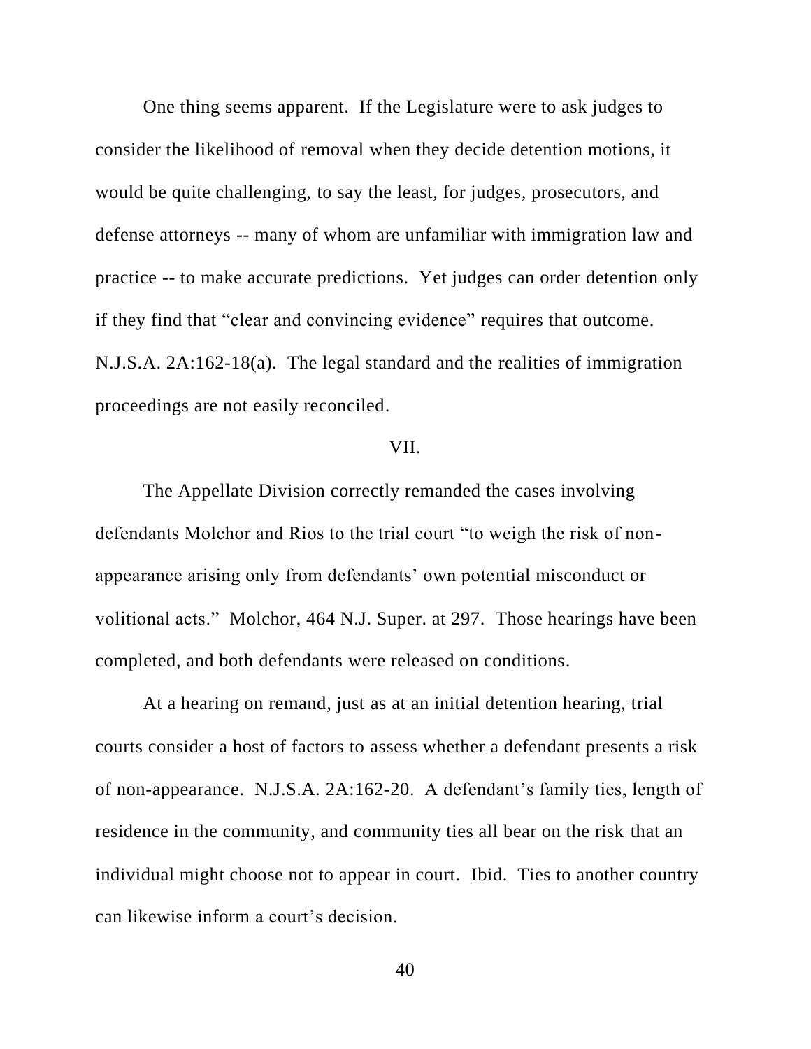One thing seems apparent. If the Legislature were to ask judges to consider the likelihood of removal when they decide detention motions, it would be quite challenging, to say the least, for judges, prosecutors, and defense attorneys -- many of whom are unfamiliar with immigration law and practice -- to make accurate predictions. Yet judges can order detention only if they find that "clear and convincing evidence" requires that outcome. N.J.S.A. 2A:162-18(a). The legal standard and the realities of immigration proceedings are not easily reconciled.

## VII.

The Appellate Division correctly remanded the cases involving defendants Molchor and Rios to the trial court "to weigh the risk of non-appearance arising only from defendants' own potential misconduct or volitional acts." Molchor, 464 N.J. Super. at 297. Those hearings have been completed, and both defendants were released on conditions.

At a hearing on remand, just as at an initial detention hearing, trial courts consider a host of factors to assess whether a defendant presents a risk of non-appearance. N.J.S.A. 2A:162-20. A defendant's family ties, length of residence in the community, and community ties all bear on the risk that an individual might choose not to appear in court. Ibid. Ties to another country can likewise inform a court's decision.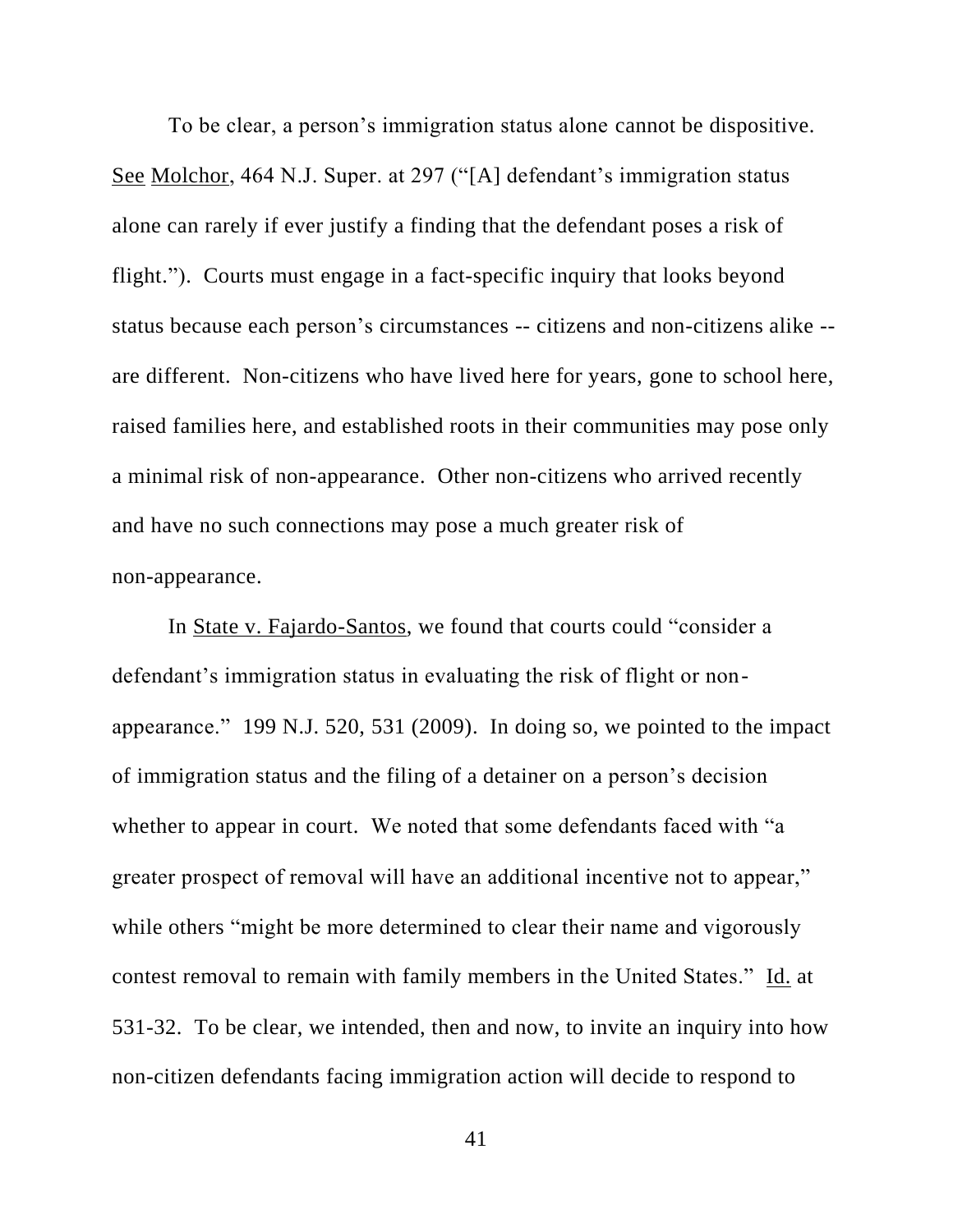To be clear, a person's immigration status alone cannot be dispositive. See Molchor, 464 N.J. Super. at 297 ("[A] defendant's immigration status alone can rarely if ever justify a finding that the defendant poses a risk of flight."). Courts must engage in a fact-specific inquiry that looks beyond status because each person's circumstances -- citizens and non-citizens alike -- are different. Non-citizens who have lived here for years, gone to school here, raised families here, and established roots in their communities may pose only a minimal risk of non-appearance. Other non-citizens who arrived recently and have no such connections may pose a much greater risk of non-appearance.

In State v. Fajardo-Santos, we found that courts could "consider a defendant's immigration status in evaluating the risk of flight or non-appearance." 199 N.J. 520, 531 (2009). In doing so, we pointed to the impact of immigration status and the filing of a detainer on a person's decision whether to appear in court. We noted that some defendants faced with "a greater prospect of removal will have an additional incentive not to appear," while others "might be more determined to clear their name and vigorously contest removal to remain with family members in the United States." Id. at 531-32. To be clear, we intended, then and now, to invite an inquiry into how non-citizen defendants facing immigration action will decide to respond to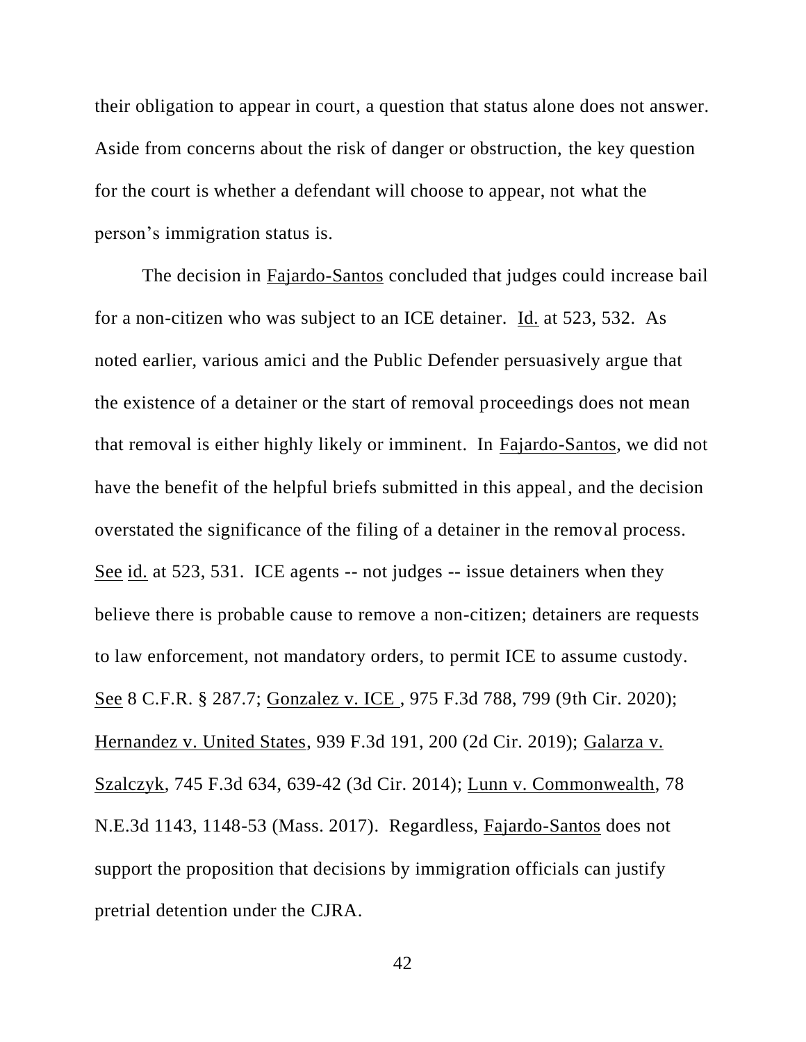their obligation to appear in court, a question that status alone does not answer. Aside from concerns about the risk of danger or obstruction, the key question for the court is whether a defendant will choose to appear, not what the person's immigration status is.

The decision in Fajardo-Santos concluded that judges could increase bail for a non-citizen who was subject to an ICE detainer. Id. at 523, 532. As noted earlier, various amici and the Public Defender persuasively argue that the existence of a detainer or the start of removal proceedings does not mean that removal is either highly likely or imminent. In Fajardo-Santos, we did not have the benefit of the helpful briefs submitted in this appeal, and the decision overstated the significance of the filing of a detainer in the removal process. See id. at 523, 531. ICE agents -- not judges -- issue detainers when they believe there is probable cause to remove a non-citizen; detainers are requests to law enforcement, not mandatory orders, to permit ICE to assume custody. See 8 C.F.R. § 287.7; Gonzalez v. ICE, 975 F.3d 788, 799 (9th Cir. 2020); Hernandez v. United States, 939 F.3d 191, 200 (2d Cir. 2019); Galarza v. Szalczyk, 745 F.3d 634, 639-42 (3d Cir. 2014); Lunn v. Commonwealth, 78 N.E.3d 1143, 1148-53 (Mass. 2017). Regardless, Fajardo-Santos does not support the proposition that decisions by immigration officials can justify pretrial detention under the CJRA.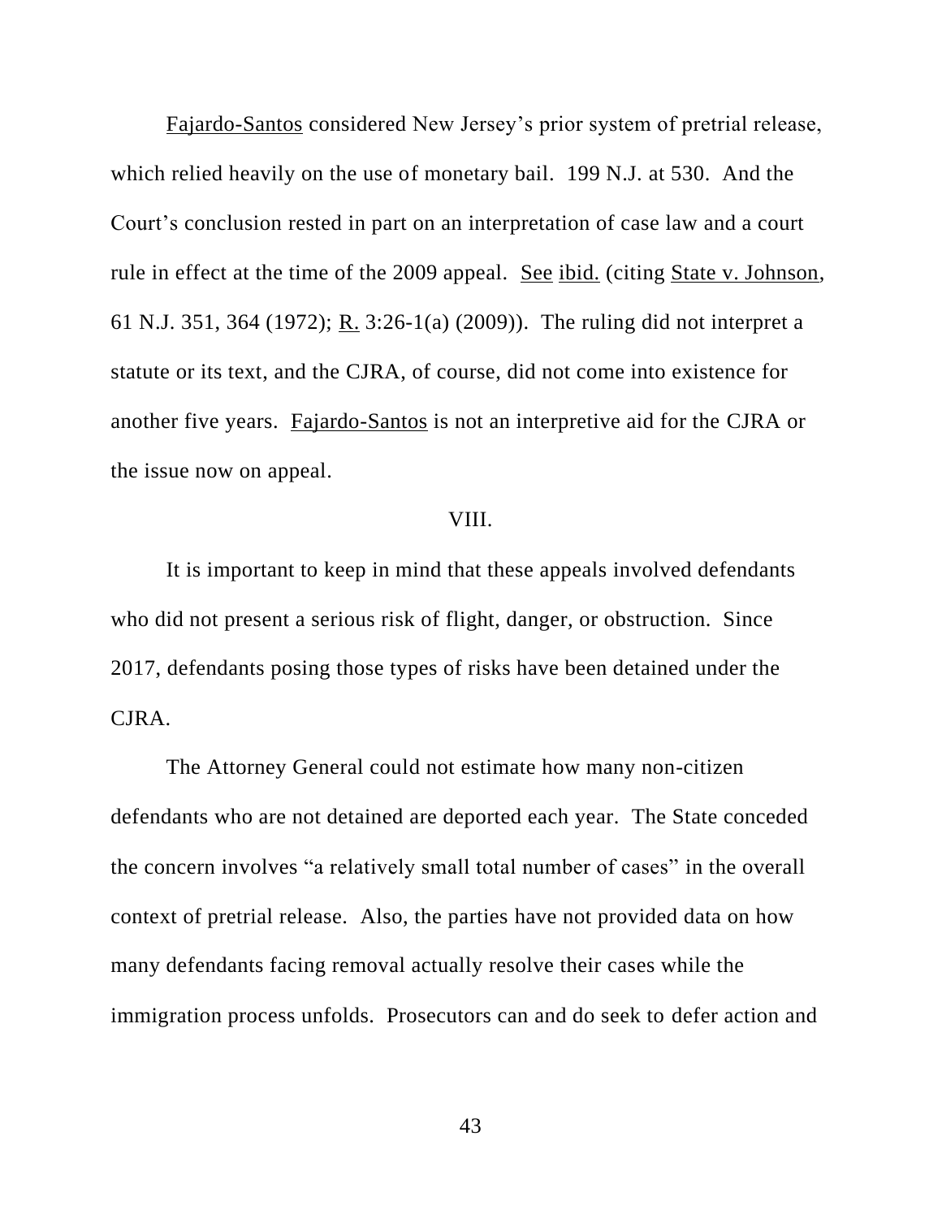Fajardo-Santos considered New Jersey's prior system of pretrial release, which relied heavily on the use of monetary bail. 199 N.J. at 530. And the Court's conclusion rested in part on an interpretation of case law and a court rule in effect at the time of the 2009 appeal. See ibid. (citing State v. Johnson, 61 N.J. 351, 364 (1972); R. 3:26-1(a) (2009)). The ruling did not interpret a statute or its text, and the CJRA, of course, did not come into existence for another five years. Fajardo-Santos is not an interpretive aid for the CJRA or the issue now on appeal.

VIII.

It is important to keep in mind that these appeals involved defendants who did not present a serious risk of flight, danger, or obstruction. Since 2017, defendants posing those types of risks have been detained under the CJRA.

The Attorney General could not estimate how many non-citizen defendants who are not detained are deported each year. The State conceded the concern involves "a relatively small total number of cases" in the overall context of pretrial release. Also, the parties have not provided data on how many defendants facing removal actually resolve their cases while the immigration process unfolds. Prosecutors can and do seek to defer action and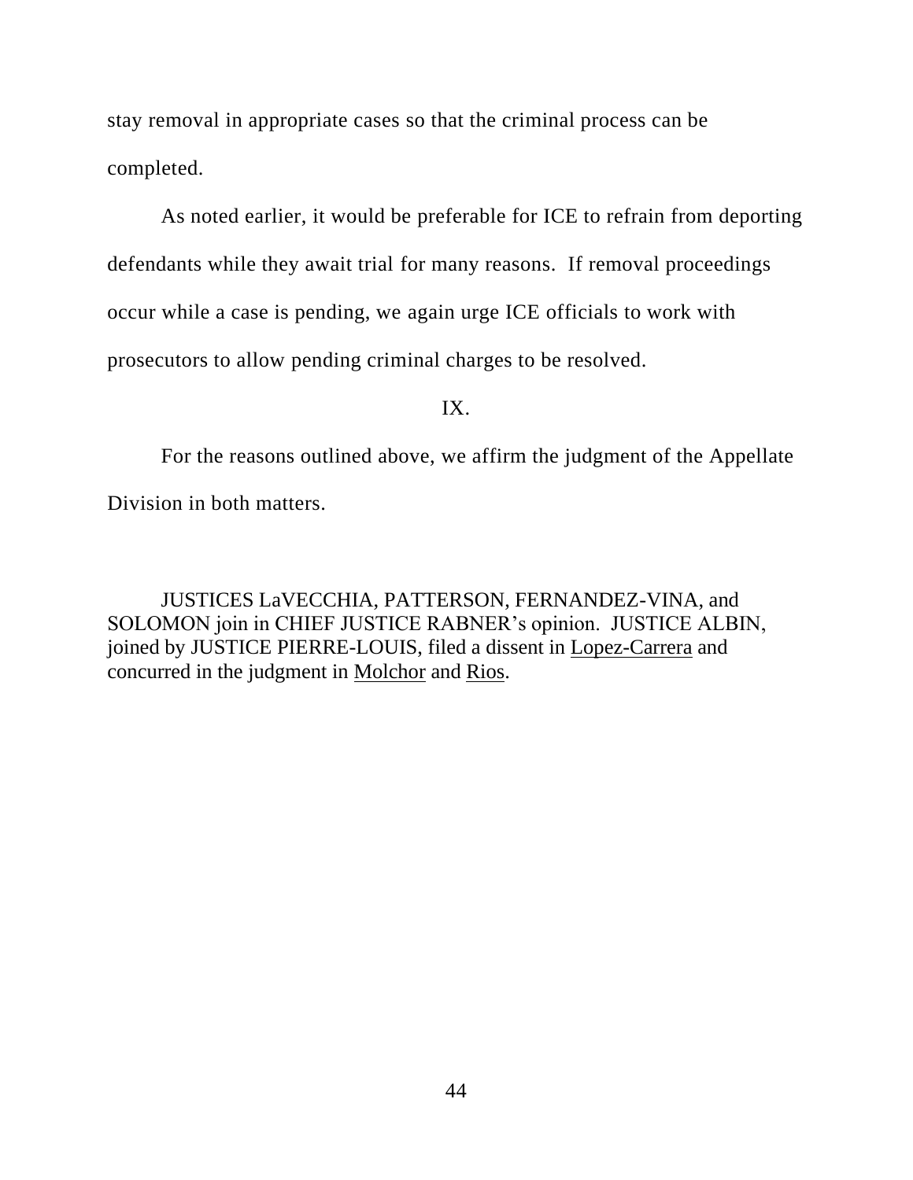stay removal in appropriate cases so that the criminal process can be completed.

As noted earlier, it would be preferable for ICE to refrain from deporting defendants while they await trial for many reasons. If removal proceedings occur while a case is pending, we again urge ICE officials to work with prosecutors to allow pending criminal charges to be resolved.

IX.

For the reasons outlined above, we affirm the judgment of the Appellate Division in both matters.

JUSTICES LaVECCHIA, PATTERSON, FERNANDEZ-VINA, and SOLOMON join in CHIEF JUSTICE RABNER's opinion. JUSTICE ALBIN, joined by JUSTICE PIERRE-LOUIS, filed a dissent in Lopez-Carrera and concurred in the judgment in Molchor and Rios.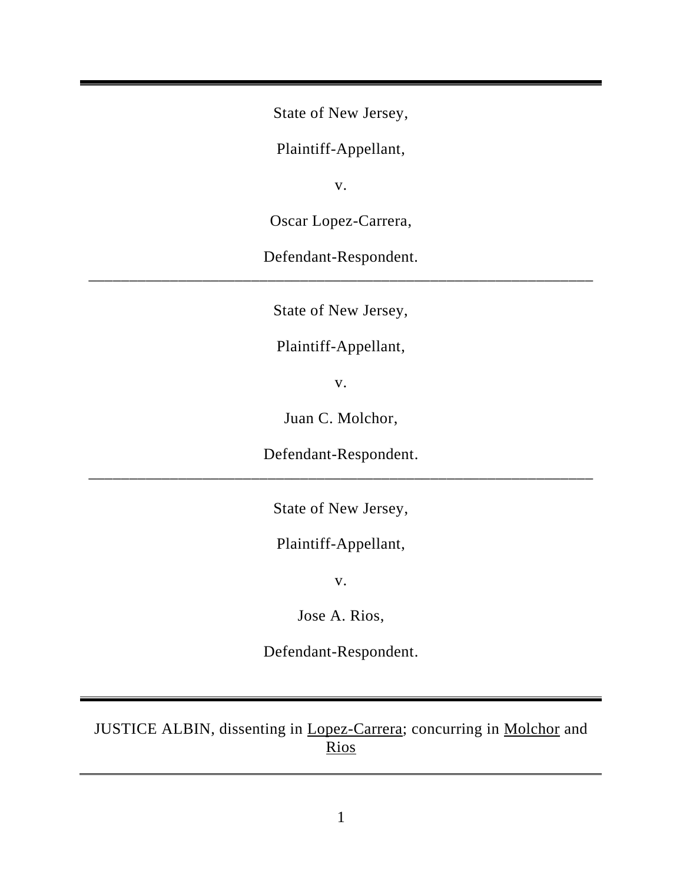State of New Jersey,

Plaintiff-Appellant,

v.

Oscar Lopez-Carrera,

Defendant-Respondent.

---

State of New Jersey,

Plaintiff-Appellant,

v.

Juan C. Molchor,

Defendant-Respondent.

---

State of New Jersey,

Plaintiff-Appellant,

v.

Jose A. Rios,

Defendant-Respondent.

---

JUSTICE ALBIN, dissenting in Lopez-Carrera; concurring in Molchor and Rios

---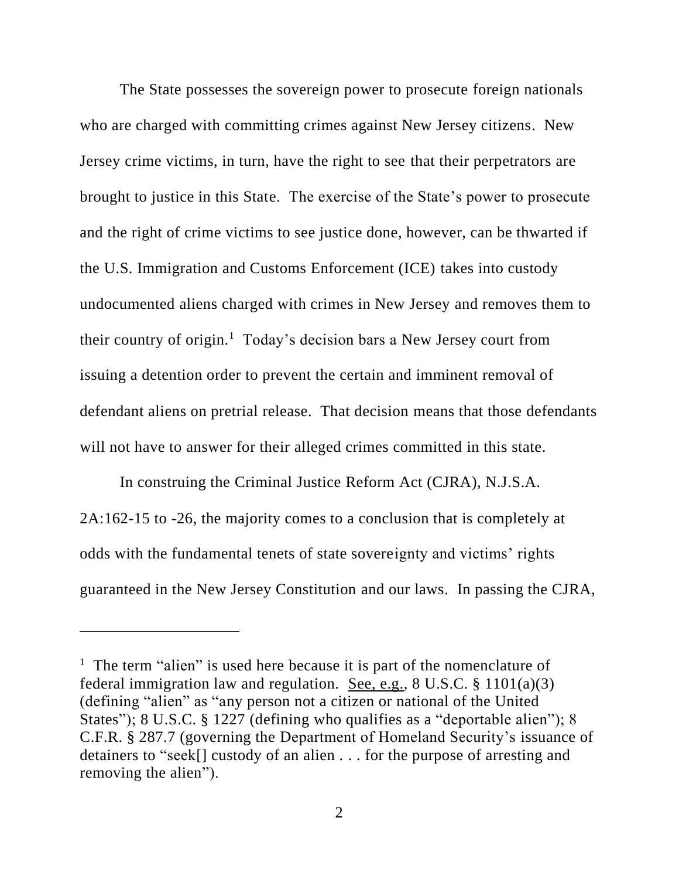The State possesses the sovereign power to prosecute foreign nationals who are charged with committing crimes against New Jersey citizens. New Jersey crime victims, in turn, have the right to see that their perpetrators are brought to justice in this State. The exercise of the State's power to prosecute and the right of crime victims to see justice done, however, can be thwarted if the U.S. Immigration and Customs Enforcement (ICE) takes into custody undocumented aliens charged with crimes in New Jersey and removes them to their country of origin.[1] Today's decision bars a New Jersey court from issuing a detention order to prevent the certain and imminent removal of defendant aliens on pretrial release. That decision means that those defendants will not have to answer for their alleged crimes committed in this state.

In construing the Criminal Justice Reform Act (CJRA), N.J.S.A. 2A:162-15 to -26, the majority comes to a conclusion that is completely at odds with the fundamental tenets of state sovereignty and victims' rights guaranteed in the New Jersey Constitution and our laws. In passing the CJRA,

---

[1] The term "alien" is used here because it is part of the nomenclature of federal immigration law and regulation. See, e.g., 8 U.S.C. § 1101(a)(3) (defining "alien" as "any person not a citizen or national of the United States"); 8 U.S.C. § 1227 (defining who qualifies as a "deportable alien"); 8 C.F.R. § 287.7 (governing the Department of Homeland Security's issuance of detainers to "seek[] custody of an alien . . . for the purpose of arresting and removing the alien").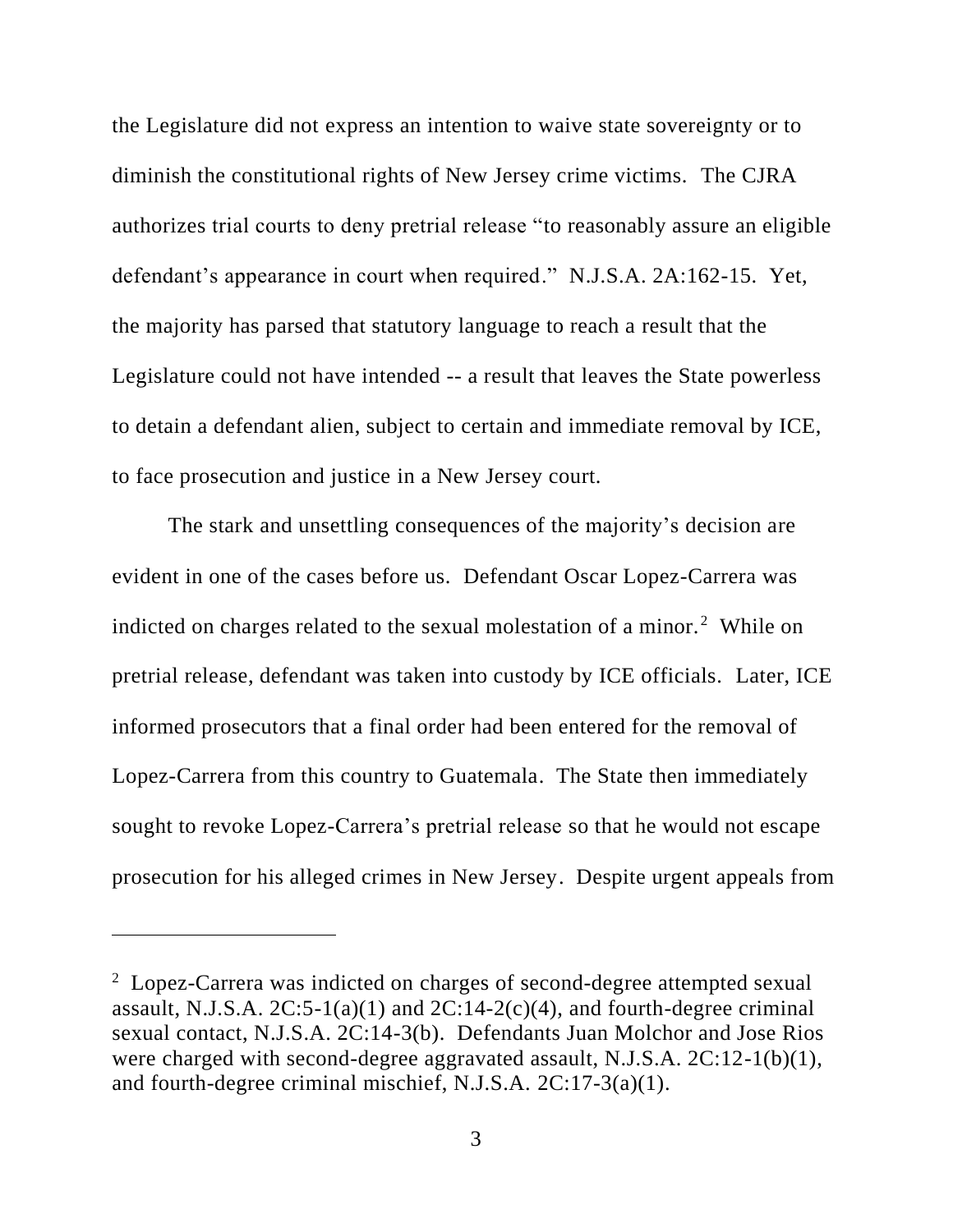the Legislature did not express an intention to waive state sovereignty or to diminish the constitutional rights of New Jersey crime victims. The CJRA authorizes trial courts to deny pretrial release "to reasonably assure an eligible defendant's appearance in court when required." N.J.S.A. 2A:162-15. Yet, the majority has parsed that statutory language to reach a result that the Legislature could not have intended -- a result that leaves the State powerless to detain a defendant alien, subject to certain and immediate removal by ICE, to face prosecution and justice in a New Jersey court.

The stark and unsettling consequences of the majority's decision are evident in one of the cases before us. Defendant Oscar Lopez-Carrera was indicted on charges related to the sexual molestation of a minor.[2] While on pretrial release, defendant was taken into custody by ICE officials. Later, ICE informed prosecutors that a final order had been entered for the removal of Lopez-Carrera from this country to Guatemala. The State then immediately sought to revoke Lopez-Carrera's pretrial release so that he would not escape prosecution for his alleged crimes in New Jersey. Despite urgent appeals from

---

[2] Lopez-Carrera was indicted on charges of second-degree attempted sexual assault, N.J.S.A. 2C:5-1(a)(1) and 2C:14-2(c)(4), and fourth-degree criminal sexual contact, N.J.S.A. 2C:14-3(b). Defendants Juan Molchor and Jose Rios were charged with second-degree aggravated assault, N.J.S.A. 2C:12-1(b)(1), and fourth-degree criminal mischief, N.J.S.A. 2C:17-3(a)(1).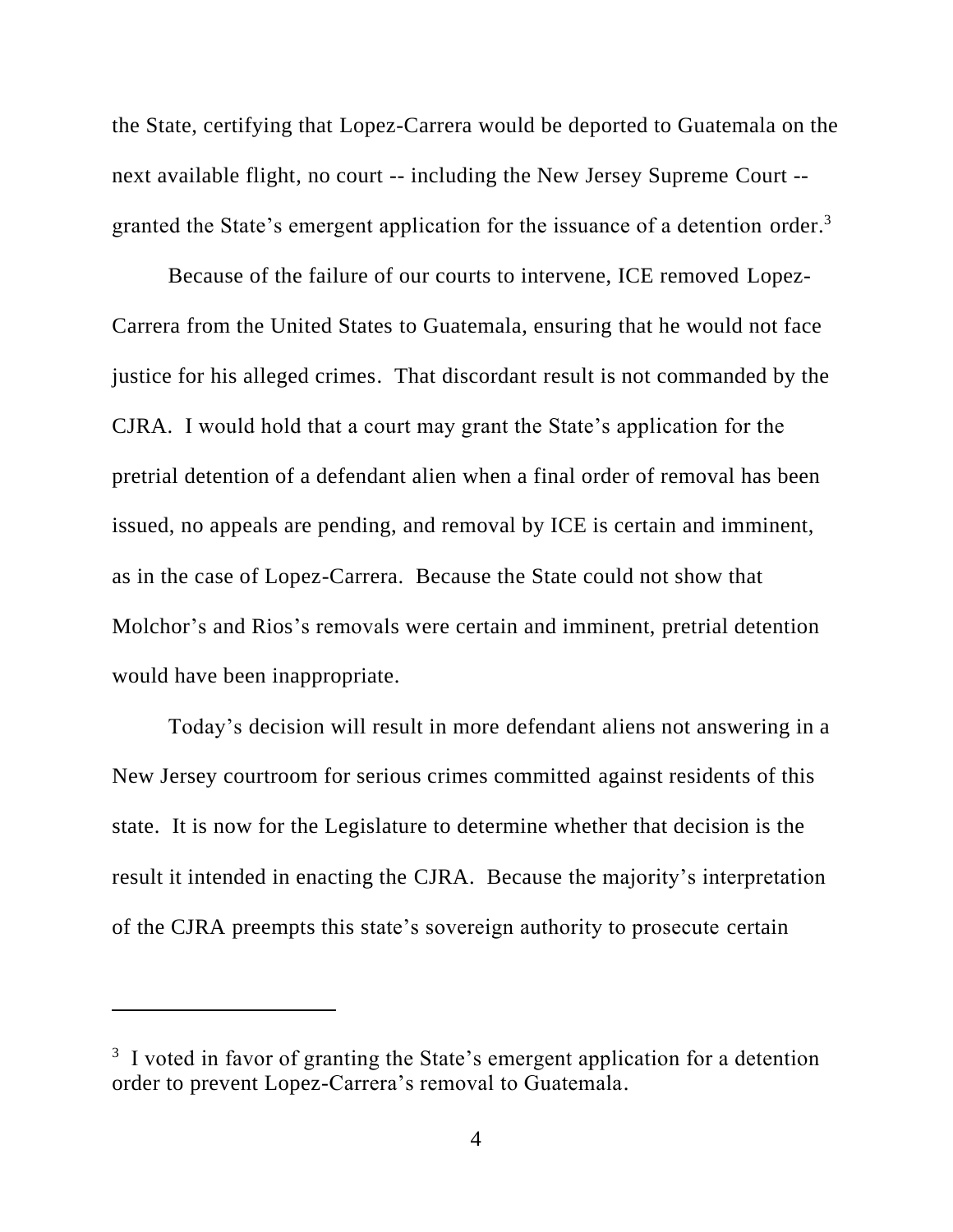the State, certifying that Lopez-Carrera would be deported to Guatemala on the next available flight, no court -- including the New Jersey Supreme Court -- granted the State's emergent application for the issuance of a detention order.[3]

Because of the failure of our courts to intervene, ICE removed Lopez-Carrera from the United States to Guatemala, ensuring that he would not face justice for his alleged crimes. That discordant result is not commanded by the CJRA. I would hold that a court may grant the State's application for the pretrial detention of a defendant alien when a final order of removal has been issued, no appeals are pending, and removal by ICE is certain and imminent, as in the case of Lopez-Carrera. Because the State could not show that Molchor's and Rios's removals were certain and imminent, pretrial detention would have been inappropriate.

Today's decision will result in more defendant aliens not answering in a New Jersey courtroom for serious crimes committed against residents of this state. It is now for the Legislature to determine whether that decision is the result it intended in enacting the CJRA. Because the majority's interpretation of the CJRA preempts this state's sovereign authority to prosecute certain

---

[3] I voted in favor of granting the State's emergent application for a detention order to prevent Lopez-Carrera's removal to Guatemala.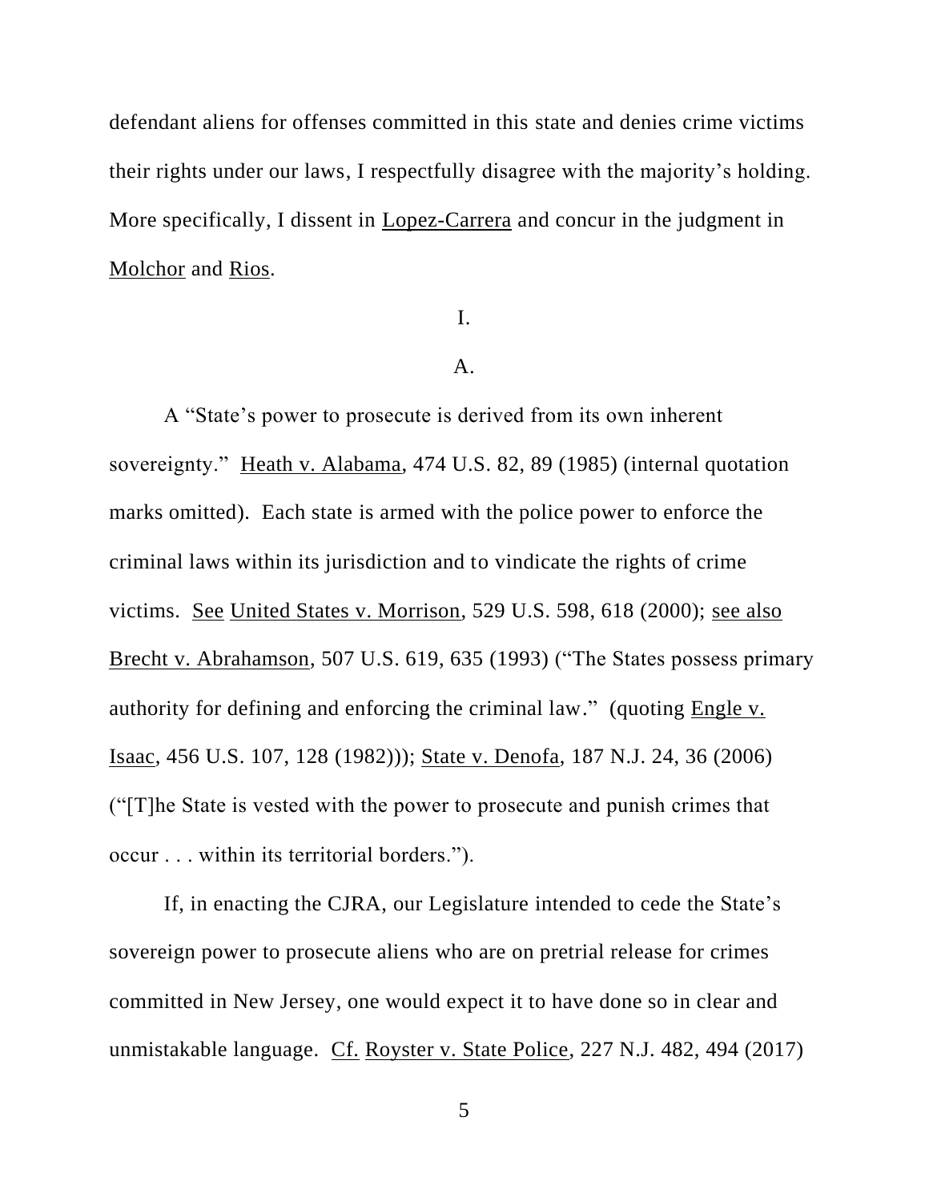defendant aliens for offenses committed in this state and denies crime victims their rights under our laws, I respectfully disagree with the majority's holding. More specifically, I dissent in Lopez-Carrera and concur in the judgment in Molchor and Rios.

I.

A.

A "State's power to prosecute is derived from its own inherent sovereignty." Heath v. Alabama, 474 U.S. 82, 89 (1985) (internal quotation marks omitted). Each state is armed with the police power to enforce the criminal laws within its jurisdiction and to vindicate the rights of crime victims. See United States v. Morrison, 529 U.S. 598, 618 (2000); see also Brecht v. Abrahamson, 507 U.S. 619, 635 (1993) ("The States possess primary authority for defining and enforcing the criminal law." (quoting Engle v. Isaac, 456 U.S. 107, 128 (1982))); State v. Denofa, 187 N.J. 24, 36 (2006) ("[T]he State is vested with the power to prosecute and punish crimes that occur . . . within its territorial borders.").

If, in enacting the CJRA, our Legislature intended to cede the State's sovereign power to prosecute aliens who are on pretrial release for crimes committed in New Jersey, one would expect it to have done so in clear and unmistakable language. Cf. Royster v. State Police, 227 N.J. 482, 494 (2017)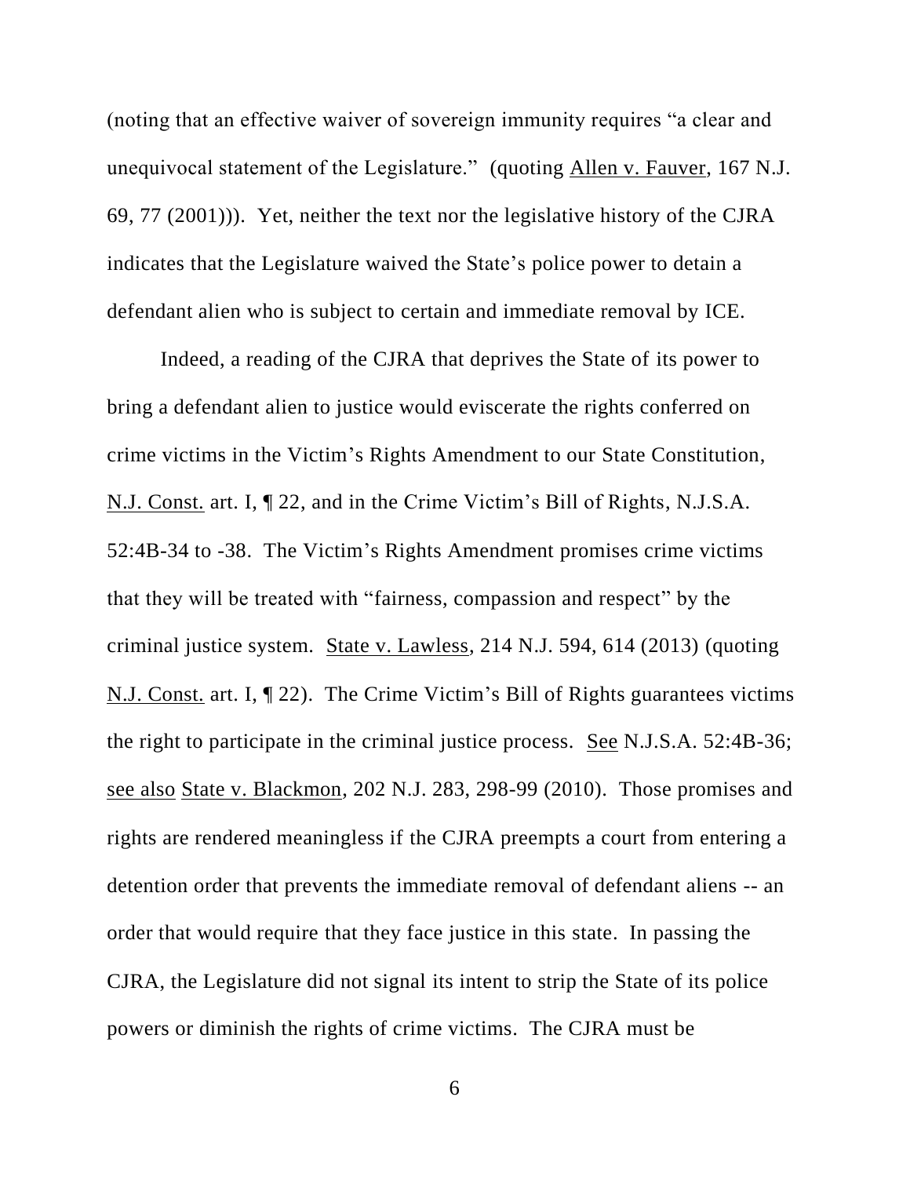(noting that an effective waiver of sovereign immunity requires "a clear and unequivocal statement of the Legislature." (quoting Allen v. Fauver, 167 N.J. 69, 77 (2001))). Yet, neither the text nor the legislative history of the CJRA indicates that the Legislature waived the State's police power to detain a defendant alien who is subject to certain and immediate removal by ICE.

Indeed, a reading of the CJRA that deprives the State of its power to bring a defendant alien to justice would eviscerate the rights conferred on crime victims in the Victim's Rights Amendment to our State Constitution, N.J. Const. art. I, ¶ 22, and in the Crime Victim's Bill of Rights, N.J.S.A. 52:4B-34 to -38. The Victim's Rights Amendment promises crime victims that they will be treated with "fairness, compassion and respect" by the criminal justice system. State v. Lawless, 214 N.J. 594, 614 (2013) (quoting N.J. Const. art. I, ¶ 22). The Crime Victim's Bill of Rights guarantees victims the right to participate in the criminal justice process. See N.J.S.A. 52:4B-36; see also State v. Blackmon, 202 N.J. 283, 298-99 (2010). Those promises and rights are rendered meaningless if the CJRA preempts a court from entering a detention order that prevents the immediate removal of defendant aliens -- an order that would require that they face justice in this state. In passing the CJRA, the Legislature did not signal its intent to strip the State of its police powers or diminish the rights of crime victims. The CJRA must be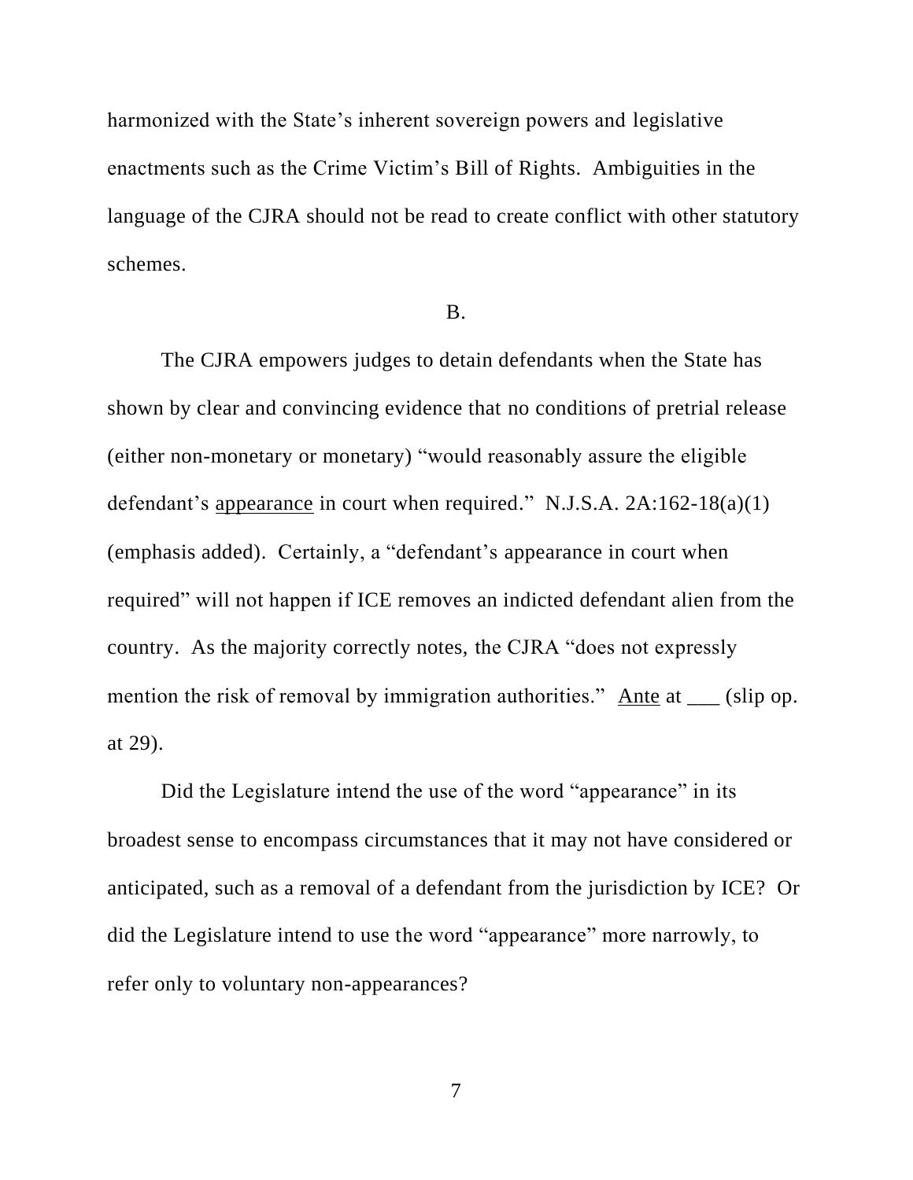harmonized with the State's inherent sovereign powers and legislative enactments such as the Crime Victim's Bill of Rights. Ambiguities in the language of the CJRA should not be read to create conflict with other statutory schemes.

B.

The CJRA empowers judges to detain defendants when the State has shown by clear and convincing evidence that no conditions of pretrial release (either non-monetary or monetary) "would reasonably assure the eligible defendant's <u>appearance</u> in court when required." N.J.S.A. 2A:162-18(a)(1) (emphasis added). Certainly, a "defendant's appearance in court when required" will not happen if ICE removes an indicted defendant alien from the country. As the majority correctly notes, the CJRA "does not expressly mention the risk of removal by immigration authorities." <u>Ante</u> at ___ (slip op. at 29).

Did the Legislature intend the use of the word "appearance" in its broadest sense to encompass circumstances that it may not have considered or anticipated, such as a removal of a defendant from the jurisdiction by ICE? Or did the Legislature intend to use the word "appearance" more narrowly, to refer only to voluntary non-appearances?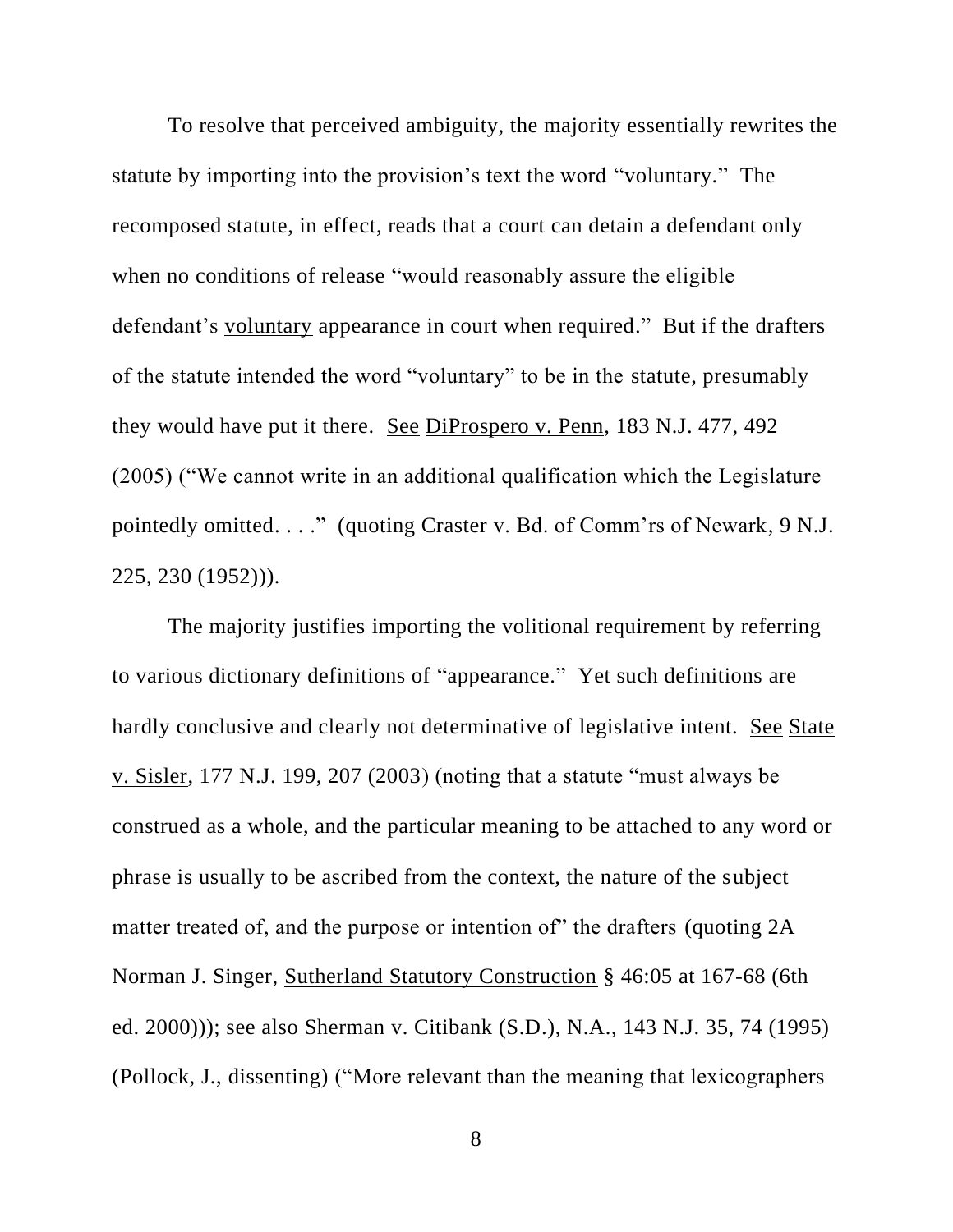To resolve that perceived ambiguity, the majority essentially rewrites the statute by importing into the provision's text the word "voluntary." The recomposed statute, in effect, reads that a court can detain a defendant only when no conditions of release "would reasonably assure the eligible defendant's voluntary appearance in court when required." But if the drafters of the statute intended the word "voluntary" to be in the statute, presumably they would have put it there. See DiProspero v. Penn, 183 N.J. 477, 492 (2005) ("We cannot write in an additional qualification which the Legislature pointedly omitted. . . ." (quoting Craster v. Bd. of Comm'rs of Newark, 9 N.J. 225, 230 (1952))).

The majority justifies importing the volitional requirement by referring to various dictionary definitions of "appearance." Yet such definitions are hardly conclusive and clearly not determinative of legislative intent. See State v. Sisler, 177 N.J. 199, 207 (2003) (noting that a statute "must always be construed as a whole, and the particular meaning to be attached to any word or phrase is usually to be ascribed from the context, the nature of the subject matter treated of, and the purpose or intention of" the drafters (quoting 2A Norman J. Singer, Sutherland Statutory Construction § 46:05 at 167-68 (6th ed. 2000))); see also Sherman v. Citibank (S.D.), N.A., 143 N.J. 35, 74 (1995) (Pollock, J., dissenting) ("More relevant than the meaning that lexicographers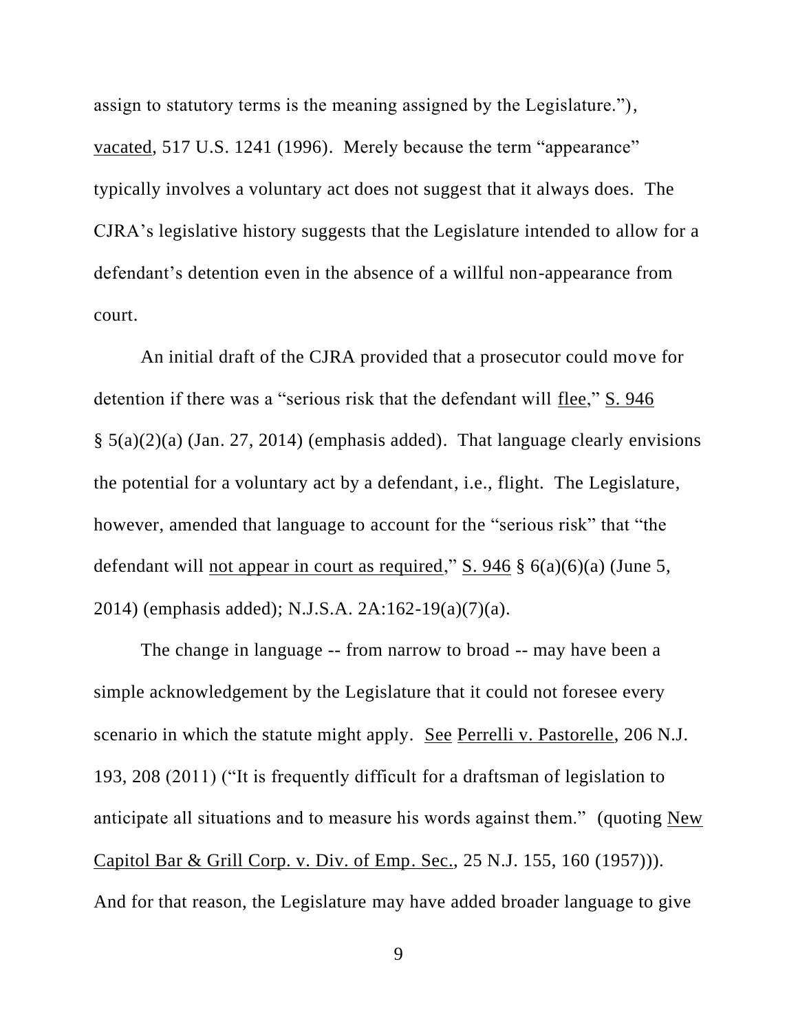assign to statutory terms is the meaning assigned by the Legislature."), vacated, 517 U.S. 1241 (1996). Merely because the term "appearance" typically involves a voluntary act does not suggest that it always does. The CJRA's legislative history suggests that the Legislature intended to allow for a defendant's detention even in the absence of a willful non-appearance from court.

An initial draft of the CJRA provided that a prosecutor could move for detention if there was a "serious risk that the defendant will flee," S. 946 § 5(a)(2)(a) (Jan. 27, 2014) (emphasis added). That language clearly envisions the potential for a voluntary act by a defendant, i.e., flight. The Legislature, however, amended that language to account for the "serious risk" that "the defendant will not appear in court as required," S. 946 § 6(a)(6)(a) (June 5, 2014) (emphasis added); N.J.S.A. 2A:162-19(a)(7)(a).

The change in language -- from narrow to broad -- may have been a simple acknowledgement by the Legislature that it could not foresee every scenario in which the statute might apply. See Perrelli v. Pastorelle, 206 N.J. 193, 208 (2011) ("It is frequently difficult for a draftsman of legislation to anticipate all situations and to measure his words against them." (quoting New Capitol Bar & Grill Corp. v. Div. of Emp. Sec., 25 N.J. 155, 160 (1957))). And for that reason, the Legislature may have added broader language to give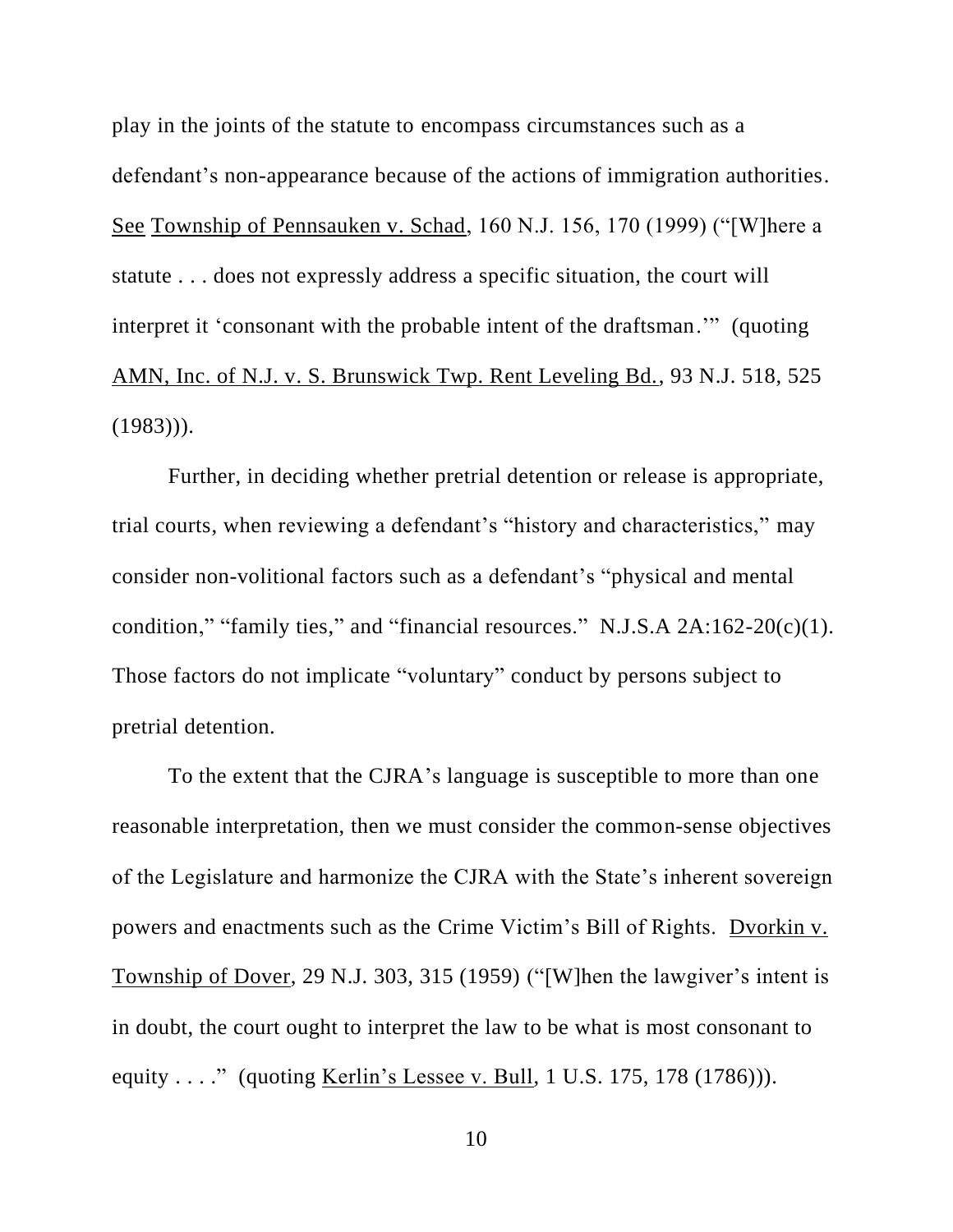play in the joints of the statute to encompass circumstances such as a defendant's non-appearance because of the actions of immigration authorities. See Township of Pennsauken v. Schad, 160 N.J. 156, 170 (1999) ("[W]here a statute . . . does not expressly address a specific situation, the court will interpret it 'consonant with the probable intent of the draftsman.'" (quoting AMN, Inc. of N.J. v. S. Brunswick Twp. Rent Leveling Bd., 93 N.J. 518, 525 (1983))).

Further, in deciding whether pretrial detention or release is appropriate, trial courts, when reviewing a defendant's "history and characteristics," may consider non-volitional factors such as a defendant's "physical and mental condition," "family ties," and "financial resources." N.J.S.A 2A:162-20(c)(1). Those factors do not implicate "voluntary" conduct by persons subject to pretrial detention.

To the extent that the CJRA's language is susceptible to more than one reasonable interpretation, then we must consider the common-sense objectives of the Legislature and harmonize the CJRA with the State's inherent sovereign powers and enactments such as the Crime Victim's Bill of Rights. Dvorkin v. Township of Dover, 29 N.J. 303, 315 (1959) ("[W]hen the lawgiver's intent is in doubt, the court ought to interpret the law to be what is most consonant to equity . . . ." (quoting Kerlin's Lessee v. Bull, 1 U.S. 175, 178 (1786))).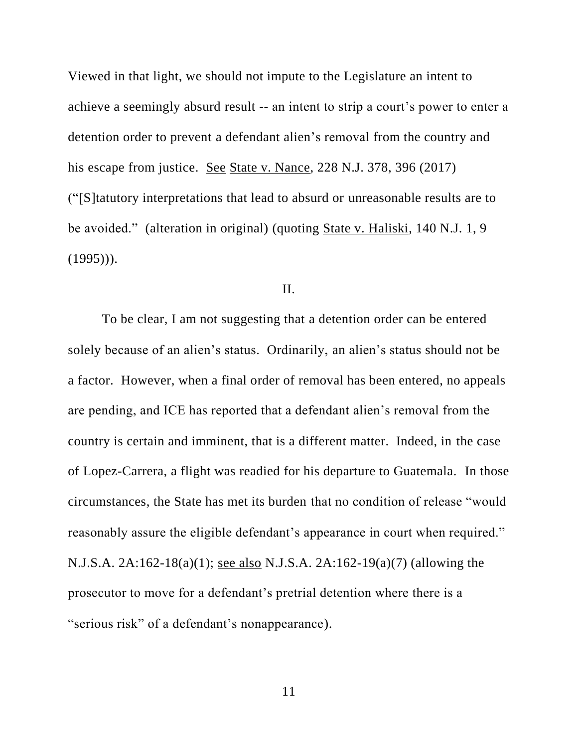Viewed in that light, we should not impute to the Legislature an intent to achieve a seemingly absurd result -- an intent to strip a court's power to enter a detention order to prevent a defendant alien's removal from the country and his escape from justice. See State v. Nance, 228 N.J. 378, 396 (2017) ("[S]tatutory interpretations that lead to absurd or unreasonable results are to be avoided." (alteration in original) (quoting State v. Haliski, 140 N.J. 1, 9 (1995))).

## II.

To be clear, I am not suggesting that a detention order can be entered solely because of an alien's status. Ordinarily, an alien's status should not be a factor. However, when a final order of removal has been entered, no appeals are pending, and ICE has reported that a defendant alien's removal from the country is certain and imminent, that is a different matter. Indeed, in the case of Lopez-Carrera, a flight was readied for his departure to Guatemala. In those circumstances, the State has met its burden that no condition of release "would reasonably assure the eligible defendant's appearance in court when required." N.J.S.A. 2A:162-18(a)(1); see also N.J.S.A. 2A:162-19(a)(7) (allowing the prosecutor to move for a defendant's pretrial detention where there is a "serious risk" of a defendant's nonappearance).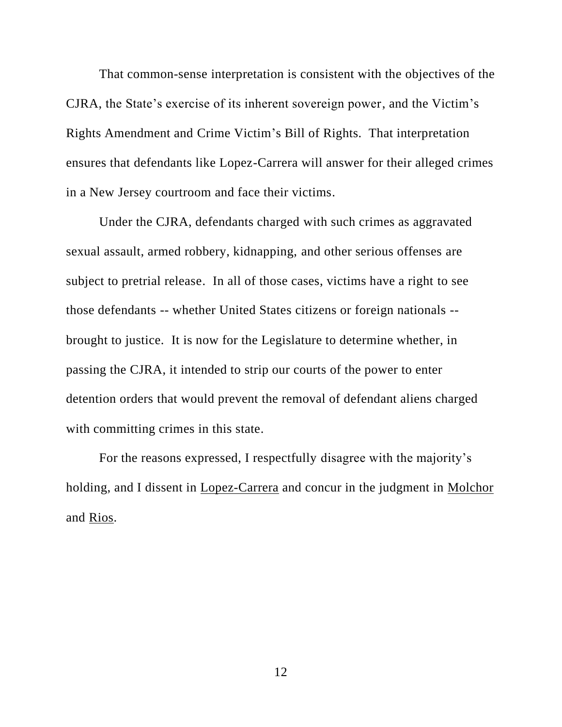That common-sense interpretation is consistent with the objectives of the CJRA, the State's exercise of its inherent sovereign power, and the Victim's Rights Amendment and Crime Victim's Bill of Rights. That interpretation ensures that defendants like Lopez-Carrera will answer for their alleged crimes in a New Jersey courtroom and face their victims.

Under the CJRA, defendants charged with such crimes as aggravated sexual assault, armed robbery, kidnapping, and other serious offenses are subject to pretrial release. In all of those cases, victims have a right to see those defendants -- whether United States citizens or foreign nationals -- brought to justice. It is now for the Legislature to determine whether, in passing the CJRA, it intended to strip our courts of the power to enter detention orders that would prevent the removal of defendant aliens charged with committing crimes in this state.

For the reasons expressed, I respectfully disagree with the majority's holding, and I dissent in <u>Lopez-Carrera</u> and concur in the judgment in <u>Molchor</u> and <u>Rios</u>.